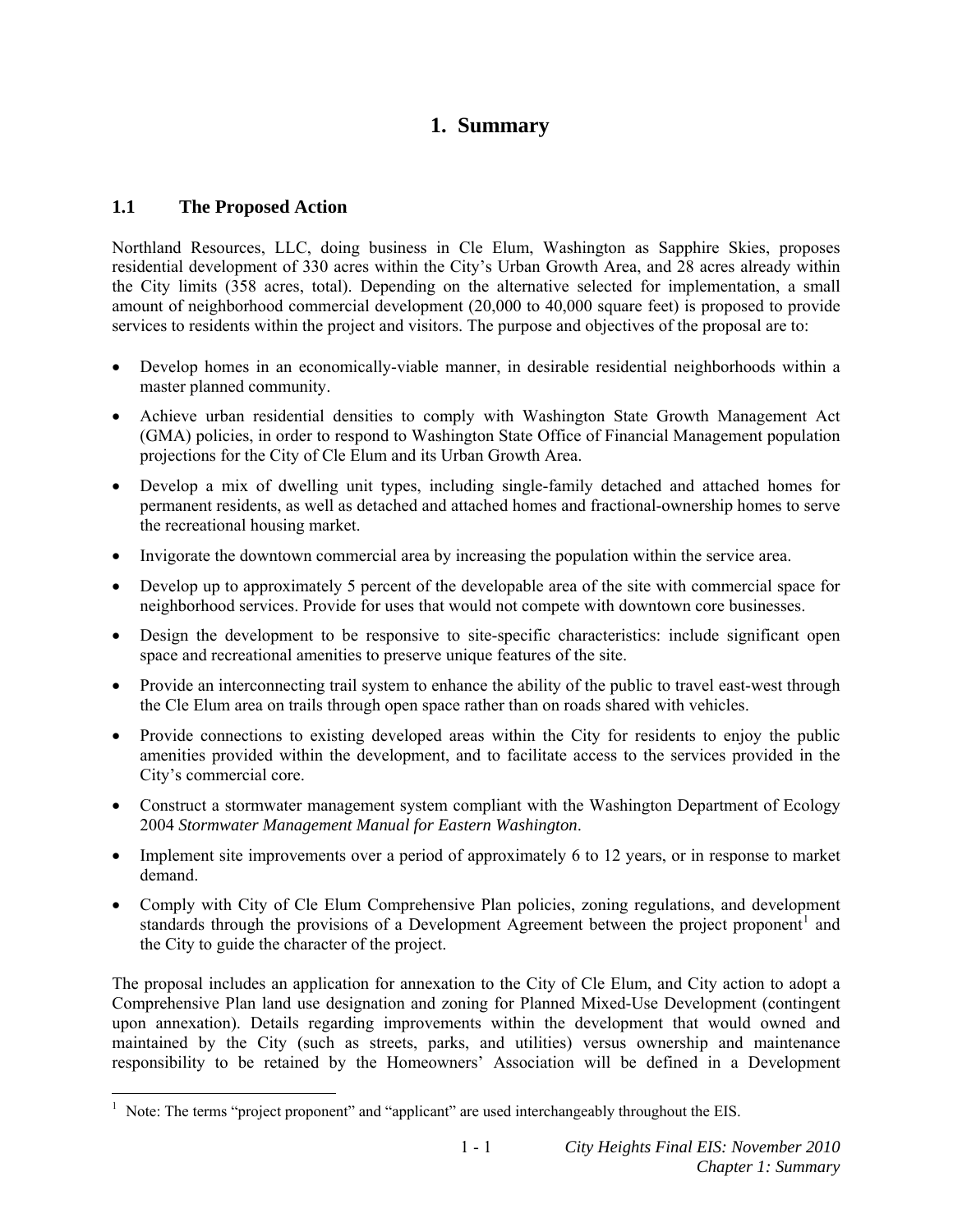# 1. Summary

## 1.1 The Proposed Action

Northland Resources, LLC, doing business in Cle Elum, Washington as Sapphire Skies, proposes residential development of 330 acres within the City's Urban Growth Area, and 28 acres already within the City limits (358 acres, total). Depending on the alternative selected for implementation, a small amount of neighborhood commercial development (20,000 to 40,000 square feet) is proposed to provide services to residents within the project and visitors. The purpose and objectives of the proposal are to:

- Develop homes in an economically-viable manner, in desirable residential neighborhoods within a master planned community.
- Achieve urban residential densities to comply with Washington State Growth Management Act (GMA) policies, in order to respond to Washington State Office of Financial Management population projections for the City of Cle Elum and its Urban Growth Area.
- Develop a mix of dwelling unit types, including single-family detached and attached homes for permanent residents, as well as detached and attached homes and fractional-ownership homes to serve the recreational housing market.
- Invigorate the downtown commercial area by increasing the population within the service area.
- Develop up to approximately 5 percent of the developable area of the site with commercial space for neighborhood services. Provide for uses that would not compete with downtown core businesses.
- Design the development to be responsive to site-specific characteristics: include significant open space and recreational amenities to preserve unique features of the site.
- Provide an interconnecting trail system to enhance the ability of the public to travel east-west through the Cle Elum area on trails through open space rather than on roads shared with vehicles.
- Provide connections to existing developed areas within the City for residents to enjoy the public amenities provided within the development, and to facilitate access to the services provided in the City's commercial core.
- Construct a stormwater management system compliant with the Washington Department of Ecology 2004 *Stormwater Management Manual for Eastern Washington*.
- Implement site improvements over a period of approximately 6 to 12 years, or in response to market demand.
- Comply with City of Cle Elum Comprehensive Plan policies, zoning regulations, and development standards through the provisions of a Development Agreement between the project proponent[1] and the City to guide the character of the project.

The proposal includes an application for annexation to the City of Cle Elum, and City action to adopt a Comprehensive Plan land use designation and zoning for Planned Mixed-Use Development (contingent upon annexation). Details regarding improvements within the development that would owned and maintained by the City (such as streets, parks, and utilities) versus ownership and maintenance responsibility to be retained by the Homeowners' Association will be defined in a Development

[1] Note: The terms "project proponent" and "applicant" are used interchangeably throughout the EIS.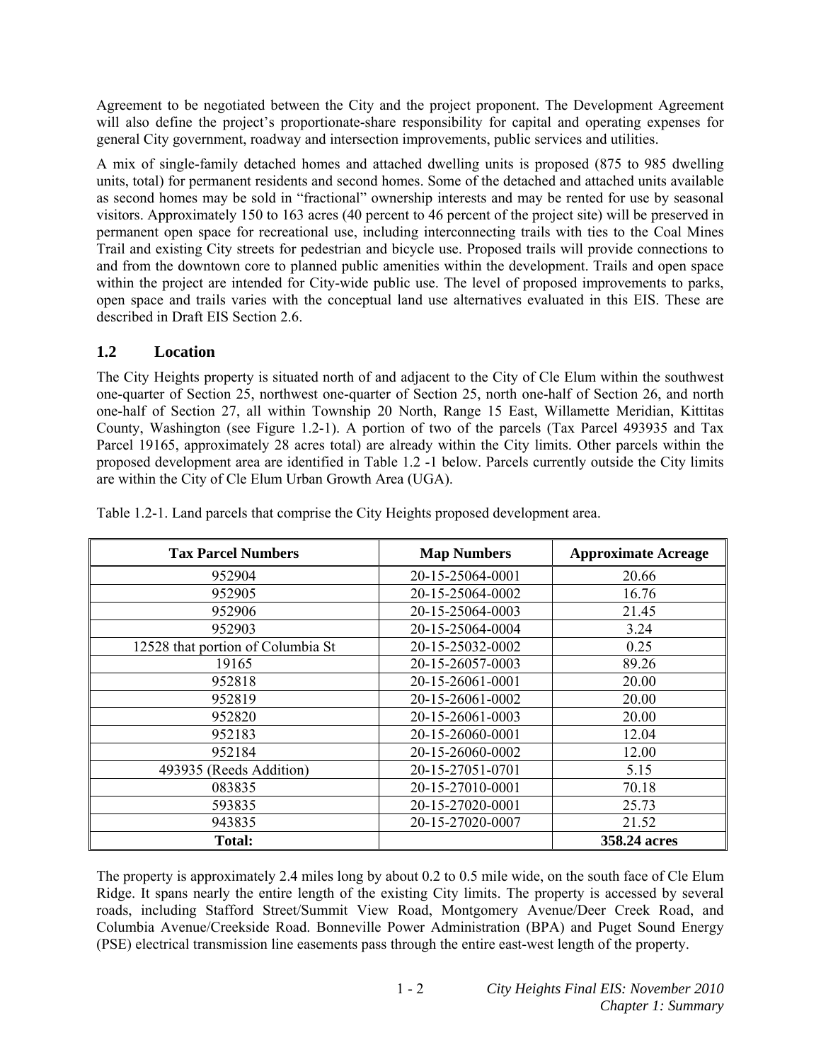Agreement to be negotiated between the City and the project proponent. The Development Agreement will also define the project's proportionate-share responsibility for capital and operating expenses for general City government, roadway and intersection improvements, public services and utilities.

A mix of single-family detached homes and attached dwelling units is proposed (875 to 985 dwelling units, total) for permanent residents and second homes. Some of the detached and attached units available as second homes may be sold in "fractional" ownership interests and may be rented for use by seasonal visitors. Approximately 150 to 163 acres (40 percent to 46 percent of the project site) will be preserved in permanent open space for recreational use, including interconnecting trails with ties to the Coal Mines Trail and existing City streets for pedestrian and bicycle use. Proposed trails will provide connections to and from the downtown core to planned public amenities within the development. Trails and open space within the project are intended for City-wide public use. The level of proposed improvements to parks, open space and trails varies with the conceptual land use alternatives evaluated in this EIS. These are described in Draft EIS Section 2.6.

## 1.2 Location

The City Heights property is situated north of and adjacent to the City of Cle Elum within the southwest one-quarter of Section 25, northwest one-quarter of Section 25, north one-half of Section 26, and north one-half of Section 27, all within Township 20 North, Range 15 East, Willamette Meridian, Kittitas County, Washington (see Figure 1.2-1). A portion of two of the parcels (Tax Parcel 493935 and Tax Parcel 19165, approximately 28 acres total) are already within the City limits. Other parcels within the proposed development area are identified in Table 1.2 -1 below. Parcels currently outside the City limits are within the City of Cle Elum Urban Growth Area (UGA).

Table 1.2-1. Land parcels that comprise the City Heights proposed development area.

| Tax Parcel Numbers | Map Numbers | Approximate Acreage |
|---|---|---|
| 952904 | 20-15-25064-0001 | 20.66 |
| 952905 | 20-15-25064-0002 | 16.76 |
| 952906 | 20-15-25064-0003 | 21.45 |
| 952903 | 20-15-25064-0004 | 3.24 |
| 12528 that portion of Columbia St | 20-15-25032-0002 | 0.25 |
| 19165 | 20-15-26057-0003 | 89.26 |
| 952818 | 20-15-26061-0001 | 20.00 |
| 952819 | 20-15-26061-0002 | 20.00 |
| 952820 | 20-15-26061-0003 | 20.00 |
| 952183 | 20-15-26060-0001 | 12.04 |
| 952184 | 20-15-26060-0002 | 12.00 |
| 493935 (Reeds Addition) | 20-15-27051-0701 | 5.15 |
| 083835 | 20-15-27010-0001 | 70.18 |
| 593835 | 20-15-27020-0001 | 25.73 |
| 943835 | 20-15-27020-0007 | 21.52 |
| **Total:** | | **358.24 acres** |

The property is approximately 2.4 miles long by about 0.2 to 0.5 mile wide, on the south face of Cle Elum Ridge. It spans nearly the entire length of the existing City limits. The property is accessed by several roads, including Stafford Street/Summit View Road, Montgomery Avenue/Deer Creek Road, and Columbia Avenue/Creekside Road. Bonneville Power Administration (BPA) and Puget Sound Energy (PSE) electrical transmission line easements pass through the entire east-west length of the property.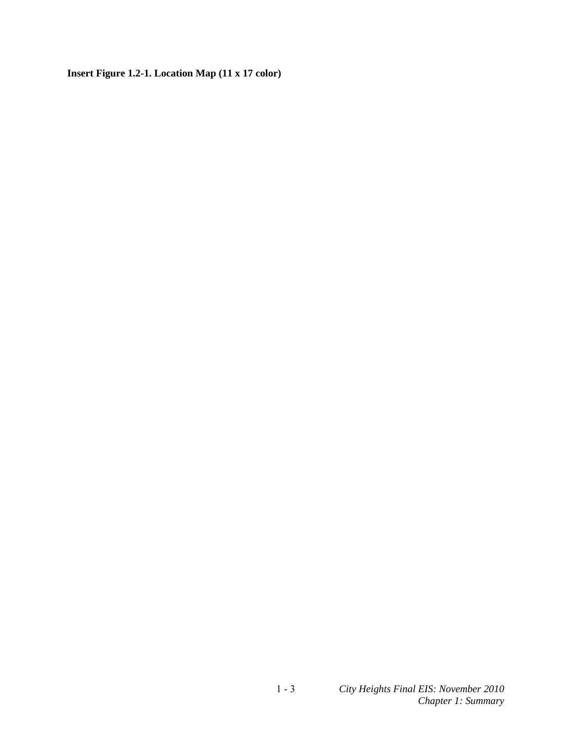**Insert Figure 1.2-1. Location Map (11 x 17 color)**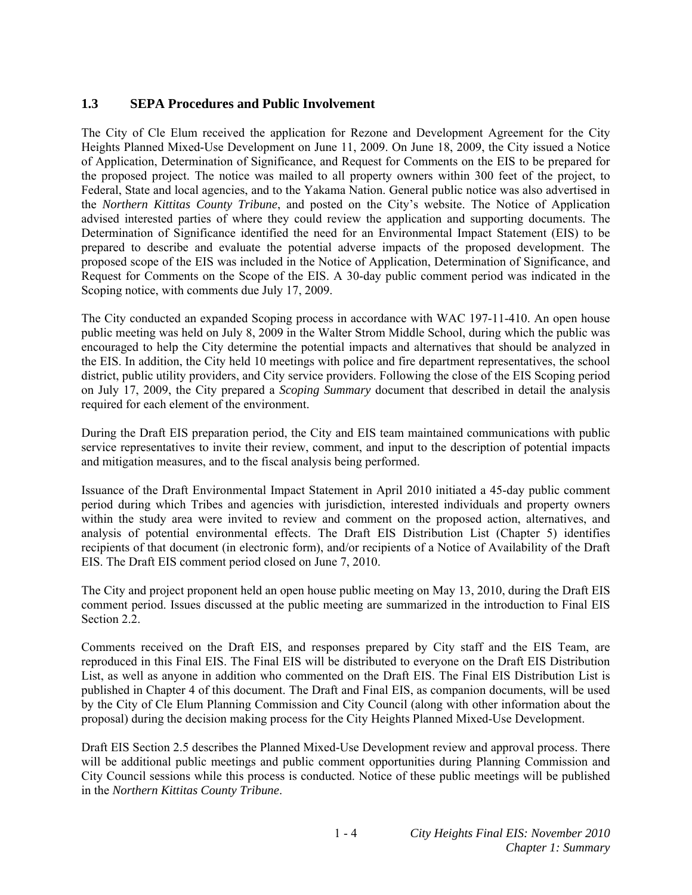### 1.3 SEPA Procedures and Public Involvement

The City of Cle Elum received the application for Rezone and Development Agreement for the City Heights Planned Mixed-Use Development on June 11, 2009. On June 18, 2009, the City issued a Notice of Application, Determination of Significance, and Request for Comments on the EIS to be prepared for the proposed project. The notice was mailed to all property owners within 300 feet of the project, to Federal, State and local agencies, and to the Yakama Nation. General public notice was also advertised in the *Northern Kittitas County Tribune*, and posted on the City's website. The Notice of Application advised interested parties of where they could review the application and supporting documents. The Determination of Significance identified the need for an Environmental Impact Statement (EIS) to be prepared to describe and evaluate the potential adverse impacts of the proposed development. The proposed scope of the EIS was included in the Notice of Application, Determination of Significance, and Request for Comments on the Scope of the EIS. A 30-day public comment period was indicated in the Scoping notice, with comments due July 17, 2009.

The City conducted an expanded Scoping process in accordance with WAC 197-11-410. An open house public meeting was held on July 8, 2009 in the Walter Strom Middle School, during which the public was encouraged to help the City determine the potential impacts and alternatives that should be analyzed in the EIS. In addition, the City held 10 meetings with police and fire department representatives, the school district, public utility providers, and City service providers. Following the close of the EIS Scoping period on July 17, 2009, the City prepared a *Scoping Summary* document that described in detail the analysis required for each element of the environment.

During the Draft EIS preparation period, the City and EIS team maintained communications with public service representatives to invite their review, comment, and input to the description of potential impacts and mitigation measures, and to the fiscal analysis being performed.

Issuance of the Draft Environmental Impact Statement in April 2010 initiated a 45-day public comment period during which Tribes and agencies with jurisdiction, interested individuals and property owners within the study area were invited to review and comment on the proposed action, alternatives, and analysis of potential environmental effects. The Draft EIS Distribution List (Chapter 5) identifies recipients of that document (in electronic form), and/or recipients of a Notice of Availability of the Draft EIS. The Draft EIS comment period closed on June 7, 2010.

The City and project proponent held an open house public meeting on May 13, 2010, during the Draft EIS comment period. Issues discussed at the public meeting are summarized in the introduction to Final EIS Section 2.2.

Comments received on the Draft EIS, and responses prepared by City staff and the EIS Team, are reproduced in this Final EIS. The Final EIS will be distributed to everyone on the Draft EIS Distribution List, as well as anyone in addition who commented on the Draft EIS. The Final EIS Distribution List is published in Chapter 4 of this document. The Draft and Final EIS, as companion documents, will be used by the City of Cle Elum Planning Commission and City Council (along with other information about the proposal) during the decision making process for the City Heights Planned Mixed-Use Development.

Draft EIS Section 2.5 describes the Planned Mixed-Use Development review and approval process. There will be additional public meetings and public comment opportunities during Planning Commission and City Council sessions while this process is conducted. Notice of these public meetings will be published in the *Northern Kittitas County Tribune*.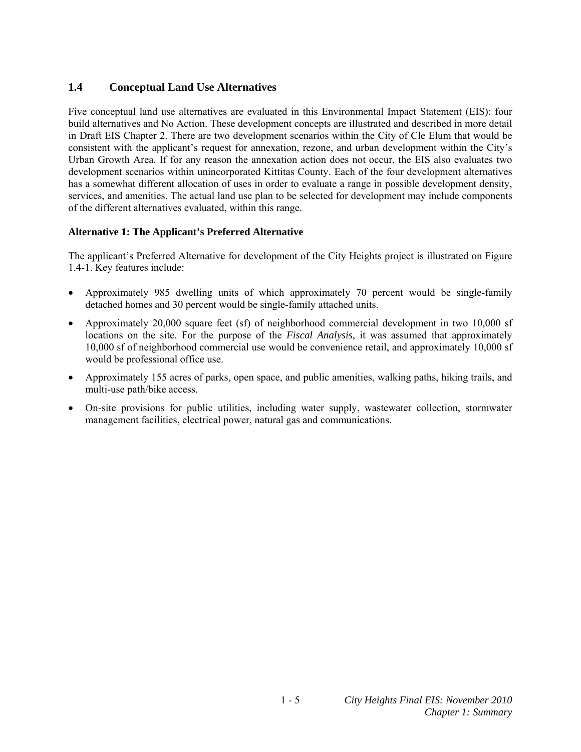## 1.4 Conceptual Land Use Alternatives

Five conceptual land use alternatives are evaluated in this Environmental Impact Statement (EIS): four build alternatives and No Action. These development concepts are illustrated and described in more detail in Draft EIS Chapter 2. There are two development scenarios within the City of Cle Elum that would be consistent with the applicant's request for annexation, rezone, and urban development within the City's Urban Growth Area. If for any reason the annexation action does not occur, the EIS also evaluates two development scenarios within unincorporated Kittitas County. Each of the four development alternatives has a somewhat different allocation of uses in order to evaluate a range in possible development density, services, and amenities. The actual land use plan to be selected for development may include components of the different alternatives evaluated, within this range.

**Alternative 1: The Applicant's Preferred Alternative**

The applicant's Preferred Alternative for development of the City Heights project is illustrated on Figure 1.4-1. Key features include:

- Approximately 985 dwelling units of which approximately 70 percent would be single-family detached homes and 30 percent would be single-family attached units.
- Approximately 20,000 square feet (sf) of neighborhood commercial development in two 10,000 sf locations on the site. For the purpose of the *Fiscal Analysis*, it was assumed that approximately 10,000 sf of neighborhood commercial use would be convenience retail, and approximately 10,000 sf would be professional office use.
- Approximately 155 acres of parks, open space, and public amenities, walking paths, hiking trails, and multi-use path/bike access.
- On-site provisions for public utilities, including water supply, wastewater collection, stormwater management facilities, electrical power, natural gas and communications.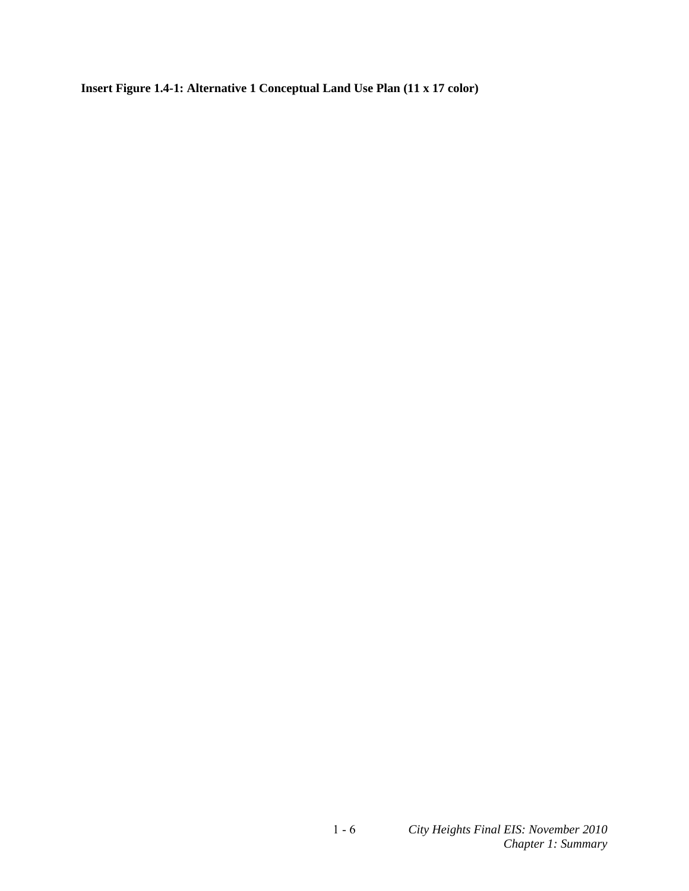**Insert Figure 1.4-1: Alternative 1 Conceptual Land Use Plan (11 x 17 color)**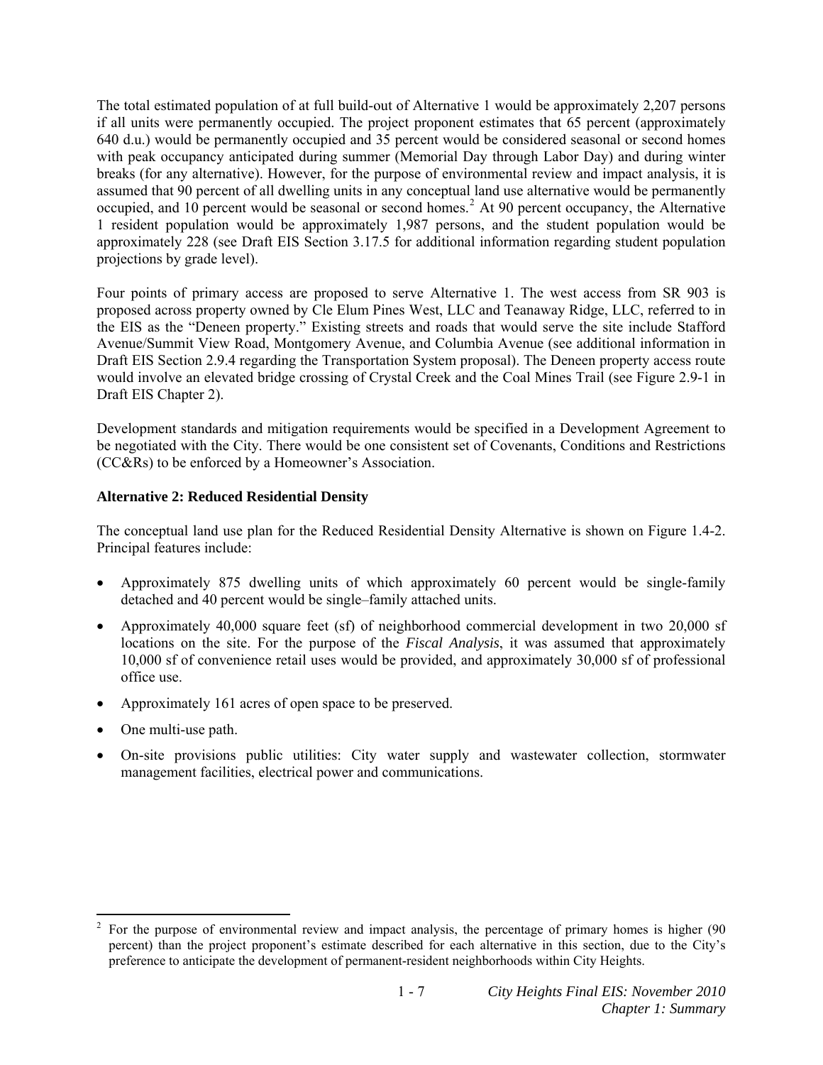The total estimated population of at full build-out of Alternative 1 would be approximately 2,207 persons if all units were permanently occupied. The project proponent estimates that 65 percent (approximately 640 d.u.) would be permanently occupied and 35 percent would be considered seasonal or second homes with peak occupancy anticipated during summer (Memorial Day through Labor Day) and during winter breaks (for any alternative). However, for the purpose of environmental review and impact analysis, it is assumed that 90 percent of all dwelling units in any conceptual land use alternative would be permanently occupied, and 10 percent would be seasonal or second homes.[2] At 90 percent occupancy, the Alternative 1 resident population would be approximately 1,987 persons, and the student population would be approximately 228 (see Draft EIS Section 3.17.5 for additional information regarding student population projections by grade level).

Four points of primary access are proposed to serve Alternative 1. The west access from SR 903 is proposed across property owned by Cle Elum Pines West, LLC and Teanaway Ridge, LLC, referred to in the EIS as the "Deneen property." Existing streets and roads that would serve the site include Stafford Avenue/Summit View Road, Montgomery Avenue, and Columbia Avenue (see additional information in Draft EIS Section 2.9.4 regarding the Transportation System proposal). The Deneen property access route would involve an elevated bridge crossing of Crystal Creek and the Coal Mines Trail (see Figure 2.9-1 in Draft EIS Chapter 2).

Development standards and mitigation requirements would be specified in a Development Agreement to be negotiated with the City. There would be one consistent set of Covenants, Conditions and Restrictions (CC&Rs) to be enforced by a Homeowner's Association.

**Alternative 2: Reduced Residential Density**

The conceptual land use plan for the Reduced Residential Density Alternative is shown on Figure 1.4-2. Principal features include:

- Approximately 875 dwelling units of which approximately 60 percent would be single-family detached and 40 percent would be single–family attached units.
- Approximately 40,000 square feet (sf) of neighborhood commercial development in two 20,000 sf locations on the site. For the purpose of the *Fiscal Analysis*, it was assumed that approximately 10,000 sf of convenience retail uses would be provided, and approximately 30,000 sf of professional office use.
- Approximately 161 acres of open space to be preserved.
- One multi-use path.
- On-site provisions public utilities: City water supply and wastewater collection, stormwater management facilities, electrical power and communications.

---

[2] For the purpose of environmental review and impact analysis, the percentage of primary homes is higher (90 percent) than the project proponent's estimate described for each alternative in this section, due to the City's preference to anticipate the development of permanent-resident neighborhoods within City Heights.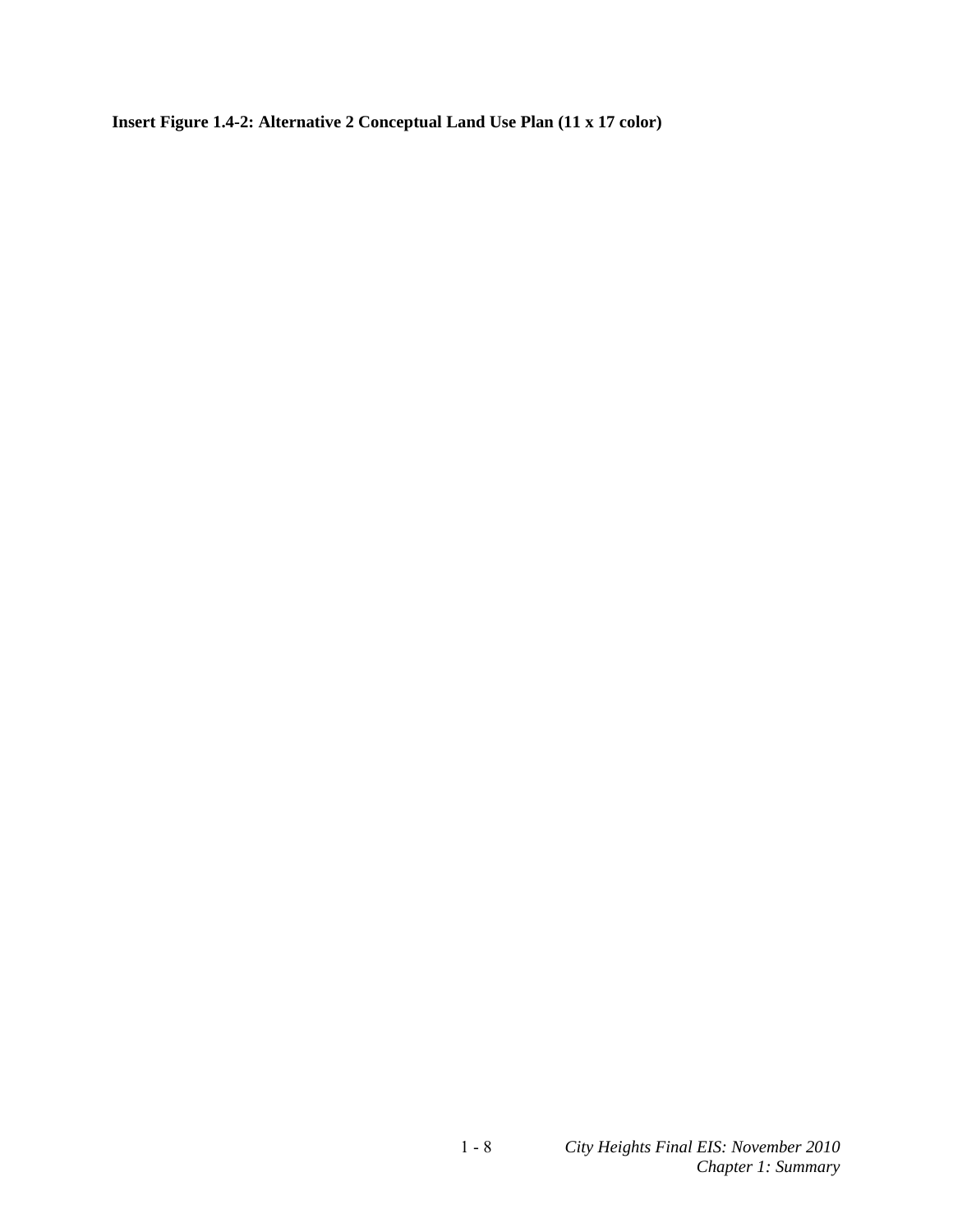**Insert Figure 1.4-2: Alternative 2 Conceptual Land Use Plan (11 x 17 color)**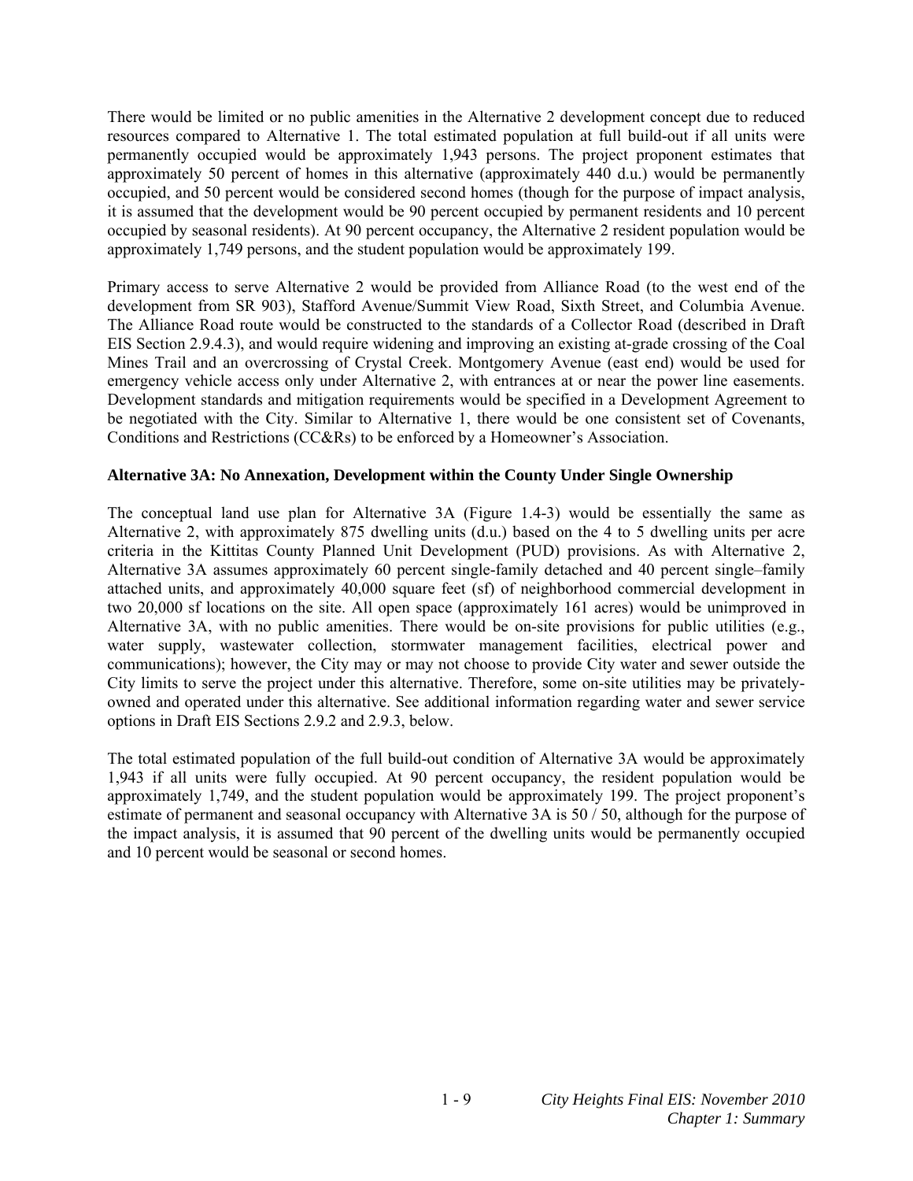There would be limited or no public amenities in the Alternative 2 development concept due to reduced resources compared to Alternative 1. The total estimated population at full build-out if all units were permanently occupied would be approximately 1,943 persons. The project proponent estimates that approximately 50 percent of homes in this alternative (approximately 440 d.u.) would be permanently occupied, and 50 percent would be considered second homes (though for the purpose of impact analysis, it is assumed that the development would be 90 percent occupied by permanent residents and 10 percent occupied by seasonal residents). At 90 percent occupancy, the Alternative 2 resident population would be approximately 1,749 persons, and the student population would be approximately 199.

Primary access to serve Alternative 2 would be provided from Alliance Road (to the west end of the development from SR 903), Stafford Avenue/Summit View Road, Sixth Street, and Columbia Avenue. The Alliance Road route would be constructed to the standards of a Collector Road (described in Draft EIS Section 2.9.4.3), and would require widening and improving an existing at-grade crossing of the Coal Mines Trail and an overcrossing of Crystal Creek. Montgomery Avenue (east end) would be used for emergency vehicle access only under Alternative 2, with entrances at or near the power line easements. Development standards and mitigation requirements would be specified in a Development Agreement to be negotiated with the City. Similar to Alternative 1, there would be one consistent set of Covenants, Conditions and Restrictions (CC&Rs) to be enforced by a Homeowner's Association.

**Alternative 3A: No Annexation, Development within the County Under Single Ownership**

The conceptual land use plan for Alternative 3A (Figure 1.4-3) would be essentially the same as Alternative 2, with approximately 875 dwelling units (d.u.) based on the 4 to 5 dwelling units per acre criteria in the Kittitas County Planned Unit Development (PUD) provisions. As with Alternative 2, Alternative 3A assumes approximately 60 percent single-family detached and 40 percent single–family attached units, and approximately 40,000 square feet (sf) of neighborhood commercial development in two 20,000 sf locations on the site. All open space (approximately 161 acres) would be unimproved in Alternative 3A, with no public amenities. There would be on-site provisions for public utilities (e.g., water supply, wastewater collection, stormwater management facilities, electrical power and communications); however, the City may or may not choose to provide City water and sewer outside the City limits to serve the project under this alternative. Therefore, some on-site utilities may be privately-owned and operated under this alternative. See additional information regarding water and sewer service options in Draft EIS Sections 2.9.2 and 2.9.3, below.

The total estimated population of the full build-out condition of Alternative 3A would be approximately 1,943 if all units were fully occupied. At 90 percent occupancy, the resident population would be approximately 1,749, and the student population would be approximately 199. The project proponent's estimate of permanent and seasonal occupancy with Alternative 3A is 50 / 50, although for the purpose of the impact analysis, it is assumed that 90 percent of the dwelling units would be permanently occupied and 10 percent would be seasonal or second homes.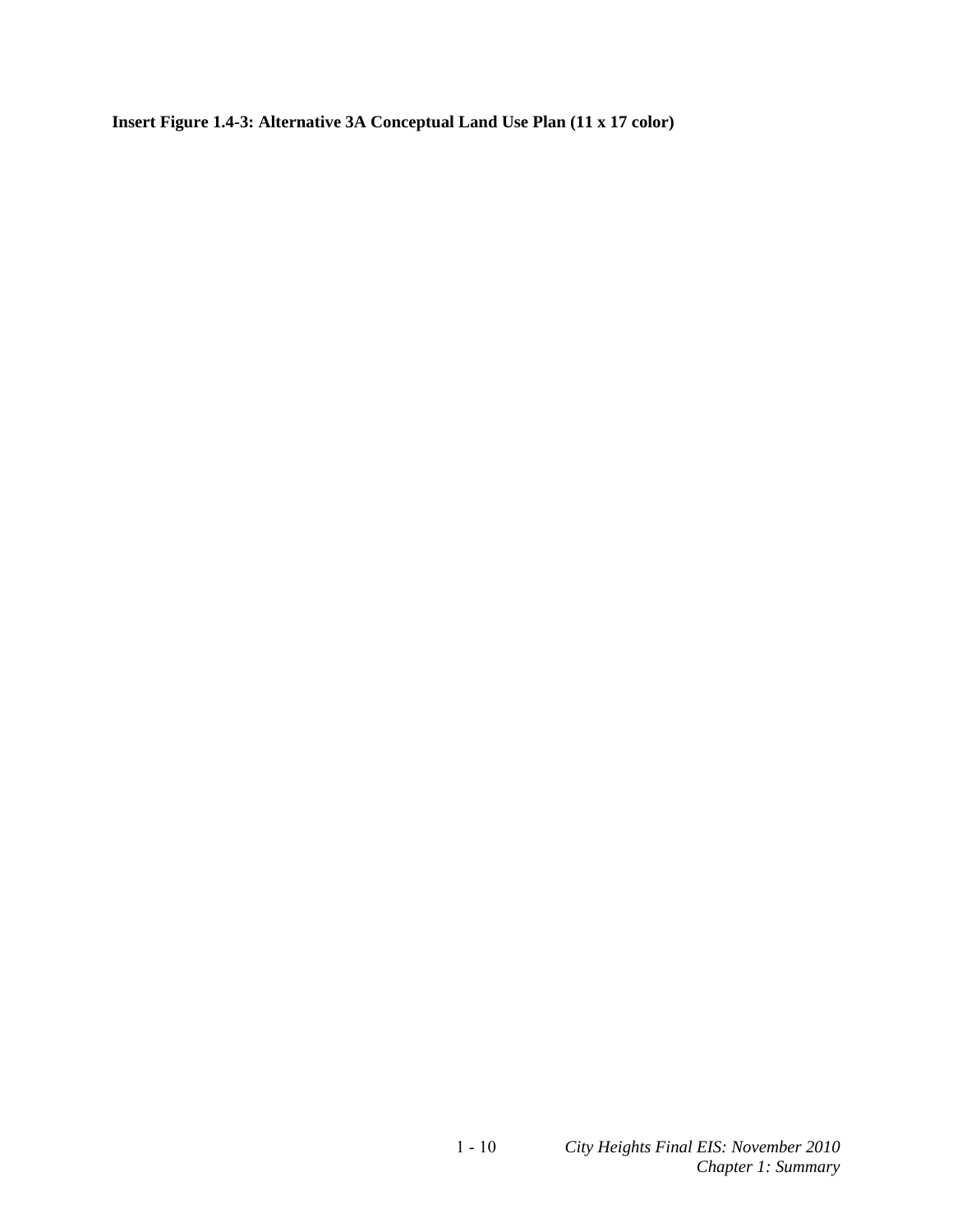**Insert Figure 1.4-3: Alternative 3A Conceptual Land Use Plan (11 x 17 color)**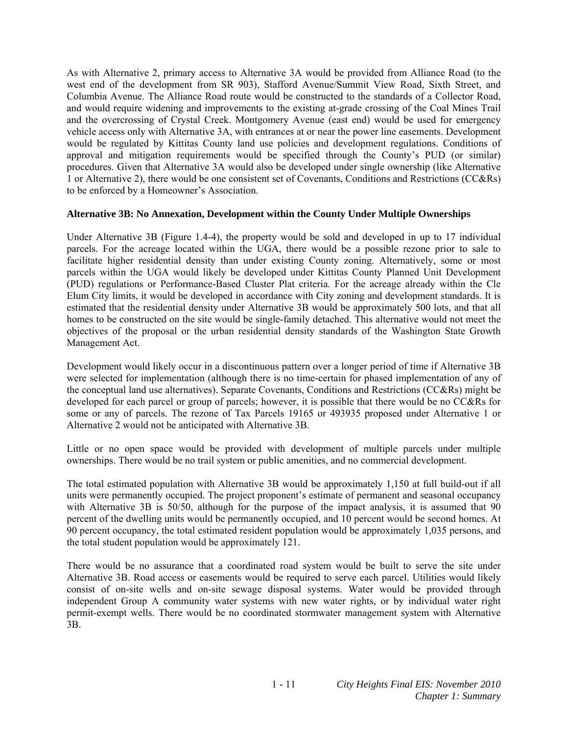As with Alternative 2, primary access to Alternative 3A would be provided from Alliance Road (to the west end of the development from SR 903), Stafford Avenue/Summit View Road, Sixth Street, and Columbia Avenue. The Alliance Road route would be constructed to the standards of a Collector Road, and would require widening and improvements to the existing at-grade crossing of the Coal Mines Trail and the overcrossing of Crystal Creek. Montgomery Avenue (east end) would be used for emergency vehicle access only with Alternative 3A, with entrances at or near the power line easements. Development would be regulated by Kittitas County land use policies and development regulations. Conditions of approval and mitigation requirements would be specified through the County's PUD (or similar) procedures. Given that Alternative 3A would also be developed under single ownership (like Alternative 1 or Alternative 2), there would be one consistent set of Covenants, Conditions and Restrictions (CC&Rs) to be enforced by a Homeowner's Association.

**Alternative 3B: No Annexation, Development within the County Under Multiple Ownerships**

Under Alternative 3B (Figure 1.4-4), the property would be sold and developed in up to 17 individual parcels. For the acreage located within the UGA, there would be a possible rezone prior to sale to facilitate higher residential density than under existing County zoning. Alternatively, some or most parcels within the UGA would likely be developed under Kittitas County Planned Unit Development (PUD) regulations or Performance-Based Cluster Plat criteria. For the acreage already within the Cle Elum City limits, it would be developed in accordance with City zoning and development standards. It is estimated that the residential density under Alternative 3B would be approximately 500 lots, and that all homes to be constructed on the site would be single-family detached. This alternative would not meet the objectives of the proposal or the urban residential density standards of the Washington State Growth Management Act.

Development would likely occur in a discontinuous pattern over a longer period of time if Alternative 3B were selected for implementation (although there is no time-certain for phased implementation of any of the conceptual land use alternatives). Separate Covenants, Conditions and Restrictions (CC&Rs) might be developed for each parcel or group of parcels; however, it is possible that there would be no CC&Rs for some or any of parcels. The rezone of Tax Parcels 19165 or 493935 proposed under Alternative 1 or Alternative 2 would not be anticipated with Alternative 3B.

Little or no open space would be provided with development of multiple parcels under multiple ownerships. There would be no trail system or public amenities, and no commercial development.

The total estimated population with Alternative 3B would be approximately 1,150 at full build-out if all units were permanently occupied. The project proponent's estimate of permanent and seasonal occupancy with Alternative 3B is 50/50, although for the purpose of the impact analysis, it is assumed that 90 percent of the dwelling units would be permanently occupied, and 10 percent would be second homes. At 90 percent occupancy, the total estimated resident population would be approximately 1,035 persons, and the total student population would be approximately 121.

There would be no assurance that a coordinated road system would be built to serve the site under Alternative 3B. Road access or easements would be required to serve each parcel. Utilities would likely consist of on-site wells and on-site sewage disposal systems. Water would be provided through independent Group A community water systems with new water rights, or by individual water right permit-exempt wells. There would be no coordinated stormwater management system with Alternative 3B.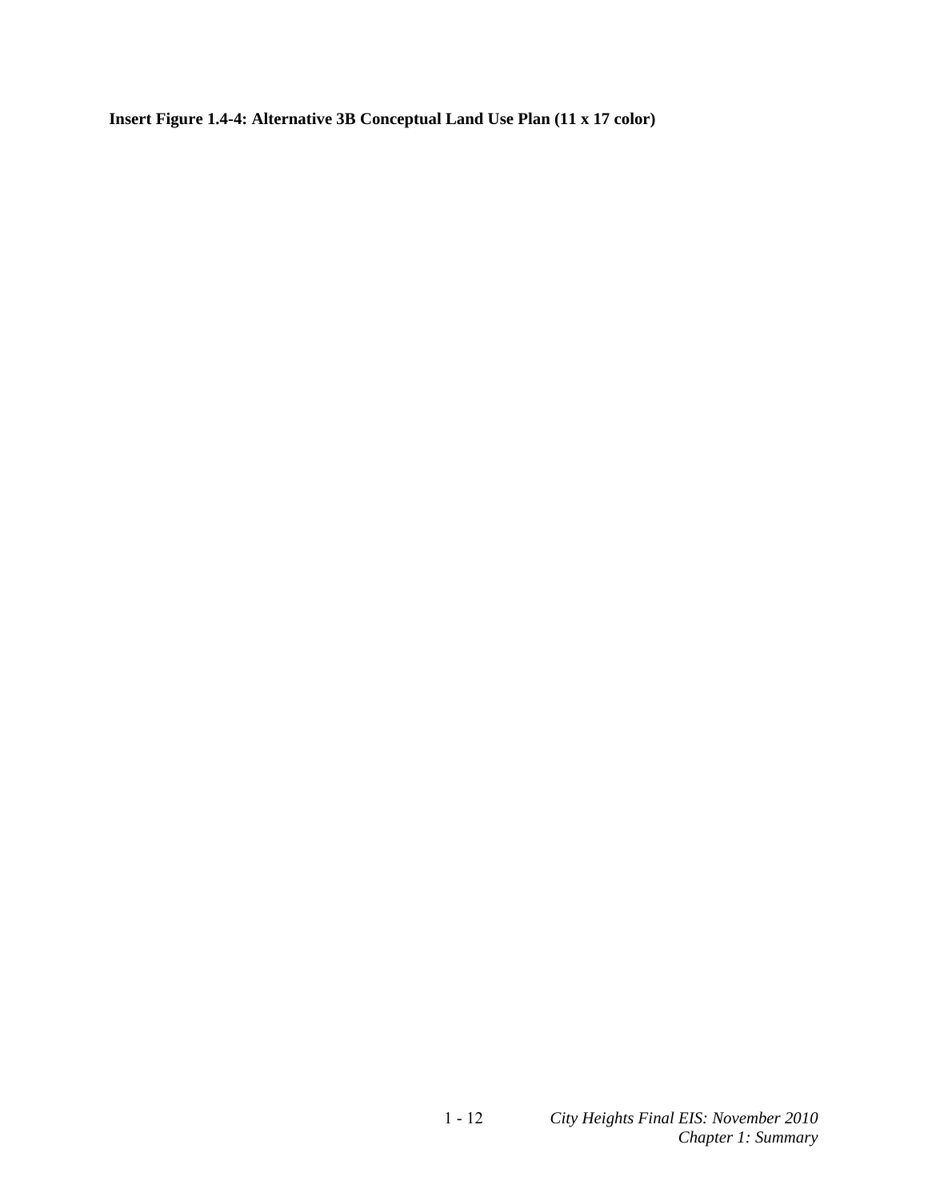**Insert Figure 1.4-4: Alternative 3B Conceptual Land Use Plan (11 x 17 color)**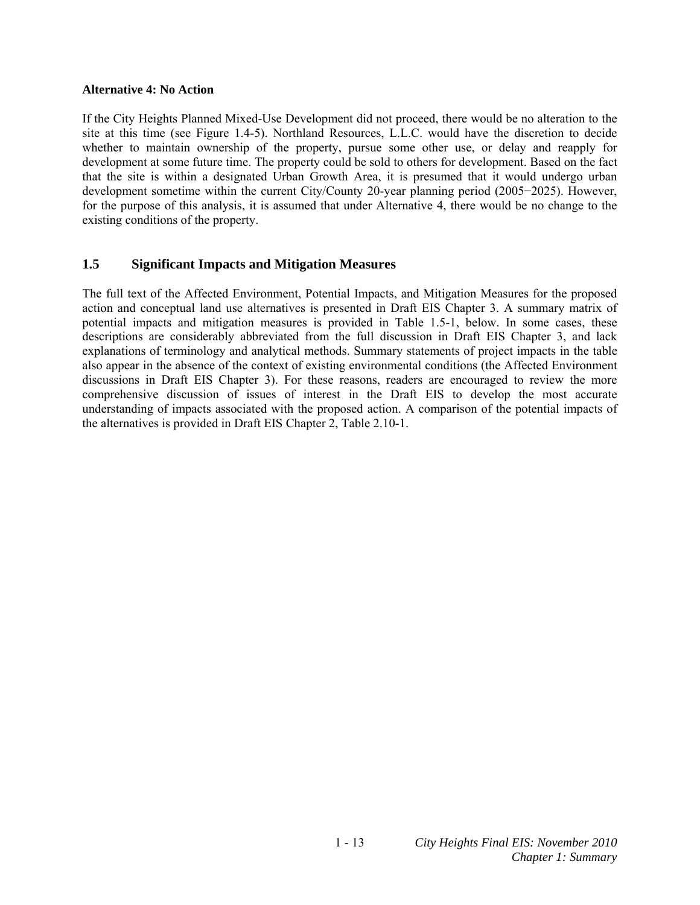**Alternative 4: No Action**

If the City Heights Planned Mixed-Use Development did not proceed, there would be no alteration to the site at this time (see Figure 1.4-5). Northland Resources, L.L.C. would have the discretion to decide whether to maintain ownership of the property, pursue some other use, or delay and reapply for development at some future time. The property could be sold to others for development. Based on the fact that the site is within a designated Urban Growth Area, it is presumed that it would undergo urban development sometime within the current City/County 20-year planning period (2005−2025). However, for the purpose of this analysis, it is assumed that under Alternative 4, there would be no change to the existing conditions of the property.

## 1.5 Significant Impacts and Mitigation Measures

The full text of the Affected Environment, Potential Impacts, and Mitigation Measures for the proposed action and conceptual land use alternatives is presented in Draft EIS Chapter 3. A summary matrix of potential impacts and mitigation measures is provided in Table 1.5-1, below. In some cases, these descriptions are considerably abbreviated from the full discussion in Draft EIS Chapter 3, and lack explanations of terminology and analytical methods. Summary statements of project impacts in the table also appear in the absence of the context of existing environmental conditions (the Affected Environment discussions in Draft EIS Chapter 3). For these reasons, readers are encouraged to review the more comprehensive discussion of issues of interest in the Draft EIS to develop the most accurate understanding of impacts associated with the proposed action. A comparison of the potential impacts of the alternatives is provided in Draft EIS Chapter 2, Table 2.10-1.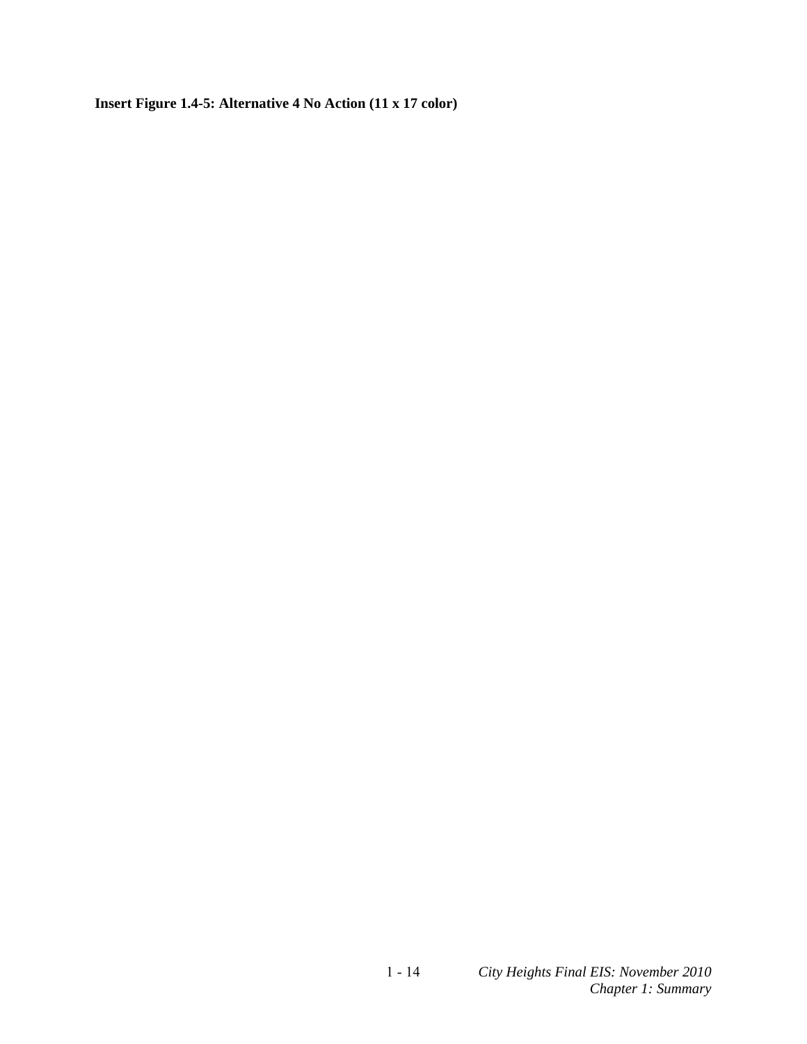**Insert Figure 1.4-5: Alternative 4 No Action (11 x 17 color)**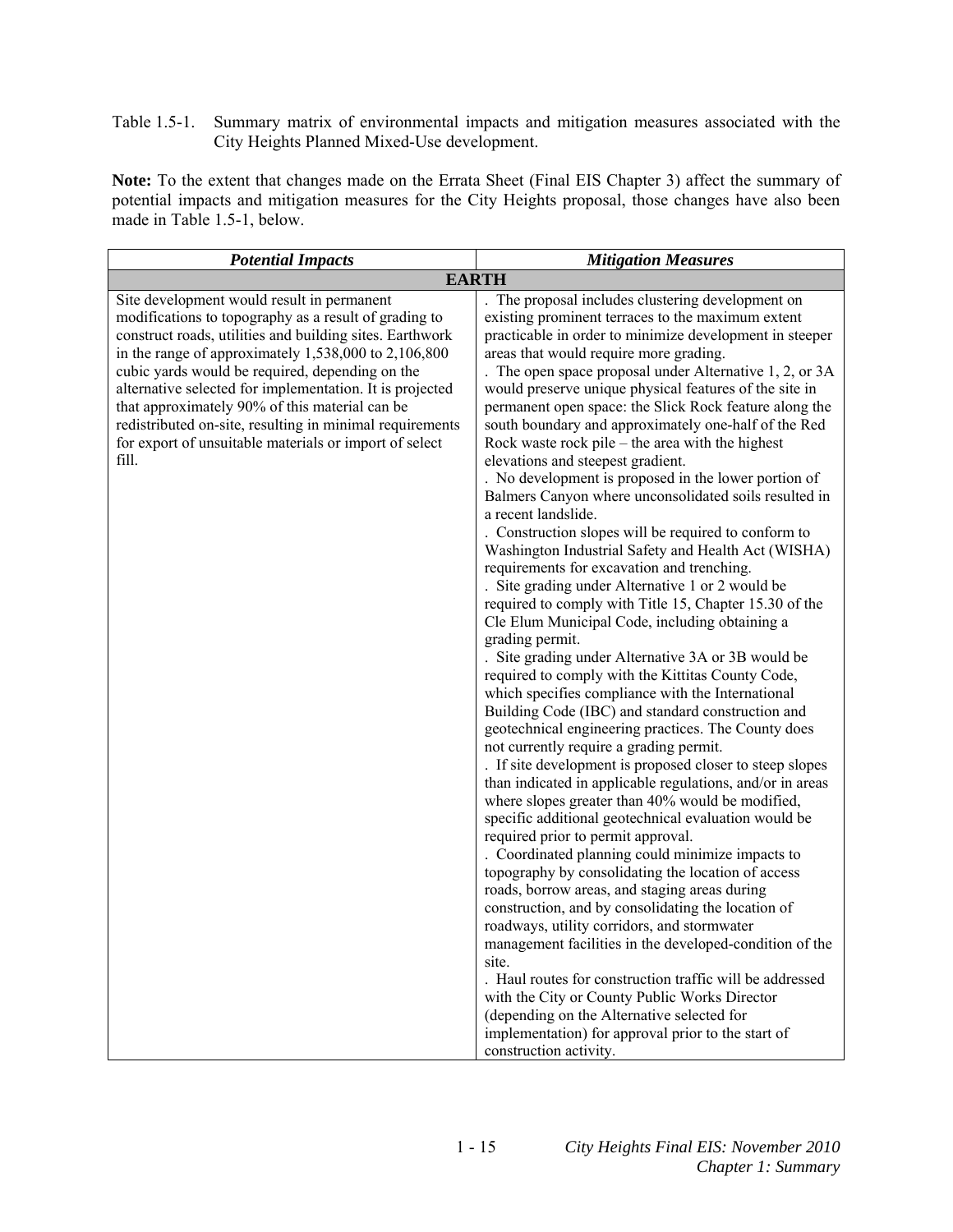Table 1.5-1. Summary matrix of environmental impacts and mitigation measures associated with the City Heights Planned Mixed-Use development.

**Note:** To the extent that changes made on the Errata Sheet (Final EIS Chapter 3) affect the summary of potential impacts and mitigation measures for the City Heights proposal, those changes have also been made in Table 1.5-1, below.

| *Potential Impacts* | *Mitigation Measures* |
|---|---|
| **EARTH** | |
| Site development would result in permanent modifications to topography as a result of grading to construct roads, utilities and building sites. Earthwork in the range of approximately 1,538,000 to 2,106,800 cubic yards would be required, depending on the alternative selected for implementation. It is projected that approximately 90% of this material can be redistributed on-site, resulting in minimal requirements for export of unsuitable materials or import of select fill. | . The proposal includes clustering development on existing prominent terraces to the maximum extent practicable in order to minimize development in steeper areas that would require more grading.<br>. The open space proposal under Alternative 1, 2, or 3A would preserve unique physical features of the site in permanent open space: the Slick Rock feature along the south boundary and approximately one-half of the Red Rock waste rock pile – the area with the highest elevations and steepest gradient.<br>. No development is proposed in the lower portion of Balmers Canyon where unconsolidated soils resulted in a recent landslide.<br>. Construction slopes will be required to conform to Washington Industrial Safety and Health Act (WISHA) requirements for excavation and trenching.<br>. Site grading under Alternative 1 or 2 would be required to comply with Title 15, Chapter 15.30 of the Cle Elum Municipal Code, including obtaining a grading permit.<br>. Site grading under Alternative 3A or 3B would be required to comply with the Kittitas County Code, which specifies compliance with the International Building Code (IBC) and standard construction and geotechnical engineering practices. The County does not currently require a grading permit.<br>. If site development is proposed closer to steep slopes than indicated in applicable regulations, and/or in areas where slopes greater than 40% would be modified, specific additional geotechnical evaluation would be required prior to permit approval.<br>. Coordinated planning could minimize impacts to topography by consolidating the location of access roads, borrow areas, and staging areas during construction, and by consolidating the location of roadways, utility corridors, and stormwater management facilities in the developed-condition of the site.<br>. Haul routes for construction traffic will be addressed with the City or County Public Works Director (depending on the Alternative selected for implementation) for approval prior to the start of construction activity. |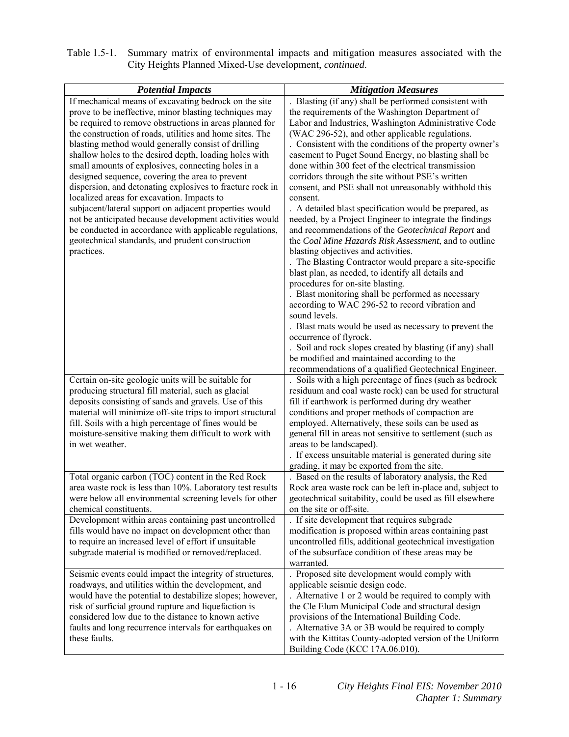Table 1.5-1. Summary matrix of environmental impacts and mitigation measures associated with the City Heights Planned Mixed-Use development, *continued*.

| ***Potential Impacts*** | ***Mitigation Measures*** |
|---|---|
| If mechanical means of excavating bedrock on the site prove to be ineffective, minor blasting techniques may be required to remove obstructions in areas planned for the construction of roads, utilities and home sites. The blasting method would generally consist of drilling shallow holes to the desired depth, loading holes with small amounts of explosives, connecting holes in a designed sequence, covering the area to prevent dispersion, and detonating explosives to fracture rock in localized areas for excavation. Impacts to subjacent/lateral support on adjacent properties would not be anticipated because development activities would be conducted in accordance with applicable regulations, geotechnical standards, and prudent construction practices. | . Blasting (if any) shall be performed consistent with the requirements of the Washington Department of Labor and Industries, Washington Administrative Code (WAC 296-52), and other applicable regulations.<br>. Consistent with the conditions of the property owner's easement to Puget Sound Energy, no blasting shall be done within 300 feet of the electrical transmission corridors through the site without PSE's written consent, and PSE shall not unreasonably withhold this consent.<br>. A detailed blast specification would be prepared, as needed, by a Project Engineer to integrate the findings and recommendations of the *Geotechnical Report* and the *Coal Mine Hazards Risk Assessment*, and to outline blasting objectives and activities.<br>. The Blasting Contractor would prepare a site-specific blast plan, as needed, to identify all details and procedures for on-site blasting.<br>. Blast monitoring shall be performed as necessary according to WAC 296-52 to record vibration and sound levels.<br>. Blast mats would be used as necessary to prevent the occurrence of flyrock.<br>. Soil and rock slopes created by blasting (if any) shall be modified and maintained according to the recommendations of a qualified Geotechnical Engineer. |
| Certain on-site geologic units will be suitable for producing structural fill material, such as glacial deposits consisting of sands and gravels. Use of this material will minimize off-site trips to import structural fill. Soils with a high percentage of fines would be moisture-sensitive making them difficult to work with in wet weather. | . Soils with a high percentage of fines (such as bedrock residuum and coal waste rock) can be used for structural fill if earthwork is performed during dry weather conditions and proper methods of compaction are employed. Alternatively, these soils can be used as general fill in areas not sensitive to settlement (such as areas to be landscaped).<br>. If excess unsuitable material is generated during site grading, it may be exported from the site. |
| Total organic carbon (TOC) content in the Red Rock area waste rock is less than 10%. Laboratory test results were below all environmental screening levels for other chemical constituents. | . Based on the results of laboratory analysis, the Red Rock area waste rock can be left in-place and, subject to geotechnical suitability, could be used as fill elsewhere on the site or off-site. |
| Development within areas containing past uncontrolled fills would have no impact on development other than to require an increased level of effort if unsuitable subgrade material is modified or removed/replaced. | . If site development that requires subgrade modification is proposed within areas containing past uncontrolled fills, additional geotechnical investigation of the subsurface condition of these areas may be warranted. |
| Seismic events could impact the integrity of structures, roadways, and utilities within the development, and would have the potential to destabilize slopes; however, risk of surficial ground rupture and liquefaction is considered low due to the distance to known active faults and long recurrence intervals for earthquakes on these faults. | . Proposed site development would comply with applicable seismic design code.<br>. Alternative 1 or 2 would be required to comply with the Cle Elum Municipal Code and structural design provisions of the International Building Code.<br>. Alternative 3A or 3B would be required to comply with the Kittitas County-adopted version of the Uniform Building Code (KCC 17A.06.010). |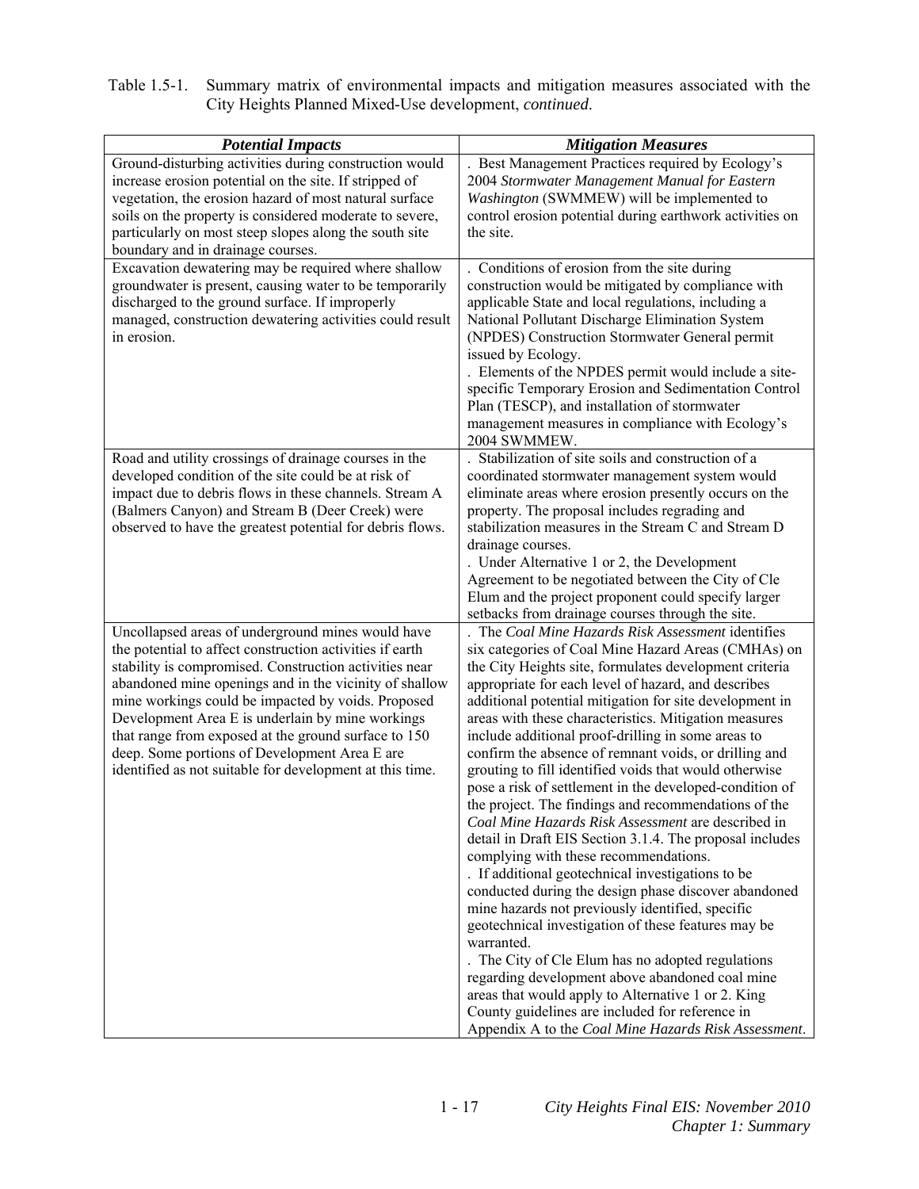Table 1.5-1. Summary matrix of environmental impacts and mitigation measures associated with the City Heights Planned Mixed-Use development, *continued*.

| ***Potential Impacts*** | ***Mitigation Measures*** |
|---|---|
| Ground-disturbing activities during construction would increase erosion potential on the site. If stripped of vegetation, the erosion hazard of most natural surface soils on the property is considered moderate to severe, particularly on most steep slopes along the south site boundary and in drainage courses. | . Best Management Practices required by Ecology's 2004 *Stormwater Management Manual for Eastern Washington* (SWMMEW) will be implemented to control erosion potential during earthwork activities on the site. |
| Excavation dewatering may be required where shallow groundwater is present, causing water to be temporarily discharged to the ground surface. If improperly managed, construction dewatering activities could result in erosion. | . Conditions of erosion from the site during construction would be mitigated by compliance with applicable State and local regulations, including a National Pollutant Discharge Elimination System (NPDES) Construction Stormwater General permit issued by Ecology.<br>. Elements of the NPDES permit would include a site-specific Temporary Erosion and Sedimentation Control Plan (TESCP), and installation of stormwater management measures in compliance with Ecology's 2004 SWMMEW. |
| Road and utility crossings of drainage courses in the developed condition of the site could be at risk of impact due to debris flows in these channels. Stream A (Balmers Canyon) and Stream B (Deer Creek) were observed to have the greatest potential for debris flows. | . Stabilization of site soils and construction of a coordinated stormwater management system would eliminate areas where erosion presently occurs on the property. The proposal includes regrading and stabilization measures in the Stream C and Stream D drainage courses.<br>. Under Alternative 1 or 2, the Development Agreement to be negotiated between the City of Cle Elum and the project proponent could specify larger setbacks from drainage courses through the site. |
| Uncollapsed areas of underground mines would have the potential to affect construction activities if earth stability is compromised. Construction activities near abandoned mine openings and in the vicinity of shallow mine workings could be impacted by voids. Proposed Development Area E is underlain by mine workings that range from exposed at the ground surface to 150 deep. Some portions of Development Area E are identified as not suitable for development at this time. | . The *Coal Mine Hazards Risk Assessment* identifies six categories of Coal Mine Hazard Areas (CMHAs) on the City Heights site, formulates development criteria appropriate for each level of hazard, and describes additional potential mitigation for site development in areas with these characteristics. Mitigation measures include additional proof-drilling in some areas to confirm the absence of remnant voids, or drilling and grouting to fill identified voids that would otherwise pose a risk of settlement in the developed-condition of the project. The findings and recommendations of the *Coal Mine Hazards Risk Assessment* are described in detail in Draft EIS Section 3.1.4. The proposal includes complying with these recommendations.<br>. If additional geotechnical investigations to be conducted during the design phase discover abandoned mine hazards not previously identified, specific geotechnical investigation of these features may be warranted.<br>. The City of Cle Elum has no adopted regulations regarding development above abandoned coal mine areas that would apply to Alternative 1 or 2. King County guidelines are included for reference in Appendix A to the *Coal Mine Hazards Risk Assessment*. |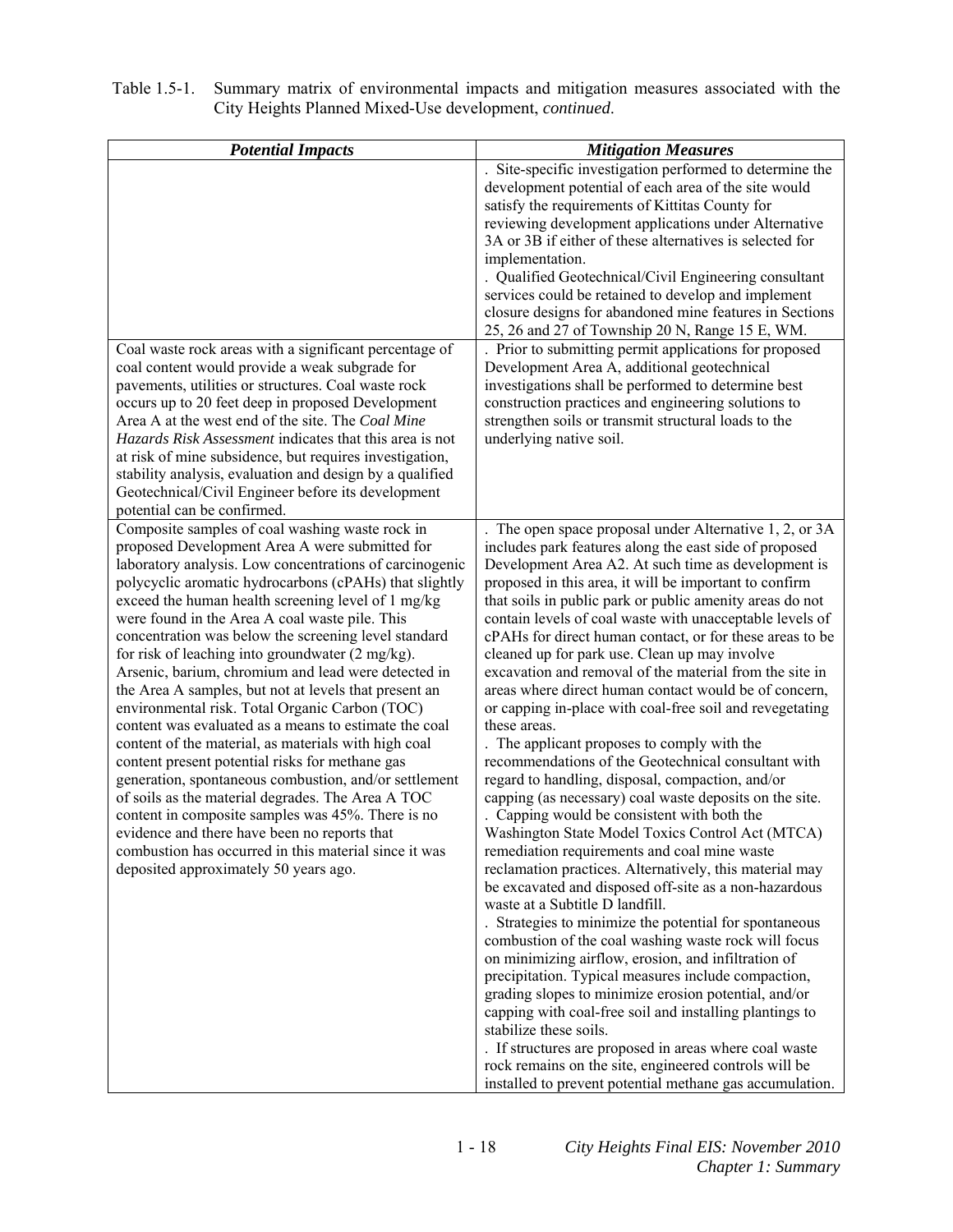Table 1.5-1. Summary matrix of environmental impacts and mitigation measures associated with the City Heights Planned Mixed-Use development, *continued*.

| *Potential Impacts* | *Mitigation Measures* |
|---|---|
| | . Site-specific investigation performed to determine the development potential of each area of the site would satisfy the requirements of Kittitas County for reviewing development applications under Alternative 3A or 3B if either of these alternatives is selected for implementation.<br>. Qualified Geotechnical/Civil Engineering consultant services could be retained to develop and implement closure designs for abandoned mine features in Sections 25, 26 and 27 of Township 20 N, Range 15 E, WM. |
| Coal waste rock areas with a significant percentage of coal content would provide a weak subgrade for pavements, utilities or structures. Coal waste rock occurs up to 20 feet deep in proposed Development Area A at the west end of the site. The *Coal Mine Hazards Risk Assessment* indicates that this area is not at risk of mine subsidence, but requires investigation, stability analysis, evaluation and design by a qualified Geotechnical/Civil Engineer before its development potential can be confirmed. | . Prior to submitting permit applications for proposed Development Area A, additional geotechnical investigations shall be performed to determine best construction practices and engineering solutions to strengthen soils or transmit structural loads to the underlying native soil. |
| Composite samples of coal washing waste rock in proposed Development Area A were submitted for laboratory analysis. Low concentrations of carcinogenic polycyclic aromatic hydrocarbons (cPAHs) that slightly exceed the human health screening level of 1 mg/kg were found in the Area A coal waste pile. This concentration was below the screening level standard for risk of leaching into groundwater (2 mg/kg). Arsenic, barium, chromium and lead were detected in the Area A samples, but not at levels that present an environmental risk. Total Organic Carbon (TOC) content was evaluated as a means to estimate the coal content of the material, as materials with high coal content present potential risks for methane gas generation, spontaneous combustion, and/or settlement of soils as the material degrades. The Area A TOC content in composite samples was 45%. There is no evidence and there have been no reports that combustion has occurred in this material since it was deposited approximately 50 years ago. | . The open space proposal under Alternative 1, 2, or 3A includes park features along the east side of proposed Development Area A2. At such time as development is proposed in this area, it will be important to confirm that soils in public park or public amenity areas do not contain levels of coal waste with unacceptable levels of cPAHs for direct human contact, or for these areas to be cleaned up for park use. Clean up may involve excavation and removal of the material from the site in areas where direct human contact would be of concern, or capping in-place with coal-free soil and revegetating these areas.<br>. The applicant proposes to comply with the recommendations of the Geotechnical consultant with regard to handling, disposal, compaction, and/or capping (as necessary) coal waste deposits on the site.<br>. Capping would be consistent with both the Washington State Model Toxics Control Act (MTCA) remediation requirements and coal mine waste reclamation practices. Alternatively, this material may be excavated and disposed off-site as a non-hazardous waste at a Subtitle D landfill.<br>. Strategies to minimize the potential for spontaneous combustion of the coal washing waste rock will focus on minimizing airflow, erosion, and infiltration of precipitation. Typical measures include compaction, grading slopes to minimize erosion potential, and/or capping with coal-free soil and installing plantings to stabilize these soils.<br>. If structures are proposed in areas where coal waste rock remains on the site, engineered controls will be installed to prevent potential methane gas accumulation. |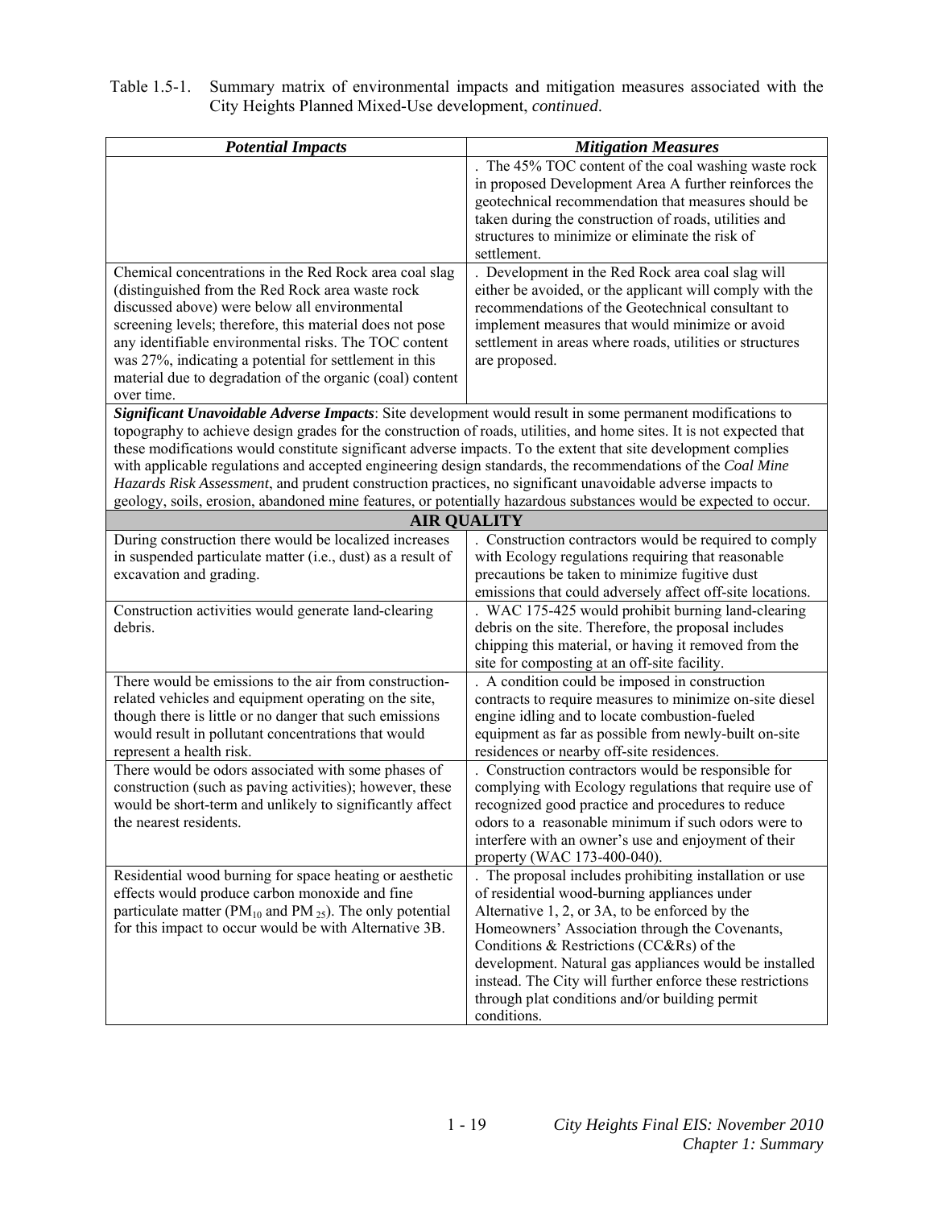Table 1.5-1. Summary matrix of environmental impacts and mitigation measures associated with the City Heights Planned Mixed-Use development, *continued*.

| ***Potential Impacts*** | ***Mitigation Measures*** |
|---|---|
| | . The 45% TOC content of the coal washing waste rock in proposed Development Area A further reinforces the geotechnical recommendation that measures should be taken during the construction of roads, utilities and structures to minimize or eliminate the risk of settlement. |
| Chemical concentrations in the Red Rock area coal slag (distinguished from the Red Rock area waste rock discussed above) were below all environmental screening levels; therefore, this material does not pose any identifiable environmental risks. The TOC content was 27%, indicating a potential for settlement in this material due to degradation of the organic (coal) content over time. | . Development in the Red Rock area coal slag will either be avoided, or the applicant will comply with the recommendations of the Geotechnical consultant to implement measures that would minimize or avoid settlement in areas where roads, utilities or structures are proposed. |
| ***Significant Unavoidable Adverse Impacts***: Site development would result in some permanent modifications to topography to achieve design grades for the construction of roads, utilities, and home sites. It is not expected that these modifications would constitute significant adverse impacts. To the extent that site development complies with applicable regulations and accepted engineering design standards, the recommendations of the *Coal Mine Hazards Risk Assessment*, and prudent construction practices, no significant unavoidable adverse impacts to geology, soils, erosion, abandoned mine features, or potentially hazardous substances would be expected to occur. | |
| **AIR QUALITY** | |
| During construction there would be localized increases in suspended particulate matter (i.e., dust) as a result of excavation and grading. | . Construction contractors would be required to comply with Ecology regulations requiring that reasonable precautions be taken to minimize fugitive dust emissions that could adversely affect off-site locations. |
| Construction activities would generate land-clearing debris. | . WAC 175-425 would prohibit burning land-clearing debris on the site. Therefore, the proposal includes chipping this material, or having it removed from the site for composting at an off-site facility. |
| There would be emissions to the air from construction-related vehicles and equipment operating on the site, though there is little or no danger that such emissions would result in pollutant concentrations that would represent a health risk. | . A condition could be imposed in construction contracts to require measures to minimize on-site diesel engine idling and to locate combustion-fueled equipment as far as possible from newly-built on-site residences or nearby off-site residences. |
| There would be odors associated with some phases of construction (such as paving activities); however, these would be short-term and unlikely to significantly affect the nearest residents. | . Construction contractors would be responsible for complying with Ecology regulations that require use of recognized good practice and procedures to reduce odors to a reasonable minimum if such odors were to interfere with an owner's use and enjoyment of their property (WAC 173-400-040). |
| Residential wood burning for space heating or aesthetic effects would produce carbon monoxide and fine particulate matter ($PM_{10}$ and $PM_{25}$). The only potential for this impact to occur would be with Alternative 3B. | . The proposal includes prohibiting installation or use of residential wood-burning appliances under Alternative 1, 2, or 3A, to be enforced by the Homeowners' Association through the Covenants, Conditions & Restrictions (CC&Rs) of the development. Natural gas appliances would be installed instead. The City will further enforce these restrictions through plat conditions and/or building permit conditions. |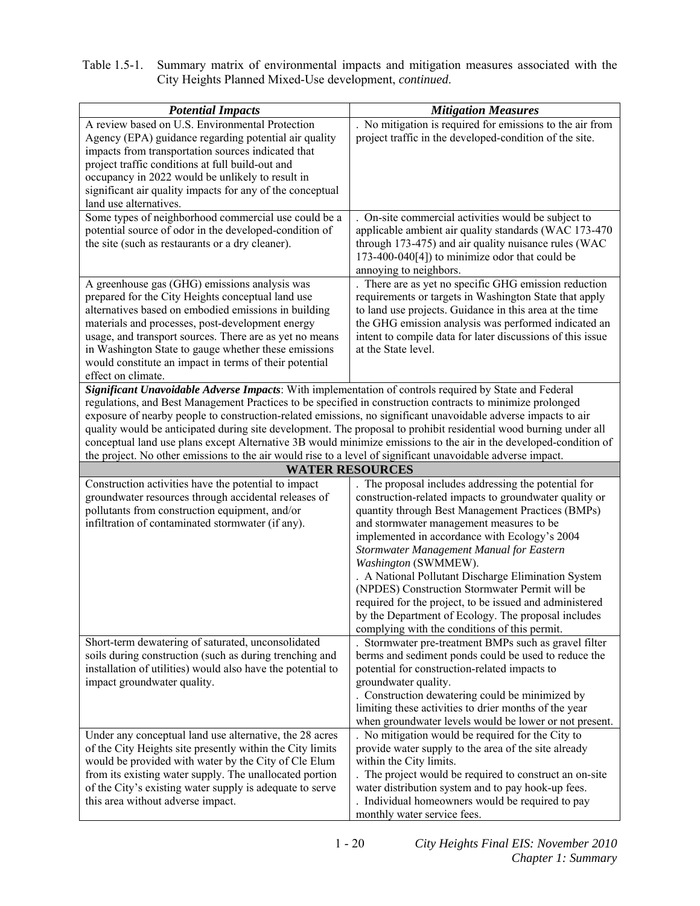Table 1.5-1. Summary matrix of environmental impacts and mitigation measures associated with the City Heights Planned Mixed-Use development, *continued*.

| ***Potential Impacts*** | ***Mitigation Measures*** |
|---|---|
| A review based on U.S. Environmental Protection Agency (EPA) guidance regarding potential air quality impacts from transportation sources indicated that project traffic conditions at full build-out and occupancy in 2022 would be unlikely to result in significant air quality impacts for any of the conceptual land use alternatives. | . No mitigation is required for emissions to the air from project traffic in the developed-condition of the site. |
| Some types of neighborhood commercial use could be a potential source of odor in the developed-condition of the site (such as restaurants or a dry cleaner). | . On-site commercial activities would be subject to applicable ambient air quality standards (WAC 173-470 through 173-475) and air quality nuisance rules (WAC 173-400-040[4]) to minimize odor that could be annoying to neighbors. |
| A greenhouse gas (GHG) emissions analysis was prepared for the City Heights conceptual land use alternatives based on embodied emissions in building materials and processes, post-development energy usage, and transport sources. There are as yet no means in Washington State to gauge whether these emissions would constitute an impact in terms of their potential effect on climate. | . There are as yet no specific GHG emission reduction requirements or targets in Washington State that apply to land use projects. Guidance in this area at the time the GHG emission analysis was performed indicated an intent to compile data for later discussions of this issue at the State level. |
| ***Significant Unavoidable Adverse Impacts***: With implementation of controls required by State and Federal regulations, and Best Management Practices to be specified in construction contracts to minimize prolonged exposure of nearby people to construction-related emissions, no significant unavoidable adverse impacts to air quality would be anticipated during site development. The proposal to prohibit residential wood burning under all conceptual land use plans except Alternative 3B would minimize emissions to the air in the developed-condition of the project. No other emissions to the air would rise to a level of significant unavoidable adverse impact. | |
| **WATER RESOURCES** | |
| Construction activities have the potential to impact groundwater resources through accidental releases of pollutants from construction equipment, and/or infiltration of contaminated stormwater (if any). | . The proposal includes addressing the potential for construction-related impacts to groundwater quality or quantity through Best Management Practices (BMPs) and stormwater management measures to be implemented in accordance with Ecology's 2004 *Stormwater Management Manual for Eastern Washington* (SWMMEW).<br>. A National Pollutant Discharge Elimination System (NPDES) Construction Stormwater Permit will be required for the project, to be issued and administered by the Department of Ecology. The proposal includes complying with the conditions of this permit. |
| Short-term dewatering of saturated, unconsolidated soils during construction (such as during trenching and installation of utilities) would also have the potential to impact groundwater quality. | . Stormwater pre-treatment BMPs such as gravel filter berms and sediment ponds could be used to reduce the potential for construction-related impacts to groundwater quality.<br>. Construction dewatering could be minimized by limiting these activities to drier months of the year when groundwater levels would be lower or not present. |
| Under any conceptual land use alternative, the 28 acres of the City Heights site presently within the City limits would be provided with water by the City of Cle Elum from its existing water supply. The unallocated portion of the City's existing water supply is adequate to serve this area without adverse impact. | . No mitigation would be required for the City to provide water supply to the area of the site already within the City limits.<br>. The project would be required to construct an on-site water distribution system and to pay hook-up fees.<br>. Individual homeowners would be required to pay monthly water service fees. |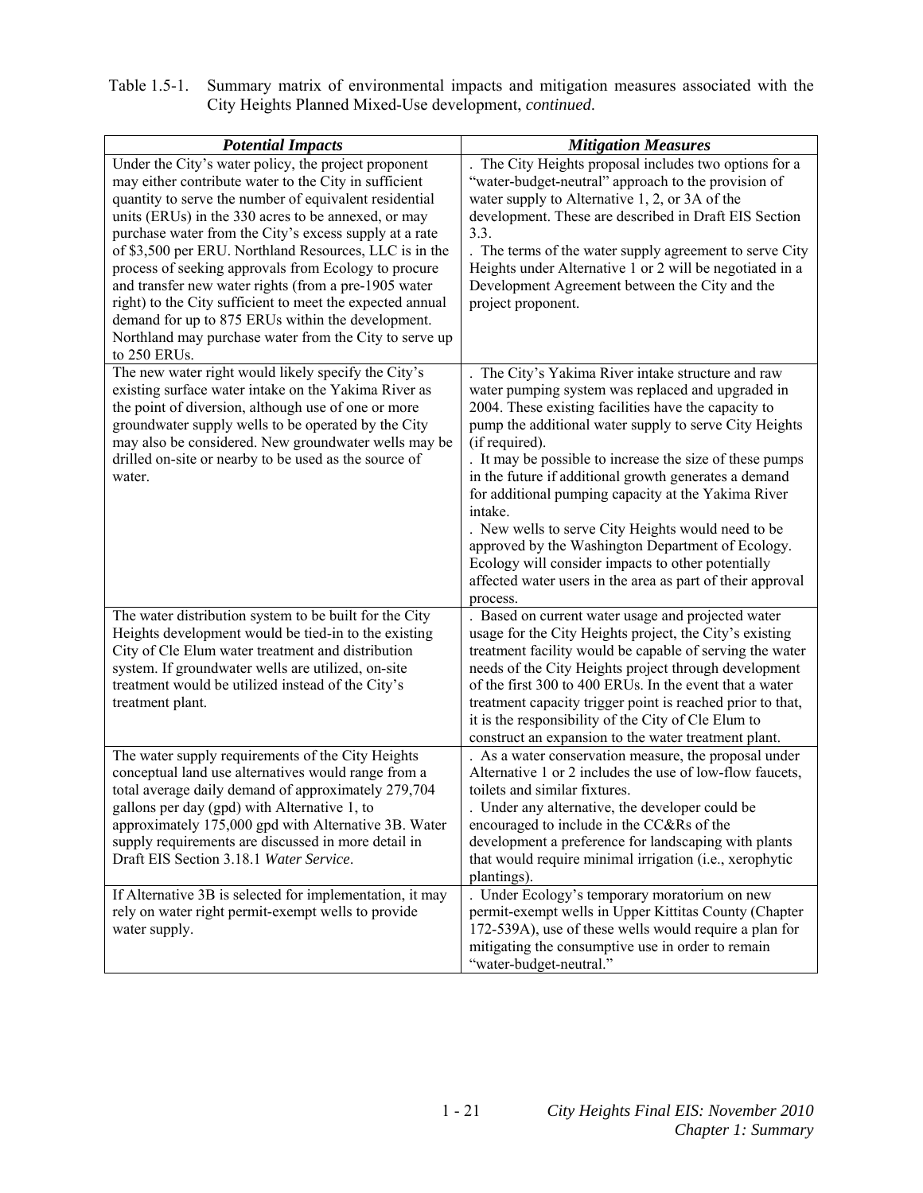Table 1.5-1. Summary matrix of environmental impacts and mitigation measures associated with the City Heights Planned Mixed-Use development, *continued*.

| ***Potential Impacts*** | ***Mitigation Measures*** |
|---|---|
| Under the City's water policy, the project proponent may either contribute water to the City in sufficient quantity to serve the number of equivalent residential units (ERUs) in the 330 acres to be annexed, or may purchase water from the City's excess supply at a rate of $3,500 per ERU. Northland Resources, LLC is in the process of seeking approvals from Ecology to procure and transfer new water rights (from a pre-1905 water right) to the City sufficient to meet the expected annual demand for up to 875 ERUs within the development. Northland may purchase water from the City to serve up to 250 ERUs. | . The City Heights proposal includes two options for a "water-budget-neutral" approach to the provision of water supply to Alternative 1, 2, or 3A of the development. These are described in Draft EIS Section 3.3.<br>. The terms of the water supply agreement to serve City Heights under Alternative 1 or 2 will be negotiated in a Development Agreement between the City and the project proponent. |
| The new water right would likely specify the City's existing surface water intake on the Yakima River as the point of diversion, although use of one or more groundwater supply wells to be operated by the City may also be considered. New groundwater wells may be drilled on-site or nearby to be used as the source of water. | . The City's Yakima River intake structure and raw water pumping system was replaced and upgraded in 2004. These existing facilities have the capacity to pump the additional water supply to serve City Heights (if required).<br>. It may be possible to increase the size of these pumps in the future if additional growth generates a demand for additional pumping capacity at the Yakima River intake.<br>. New wells to serve City Heights would need to be approved by the Washington Department of Ecology. Ecology will consider impacts to other potentially affected water users in the area as part of their approval process. |
| The water distribution system to be built for the City Heights development would be tied-in to the existing City of Cle Elum water treatment and distribution system. If groundwater wells are utilized, on-site treatment would be utilized instead of the City's treatment plant. | . Based on current water usage and projected water usage for the City Heights project, the City's existing treatment facility would be capable of serving the water needs of the City Heights project through development of the first 300 to 400 ERUs. In the event that a water treatment capacity trigger point is reached prior to that, it is the responsibility of the City of Cle Elum to construct an expansion to the water treatment plant. |
| The water supply requirements of the City Heights conceptual land use alternatives would range from a total average daily demand of approximately 279,704 gallons per day (gpd) with Alternative 1, to approximately 175,000 gpd with Alternative 3B. Water supply requirements are discussed in more detail in Draft EIS Section 3.18.1 *Water Service*. | . As a water conservation measure, the proposal under Alternative 1 or 2 includes the use of low-flow faucets, toilets and similar fixtures.<br>. Under any alternative, the developer could be encouraged to include in the CC&Rs of the development a preference for landscaping with plants that would require minimal irrigation (i.e., xerophytic plantings). |
| If Alternative 3B is selected for implementation, it may rely on water right permit-exempt wells to provide water supply. | . Under Ecology's temporary moratorium on new permit-exempt wells in Upper Kittitas County (Chapter 172-539A), use of these wells would require a plan for mitigating the consumptive use in order to remain "water-budget-neutral." |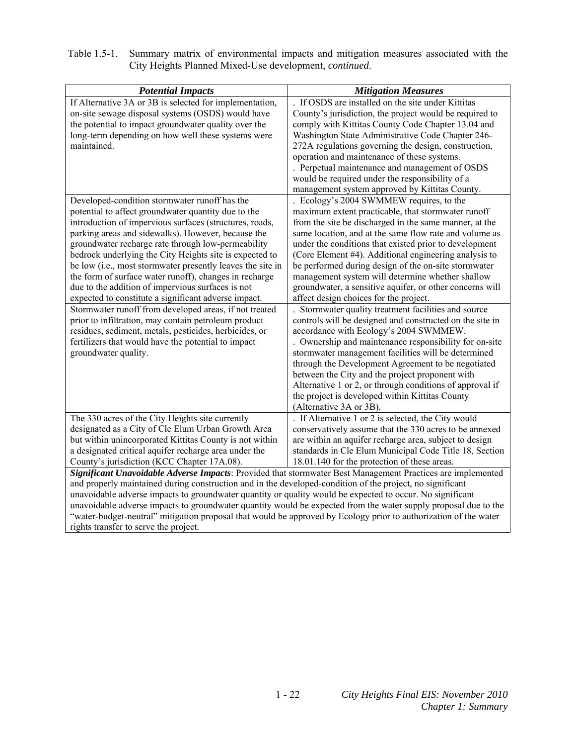Table 1.5-1. Summary matrix of environmental impacts and mitigation measures associated with the City Heights Planned Mixed-Use development, *continued*.

| ***Potential Impacts*** | ***Mitigation Measures*** |
|---|---|
| If Alternative 3A or 3B is selected for implementation, on-site sewage disposal systems (OSDS) would have the potential to impact groundwater quality over the long-term depending on how well these systems were maintained. | . If OSDS are installed on the site under Kittitas County's jurisdiction, the project would be required to comply with Kittitas County Code Chapter 13.04 and Washington State Administrative Code Chapter 246-272A regulations governing the design, construction, operation and maintenance of these systems.<br>. Perpetual maintenance and management of OSDS would be required under the responsibility of a management system approved by Kittitas County. |
| Developed-condition stormwater runoff has the potential to affect groundwater quantity due to the introduction of impervious surfaces (structures, roads, parking areas and sidewalks). However, because the groundwater recharge rate through low-permeability bedrock underlying the City Heights site is expected to be low (i.e., most stormwater presently leaves the site in the form of surface water runoff), changes in recharge due to the addition of impervious surfaces is not expected to constitute a significant adverse impact. | . Ecology's 2004 SWMMEW requires, to the maximum extent practicable, that stormwater runoff from the site be discharged in the same manner, at the same location, and at the same flow rate and volume as under the conditions that existed prior to development (Core Element #4). Additional engineering analysis to be performed during design of the on-site stormwater management system will determine whether shallow groundwater, a sensitive aquifer, or other concerns will affect design choices for the project. |
| Stormwater runoff from developed areas, if not treated prior to infiltration, may contain petroleum product residues, sediment, metals, pesticides, herbicides, or fertilizers that would have the potential to impact groundwater quality. | . Stormwater quality treatment facilities and source controls will be designed and constructed on the site in accordance with Ecology's 2004 SWMMEW.<br>. Ownership and maintenance responsibility for on-site stormwater management facilities will be determined through the Development Agreement to be negotiated between the City and the project proponent with Alternative 1 or 2, or through conditions of approval if the project is developed within Kittitas County (Alternative 3A or 3B). |
| The 330 acres of the City Heights site currently designated as a City of Cle Elum Urban Growth Area but within unincorporated Kittitas County is not within a designated critical aquifer recharge area under the County's jurisdiction (KCC Chapter 17A.08). | . If Alternative 1 or 2 is selected, the City would conservatively assume that the 330 acres to be annexed are within an aquifer recharge area, subject to design standards in Cle Elum Municipal Code Title 18, Section 18.01.140 for the protection of these areas. |
| ***Significant Unavoidable Adverse Impacts***: Provided that stormwater Best Management Practices are implemented and properly maintained during construction and in the developed-condition of the project, no significant unavoidable adverse impacts to groundwater quantity or quality would be expected to occur. No significant unavoidable adverse impacts to groundwater quantity would be expected from the water supply proposal due to the "water-budget-neutral" mitigation proposal that would be approved by Ecology prior to authorization of the water rights transfer to serve the project. | |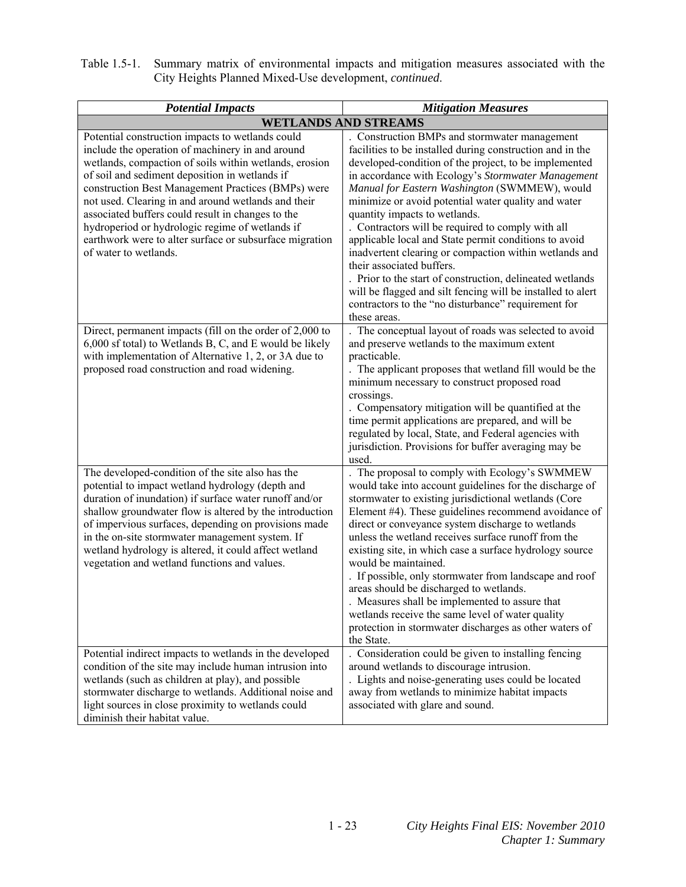Table 1.5-1. Summary matrix of environmental impacts and mitigation measures associated with the City Heights Planned Mixed-Use development, *continued*.

| ***Potential Impacts*** | ***Mitigation Measures*** |
|---|---|
| **WETLANDS AND STREAMS** | |
| Potential construction impacts to wetlands could include the operation of machinery in and around wetlands, compaction of soils within wetlands, erosion of soil and sediment deposition in wetlands if construction Best Management Practices (BMPs) were not used. Clearing in and around wetlands and their associated buffers could result in changes to the hydroperiod or hydrologic regime of wetlands if earthwork were to alter surface or subsurface migration of water to wetlands. | . Construction BMPs and stormwater management facilities to be installed during construction and in the developed-condition of the project, to be implemented in accordance with Ecology's *Stormwater Management Manual for Eastern Washington* (SWMMEW), would minimize or avoid potential water quality and water quantity impacts to wetlands.<br>. Contractors will be required to comply with all applicable local and State permit conditions to avoid inadvertent clearing or compaction within wetlands and their associated buffers.<br>. Prior to the start of construction, delineated wetlands will be flagged and silt fencing will be installed to alert contractors to the "no disturbance" requirement for these areas. |
| Direct, permanent impacts (fill on the order of 2,000 to 6,000 sf total) to Wetlands B, C, and E would be likely with implementation of Alternative 1, 2, or 3A due to proposed road construction and road widening. | . The conceptual layout of roads was selected to avoid and preserve wetlands to the maximum extent practicable.<br>. The applicant proposes that wetland fill would be the minimum necessary to construct proposed road crossings.<br>. Compensatory mitigation will be quantified at the time permit applications are prepared, and will be regulated by local, State, and Federal agencies with jurisdiction. Provisions for buffer averaging may be used. |
| The developed-condition of the site also has the potential to impact wetland hydrology (depth and duration of inundation) if surface water runoff and/or shallow groundwater flow is altered by the introduction of impervious surfaces, depending on provisions made in the on-site stormwater management system. If wetland hydrology is altered, it could affect wetland vegetation and wetland functions and values. | . The proposal to comply with Ecology's SWMMEW would take into account guidelines for the discharge of stormwater to existing jurisdictional wetlands (Core Element #4). These guidelines recommend avoidance of direct or conveyance system discharge to wetlands unless the wetland receives surface runoff from the existing site, in which case a surface hydrology source would be maintained.<br>. If possible, only stormwater from landscape and roof areas should be discharged to wetlands.<br>. Measures shall be implemented to assure that wetlands receive the same level of water quality protection in stormwater discharges as other waters of the State. |
| Potential indirect impacts to wetlands in the developed condition of the site may include human intrusion into wetlands (such as children at play), and possible stormwater discharge to wetlands. Additional noise and light sources in close proximity to wetlands could diminish their habitat value. | . Consideration could be given to installing fencing around wetlands to discourage intrusion.<br>. Lights and noise-generating uses could be located away from wetlands to minimize habitat impacts associated with glare and sound. |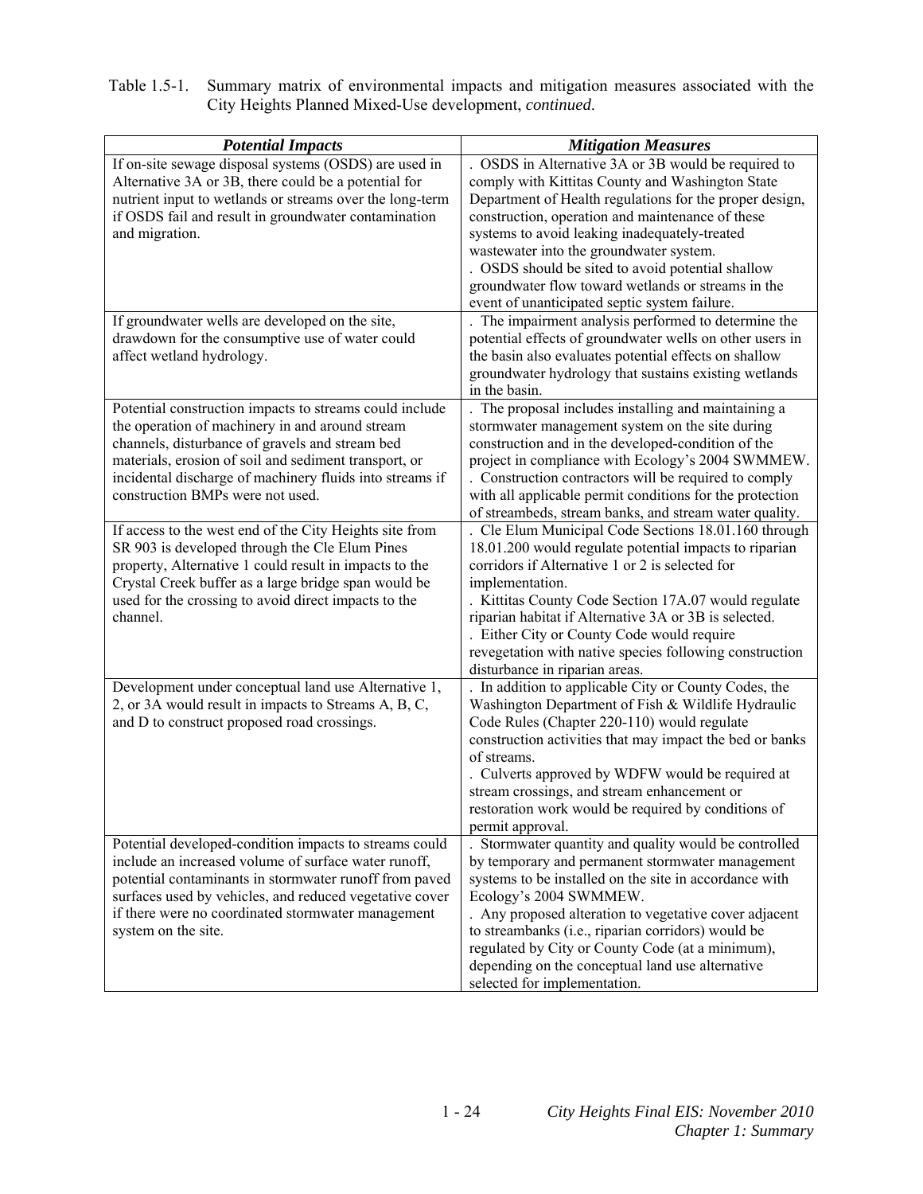Table 1.5-1. Summary matrix of environmental impacts and mitigation measures associated with the City Heights Planned Mixed-Use development, *continued*.

| ***Potential Impacts*** | ***Mitigation Measures*** |
|---|---|
| If on-site sewage disposal systems (OSDS) are used in Alternative 3A or 3B, there could be a potential for nutrient input to wetlands or streams over the long-term if OSDS fail and result in groundwater contamination and migration. | . OSDS in Alternative 3A or 3B would be required to comply with Kittitas County and Washington State Department of Health regulations for the proper design, construction, operation and maintenance of these systems to avoid leaking inadequately-treated wastewater into the groundwater system.<br>. OSDS should be sited to avoid potential shallow groundwater flow toward wetlands or streams in the event of unanticipated septic system failure. |
| If groundwater wells are developed on the site, drawdown for the consumptive use of water could affect wetland hydrology. | . The impairment analysis performed to determine the potential effects of groundwater wells on other users in the basin also evaluates potential effects on shallow groundwater hydrology that sustains existing wetlands in the basin. |
| Potential construction impacts to streams could include the operation of machinery in and around stream channels, disturbance of gravels and stream bed materials, erosion of soil and sediment transport, or incidental discharge of machinery fluids into streams if construction BMPs were not used. | . The proposal includes installing and maintaining a stormwater management system on the site during construction and in the developed-condition of the project in compliance with Ecology's 2004 SWMMEW.<br>. Construction contractors will be required to comply with all applicable permit conditions for the protection of streambeds, stream banks, and stream water quality. |
| If access to the west end of the City Heights site from SR 903 is developed through the Cle Elum Pines property, Alternative 1 could result in impacts to the Crystal Creek buffer as a large bridge span would be used for the crossing to avoid direct impacts to the channel. | . Cle Elum Municipal Code Sections 18.01.160 through 18.01.200 would regulate potential impacts to riparian corridors if Alternative 1 or 2 is selected for implementation.<br>. Kittitas County Code Section 17A.07 would regulate riparian habitat if Alternative 3A or 3B is selected.<br>. Either City or County Code would require revegetation with native species following construction disturbance in riparian areas. |
| Development under conceptual land use Alternative 1, 2, or 3A would result in impacts to Streams A, B, C, and D to construct proposed road crossings. | . In addition to applicable City or County Codes, the Washington Department of Fish & Wildlife Hydraulic Code Rules (Chapter 220-110) would regulate construction activities that may impact the bed or banks of streams.<br>. Culverts approved by WDFW would be required at stream crossings, and stream enhancement or restoration work would be required by conditions of permit approval. |
| Potential developed-condition impacts to streams could include an increased volume of surface water runoff, potential contaminants in stormwater runoff from paved surfaces used by vehicles, and reduced vegetative cover if there were no coordinated stormwater management system on the site. | . Stormwater quantity and quality would be controlled by temporary and permanent stormwater management systems to be installed on the site in accordance with Ecology's 2004 SWMMEW.<br>. Any proposed alteration to vegetative cover adjacent to streambanks (i.e., riparian corridors) would be regulated by City or County Code (at a minimum), depending on the conceptual land use alternative selected for implementation. |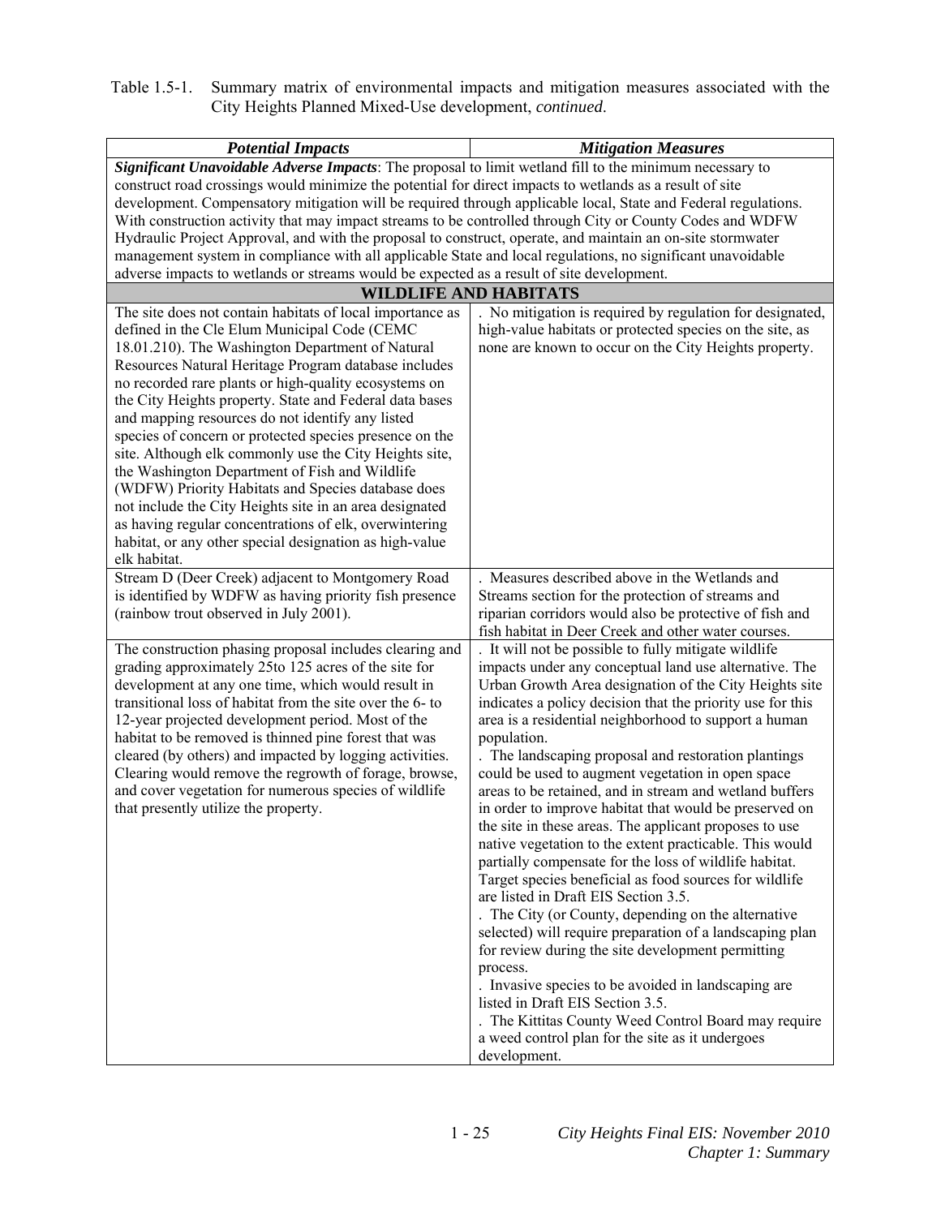Table 1.5-1. Summary matrix of environmental impacts and mitigation measures associated with the City Heights Planned Mixed-Use development, *continued*.

| ***Potential Impacts*** | ***Mitigation Measures*** |
|---|---|
| ***Significant Unavoidable Adverse Impacts***: The proposal to limit wetland fill to the minimum necessary to construct road crossings would minimize the potential for direct impacts to wetlands as a result of site development. Compensatory mitigation will be required through applicable local, State and Federal regulations. With construction activity that may impact streams to be controlled through City or County Codes and WDFW Hydraulic Project Approval, and with the proposal to construct, operate, and maintain an on-site stormwater management system in compliance with all applicable State and local regulations, no significant unavoidable adverse impacts to wetlands or streams would be expected as a result of site development. | |
| **WILDLIFE AND HABITATS** | |
| The site does not contain habitats of local importance as defined in the Cle Elum Municipal Code (CEMC 18.01.210). The Washington Department of Natural Resources Natural Heritage Program database includes no recorded rare plants or high-quality ecosystems on the City Heights property. State and Federal data bases and mapping resources do not identify any listed species of concern or protected species presence on the site. Although elk commonly use the City Heights site, the Washington Department of Fish and Wildlife (WDFW) Priority Habitats and Species database does not include the City Heights site in an area designated as having regular concentrations of elk, overwintering habitat, or any other special designation as high-value elk habitat. | . No mitigation is required by regulation for designated, high-value habitats or protected species on the site, as none are known to occur on the City Heights property. |
| Stream D (Deer Creek) adjacent to Montgomery Road is identified by WDFW as having priority fish presence (rainbow trout observed in July 2001). | . Measures described above in the Wetlands and Streams section for the protection of streams and riparian corridors would also be protective of fish and fish habitat in Deer Creek and other water courses. |
| The construction phasing proposal includes clearing and grading approximately 25to 125 acres of the site for development at any one time, which would result in transitional loss of habitat from the site over the 6- to 12-year projected development period. Most of the habitat to be removed is thinned pine forest that was cleared (by others) and impacted by logging activities. Clearing would remove the regrowth of forage, browse, and cover vegetation for numerous species of wildlife that presently utilize the property. | . It will not be possible to fully mitigate wildlife impacts under any conceptual land use alternative. The Urban Growth Area designation of the City Heights site indicates a policy decision that the priority use for this area is a residential neighborhood to support a human population.<br>. The landscaping proposal and restoration plantings could be used to augment vegetation in open space areas to be retained, and in stream and wetland buffers in order to improve habitat that would be preserved on the site in these areas. The applicant proposes to use native vegetation to the extent practicable. This would partially compensate for the loss of wildlife habitat. Target species beneficial as food sources for wildlife are listed in Draft EIS Section 3.5.<br>. The City (or County, depending on the alternative selected) will require preparation of a landscaping plan for review during the site development permitting process.<br>. Invasive species to be avoided in landscaping are listed in Draft EIS Section 3.5.<br>. The Kittitas County Weed Control Board may require a weed control plan for the site as it undergoes development. |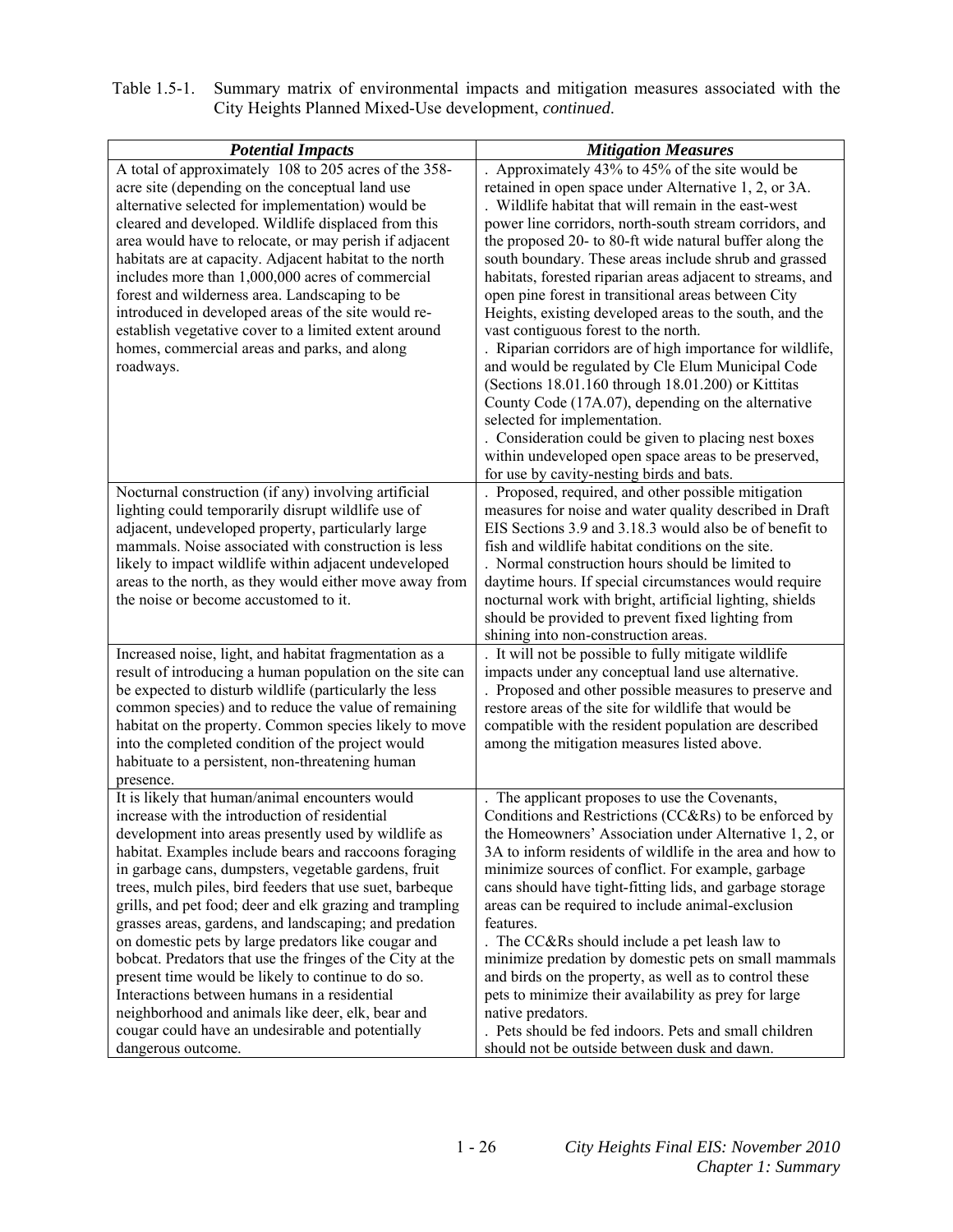Table 1.5-1. Summary matrix of environmental impacts and mitigation measures associated with the City Heights Planned Mixed-Use development, *continued*.

| ***Potential Impacts*** | ***Mitigation Measures*** |
|---|---|
| A total of approximately 108 to 205 acres of the 358-acre site (depending on the conceptual land use alternative selected for implementation) would be cleared and developed. Wildlife displaced from this area would have to relocate, or may perish if adjacent habitats are at capacity. Adjacent habitat to the north includes more than 1,000,000 acres of commercial forest and wilderness area. Landscaping to be introduced in developed areas of the site would re-establish vegetative cover to a limited extent around homes, commercial areas and parks, and along roadways. | . Approximately 43% to 45% of the site would be retained in open space under Alternative 1, 2, or 3A.<br>. Wildlife habitat that will remain in the east-west power line corridors, north-south stream corridors, and the proposed 20- to 80-ft wide natural buffer along the south boundary. These areas include shrub and grassed habitats, forested riparian areas adjacent to streams, and open pine forest in transitional areas between City Heights, existing developed areas to the south, and the vast contiguous forest to the north.<br>. Riparian corridors are of high importance for wildlife, and would be regulated by Cle Elum Municipal Code (Sections 18.01.160 through 18.01.200) or Kittitas County Code (17A.07), depending on the alternative selected for implementation.<br>. Consideration could be given to placing nest boxes within undeveloped open space areas to be preserved, for use by cavity-nesting birds and bats. |
| Nocturnal construction (if any) involving artificial lighting could temporarily disrupt wildlife use of adjacent, undeveloped property, particularly large mammals. Noise associated with construction is less likely to impact wildlife within adjacent undeveloped areas to the north, as they would either move away from the noise or become accustomed to it. | . Proposed, required, and other possible mitigation measures for noise and water quality described in Draft EIS Sections 3.9 and 3.18.3 would also be of benefit to fish and wildlife habitat conditions on the site.<br>. Normal construction hours should be limited to daytime hours. If special circumstances would require nocturnal work with bright, artificial lighting, shields should be provided to prevent fixed lighting from shining into non-construction areas. |
| Increased noise, light, and habitat fragmentation as a result of introducing a human population on the site can be expected to disturb wildlife (particularly the less common species) and to reduce the value of remaining habitat on the property. Common species likely to move into the completed condition of the project would habituate to a persistent, non-threatening human presence. | . It will not be possible to fully mitigate wildlife impacts under any conceptual land use alternative.<br>. Proposed and other possible measures to preserve and restore areas of the site for wildlife that would be compatible with the resident population are described among the mitigation measures listed above. |
| It is likely that human/animal encounters would increase with the introduction of residential development into areas presently used by wildlife as habitat. Examples include bears and raccoons foraging in garbage cans, dumpsters, vegetable gardens, fruit trees, mulch piles, bird feeders that use suet, barbeque grills, and pet food; deer and elk grazing and trampling grasses areas, gardens, and landscaping; and predation on domestic pets by large predators like cougar and bobcat. Predators that use the fringes of the City at the present time would be likely to continue to do so. Interactions between humans in a residential neighborhood and animals like deer, elk, bear and cougar could have an undesirable and potentially dangerous outcome. | . The applicant proposes to use the Covenants, Conditions and Restrictions (CC&Rs) to be enforced by the Homeowners' Association under Alternative 1, 2, or 3A to inform residents of wildlife in the area and how to minimize sources of conflict. For example, garbage cans should have tight-fitting lids, and garbage storage areas can be required to include animal-exclusion features.<br>. The CC&Rs should include a pet leash law to minimize predation by domestic pets on small mammals and birds on the property, as well as to control these pets to minimize their availability as prey for large native predators.<br>. Pets should be fed indoors. Pets and small children should not be outside between dusk and dawn. |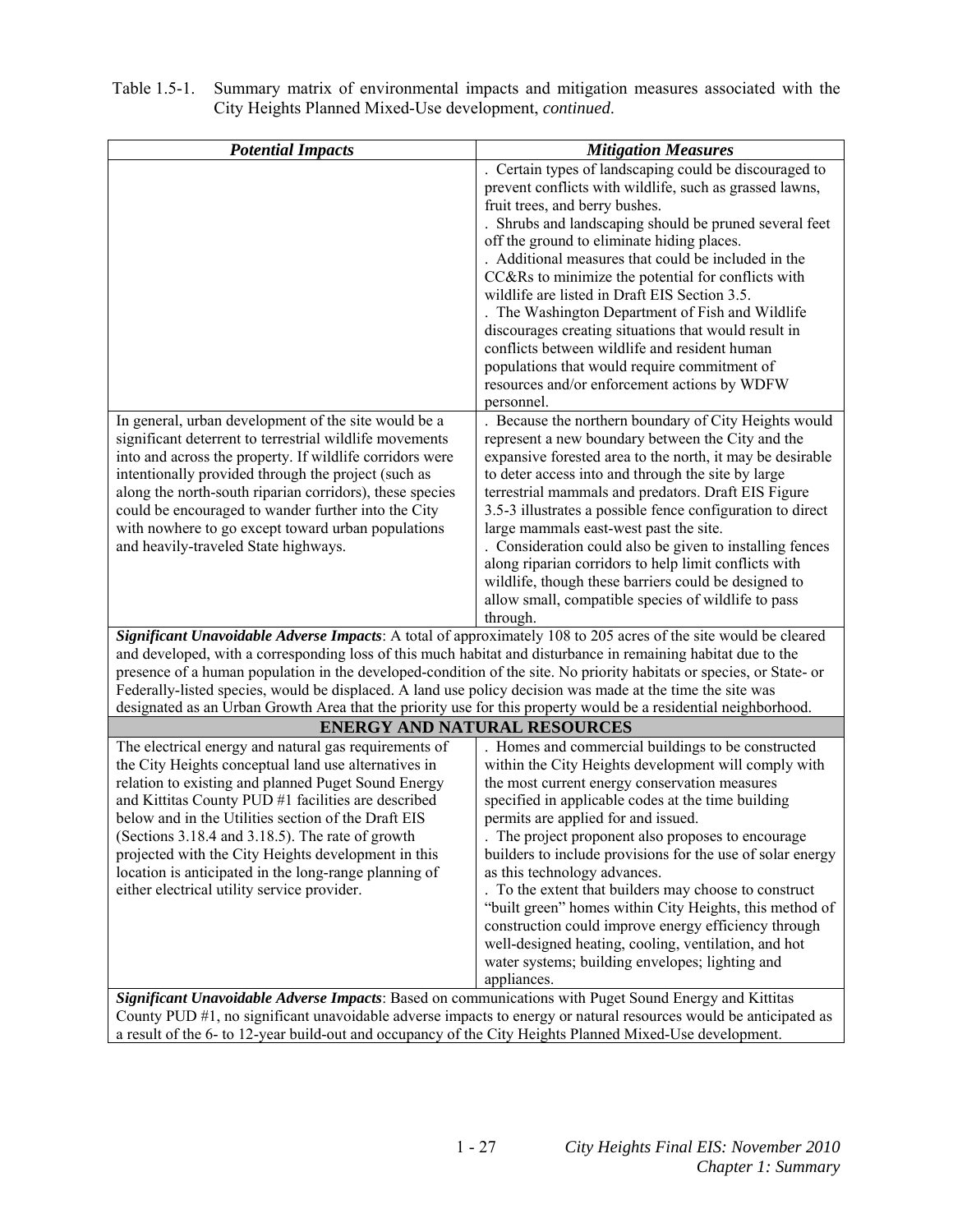Table 1.5-1. Summary matrix of environmental impacts and mitigation measures associated with the City Heights Planned Mixed-Use development, *continued*.

| ***Potential Impacts*** | ***Mitigation Measures*** |
|---|---|
| | . Certain types of landscaping could be discouraged to prevent conflicts with wildlife, such as grassed lawns, fruit trees, and berry bushes.<br>. Shrubs and landscaping should be pruned several feet off the ground to eliminate hiding places.<br>. Additional measures that could be included in the CC&Rs to minimize the potential for conflicts with wildlife are listed in Draft EIS Section 3.5.<br>. The Washington Department of Fish and Wildlife discourages creating situations that would result in conflicts between wildlife and resident human populations that would require commitment of resources and/or enforcement actions by WDFW personnel. |
| In general, urban development of the site would be a significant deterrent to terrestrial wildlife movements into and across the property. If wildlife corridors were intentionally provided through the project (such as along the north-south riparian corridors), these species could be encouraged to wander further into the City with nowhere to go except toward urban populations and heavily-traveled State highways. | . Because the northern boundary of City Heights would represent a new boundary between the City and the expansive forested area to the north, it may be desirable to deter access into and through the site by large terrestrial mammals and predators. Draft EIS Figure 3.5-3 illustrates a possible fence configuration to direct large mammals east-west past the site.<br>. Consideration could also be given to installing fences along riparian corridors to help limit conflicts with wildlife, though these barriers could be designed to allow small, compatible species of wildlife to pass through. |
| ***Significant Unavoidable Adverse Impacts***: A total of approximately 108 to 205 acres of the site would be cleared and developed, with a corresponding loss of this much habitat and disturbance in remaining habitat due to the presence of a human population in the developed-condition of the site. No priority habitats or species, or State- or Federally-listed species, would be displaced. A land use policy decision was made at the time the site was designated as an Urban Growth Area that the priority use for this property would be a residential neighborhood. | |
| **ENERGY AND NATURAL RESOURCES** | |
| The electrical energy and natural gas requirements of the City Heights conceptual land use alternatives in relation to existing and planned Puget Sound Energy and Kittitas County PUD #1 facilities are described below and in the Utilities section of the Draft EIS (Sections 3.18.4 and 3.18.5). The rate of growth projected with the City Heights development in this location is anticipated in the long-range planning of either electrical utility service provider. | . Homes and commercial buildings to be constructed within the City Heights development will comply with the most current energy conservation measures specified in applicable codes at the time building permits are applied for and issued.<br>. The project proponent also proposes to encourage builders to include provisions for the use of solar energy as this technology advances.<br>. To the extent that builders may choose to construct "built green" homes within City Heights, this method of construction could improve energy efficiency through well-designed heating, cooling, ventilation, and hot water systems; building envelopes; lighting and appliances. |
| ***Significant Unavoidable Adverse Impacts***: Based on communications with Puget Sound Energy and Kittitas County PUD #1, no significant unavoidable adverse impacts to energy or natural resources would be anticipated as a result of the 6- to 12-year build-out and occupancy of the City Heights Planned Mixed-Use development. | |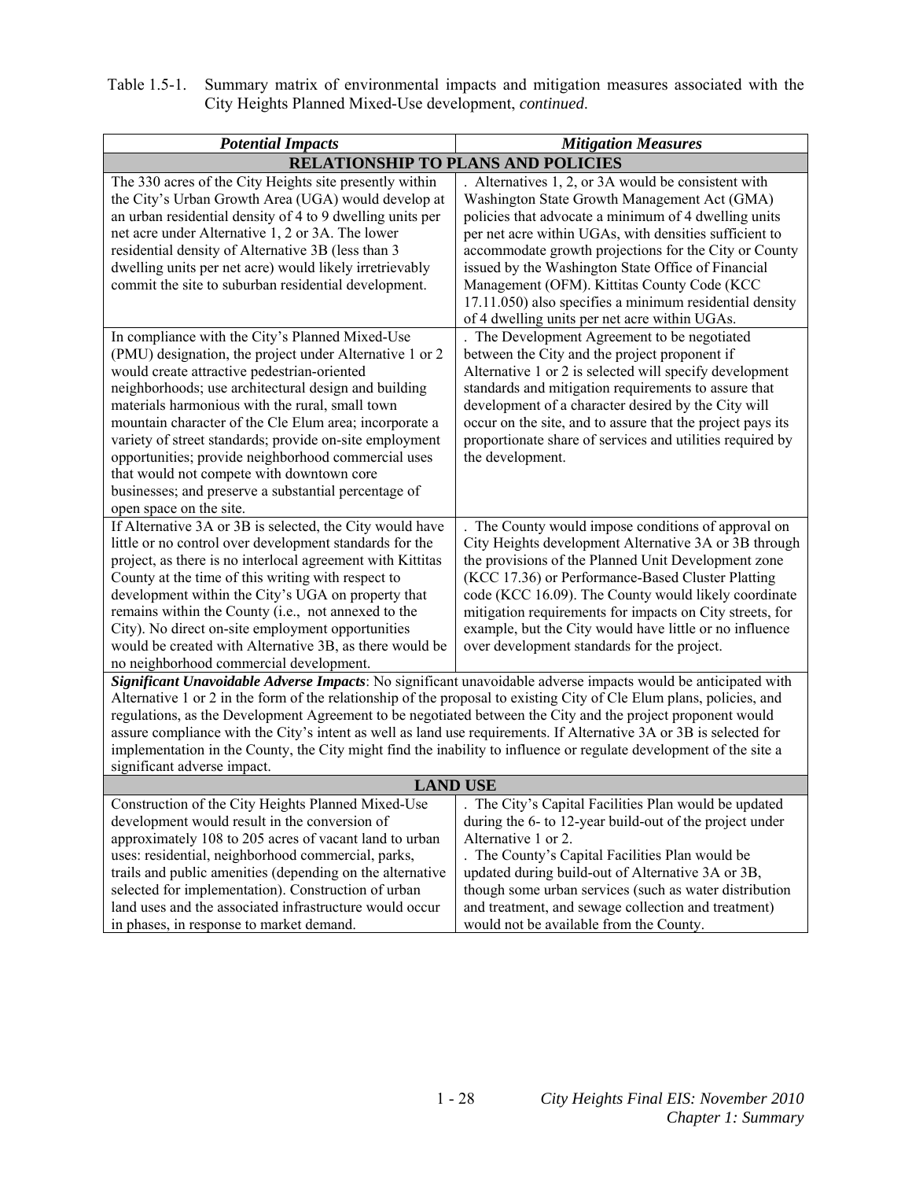Table 1.5-1. Summary matrix of environmental impacts and mitigation measures associated with the City Heights Planned Mixed-Use development, *continued*.

| *Potential Impacts* | *Mitigation Measures* |
|---|---|
| **RELATIONSHIP TO PLANS AND POLICIES** | |
| The 330 acres of the City Heights site presently within the City's Urban Growth Area (UGA) would develop at an urban residential density of 4 to 9 dwelling units per net acre under Alternative 1, 2 or 3A. The lower residential density of Alternative 3B (less than 3 dwelling units per net acre) would likely irretrievably commit the site to suburban residential development. | . Alternatives 1, 2, or 3A would be consistent with Washington State Growth Management Act (GMA) policies that advocate a minimum of 4 dwelling units per net acre within UGAs, with densities sufficient to accommodate growth projections for the City or County issued by the Washington State Office of Financial Management (OFM). Kittitas County Code (KCC 17.11.050) also specifies a minimum residential density of 4 dwelling units per net acre within UGAs. |
| In compliance with the City's Planned Mixed-Use (PMU) designation, the project under Alternative 1 or 2 would create attractive pedestrian-oriented neighborhoods; use architectural design and building materials harmonious with the rural, small town mountain character of the Cle Elum area; incorporate a variety of street standards; provide on-site employment opportunities; provide neighborhood commercial uses that would not compete with downtown core businesses; and preserve a substantial percentage of open space on the site. | . The Development Agreement to be negotiated between the City and the project proponent if Alternative 1 or 2 is selected will specify development standards and mitigation requirements to assure that development of a character desired by the City will occur on the site, and to assure that the project pays its proportionate share of services and utilities required by the development. |
| If Alternative 3A or 3B is selected, the City would have little or no control over development standards for the project, as there is no interlocal agreement with Kittitas County at the time of this writing with respect to development within the City's UGA on property that remains within the County (i.e., not annexed to the City). No direct on-site employment opportunities would be created with Alternative 3B, as there would be no neighborhood commercial development. | . The County would impose conditions of approval on City Heights development Alternative 3A or 3B through the provisions of the Planned Unit Development zone (KCC 17.36) or Performance-Based Cluster Platting code (KCC 16.09). The County would likely coordinate mitigation requirements for impacts on City streets, for example, but the City would have little or no influence over development standards for the project. |
| ***Significant Unavoidable Adverse Impacts***: No significant unavoidable adverse impacts would be anticipated with Alternative 1 or 2 in the form of the relationship of the proposal to existing City of Cle Elum plans, policies, and regulations, as the Development Agreement to be negotiated between the City and the project proponent would assure compliance with the City's intent as well as land use requirements. If Alternative 3A or 3B is selected for implementation in the County, the City might find the inability to influence or regulate development of the site a significant adverse impact. | |
| **LAND USE** | |
| Construction of the City Heights Planned Mixed-Use development would result in the conversion of approximately 108 to 205 acres of vacant land to urban uses: residential, neighborhood commercial, parks, trails and public amenities (depending on the alternative selected for implementation). Construction of urban land uses and the associated infrastructure would occur in phases, in response to market demand. | . The City's Capital Facilities Plan would be updated during the 6- to 12-year build-out of the project under Alternative 1 or 2.<br>. The County's Capital Facilities Plan would be updated during build-out of Alternative 3A or 3B, though some urban services (such as water distribution and treatment, and sewage collection and treatment) would not be available from the County. |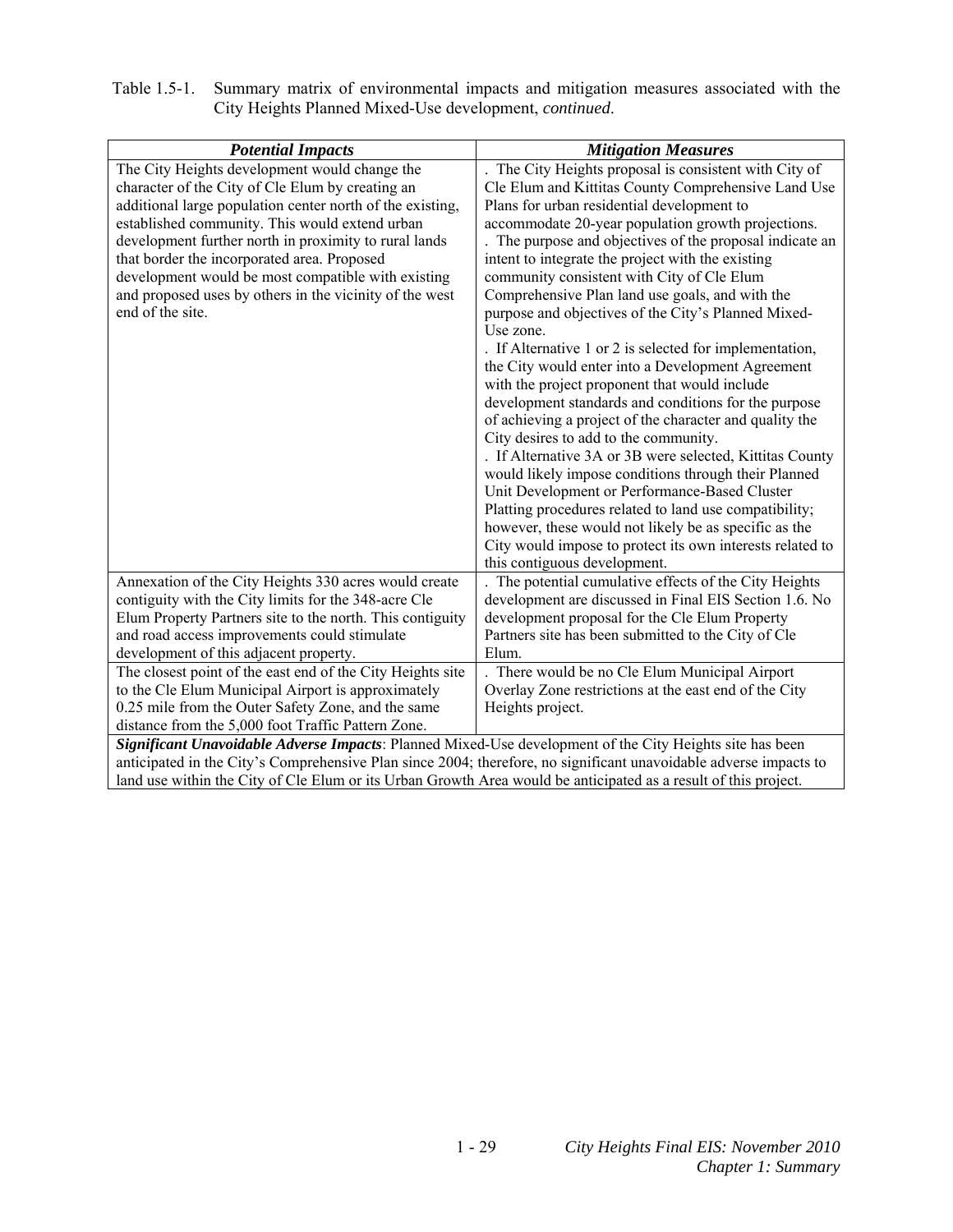Table 1.5-1. Summary matrix of environmental impacts and mitigation measures associated with the City Heights Planned Mixed-Use development, *continued*.

| ***Potential Impacts*** | ***Mitigation Measures*** |
|---|---|
| The City Heights development would change the character of the City of Cle Elum by creating an additional large population center north of the existing, established community. This would extend urban development further north in proximity to rural lands that border the incorporated area. Proposed development would be most compatible with existing and proposed uses by others in the vicinity of the west end of the site. | . The City Heights proposal is consistent with City of Cle Elum and Kittitas County Comprehensive Land Use Plans for urban residential development to accommodate 20-year population growth projections.<br>. The purpose and objectives of the proposal indicate an intent to integrate the project with the existing community consistent with City of Cle Elum Comprehensive Plan land use goals, and with the purpose and objectives of the City's Planned Mixed-Use zone.<br>. If Alternative 1 or 2 is selected for implementation, the City would enter into a Development Agreement with the project proponent that would include development standards and conditions for the purpose of achieving a project of the character and quality the City desires to add to the community.<br>. If Alternative 3A or 3B were selected, Kittitas County would likely impose conditions through their Planned Unit Development or Performance-Based Cluster Platting procedures related to land use compatibility; however, these would not likely be as specific as the City would impose to protect its own interests related to this contiguous development. |
| Annexation of the City Heights 330 acres would create contiguity with the City limits for the 348-acre Cle Elum Property Partners site to the north. This contiguity and road access improvements could stimulate development of this adjacent property. | . The potential cumulative effects of the City Heights development are discussed in Final EIS Section 1.6. No development proposal for the Cle Elum Property Partners site has been submitted to the City of Cle Elum. |
| The closest point of the east end of the City Heights site to the Cle Elum Municipal Airport is approximately 0.25 mile from the Outer Safety Zone, and the same distance from the 5,000 foot Traffic Pattern Zone. | . There would be no Cle Elum Municipal Airport Overlay Zone restrictions at the east end of the City Heights project. |
| ***Significant Unavoidable Adverse Impacts***: Planned Mixed-Use development of the City Heights site has been anticipated in the City's Comprehensive Plan since 2004; therefore, no significant unavoidable adverse impacts to land use within the City of Cle Elum or its Urban Growth Area would be anticipated as a result of this project. | |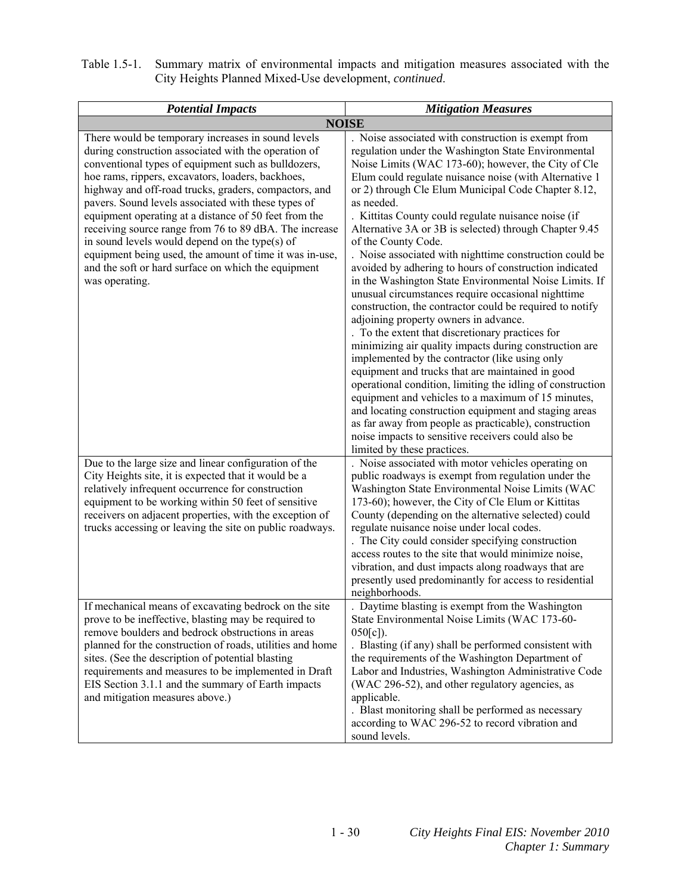Table 1.5-1. Summary matrix of environmental impacts and mitigation measures associated with the City Heights Planned Mixed-Use development, *continued*.

| ***Potential Impacts*** | ***Mitigation Measures*** |
|---|---|
| **NOISE** | |
| There would be temporary increases in sound levels during construction associated with the operation of conventional types of equipment such as bulldozers, hoe rams, rippers, excavators, loaders, backhoes, highway and off-road trucks, graders, compactors, and pavers. Sound levels associated with these types of equipment operating at a distance of 50 feet from the receiving source range from 76 to 89 dBA. The increase in sound levels would depend on the type(s) of equipment being used, the amount of time it was in-use, and the soft or hard surface on which the equipment was operating. | . Noise associated with construction is exempt from regulation under the Washington State Environmental Noise Limits (WAC 173-60); however, the City of Cle Elum could regulate nuisance noise (with Alternative 1 or 2) through Cle Elum Municipal Code Chapter 8.12, as needed.<br>. Kittitas County could regulate nuisance noise (if Alternative 3A or 3B is selected) through Chapter 9.45 of the County Code.<br>. Noise associated with nighttime construction could be avoided by adhering to hours of construction indicated in the Washington State Environmental Noise Limits. If unusual circumstances require occasional nighttime construction, the contractor could be required to notify adjoining property owners in advance.<br>. To the extent that discretionary practices for minimizing air quality impacts during construction are implemented by the contractor (like using only equipment and trucks that are maintained in good operational condition, limiting the idling of construction equipment and vehicles to a maximum of 15 minutes, and locating construction equipment and staging areas as far away from people as practicable), construction noise impacts to sensitive receivers could also be limited by these practices. |
| Due to the large size and linear configuration of the City Heights site, it is expected that it would be a relatively infrequent occurrence for construction equipment to be working within 50 feet of sensitive receivers on adjacent properties, with the exception of trucks accessing or leaving the site on public roadways. | . Noise associated with motor vehicles operating on public roadways is exempt from regulation under the Washington State Environmental Noise Limits (WAC 173-60); however, the City of Cle Elum or Kittitas County (depending on the alternative selected) could regulate nuisance noise under local codes.<br>. The City could consider specifying construction access routes to the site that would minimize noise, vibration, and dust impacts along roadways that are presently used predominantly for access to residential neighborhoods. |
| If mechanical means of excavating bedrock on the site prove to be ineffective, blasting may be required to remove boulders and bedrock obstructions in areas planned for the construction of roads, utilities and home sites. (See the description of potential blasting requirements and measures to be implemented in Draft EIS Section 3.1.1 and the summary of Earth impacts and mitigation measures above.) | . Daytime blasting is exempt from the Washington State Environmental Noise Limits (WAC 173-60-050[c]).<br>. Blasting (if any) shall be performed consistent with the requirements of the Washington Department of Labor and Industries, Washington Administrative Code (WAC 296-52), and other regulatory agencies, as applicable.<br>. Blast monitoring shall be performed as necessary according to WAC 296-52 to record vibration and sound levels. |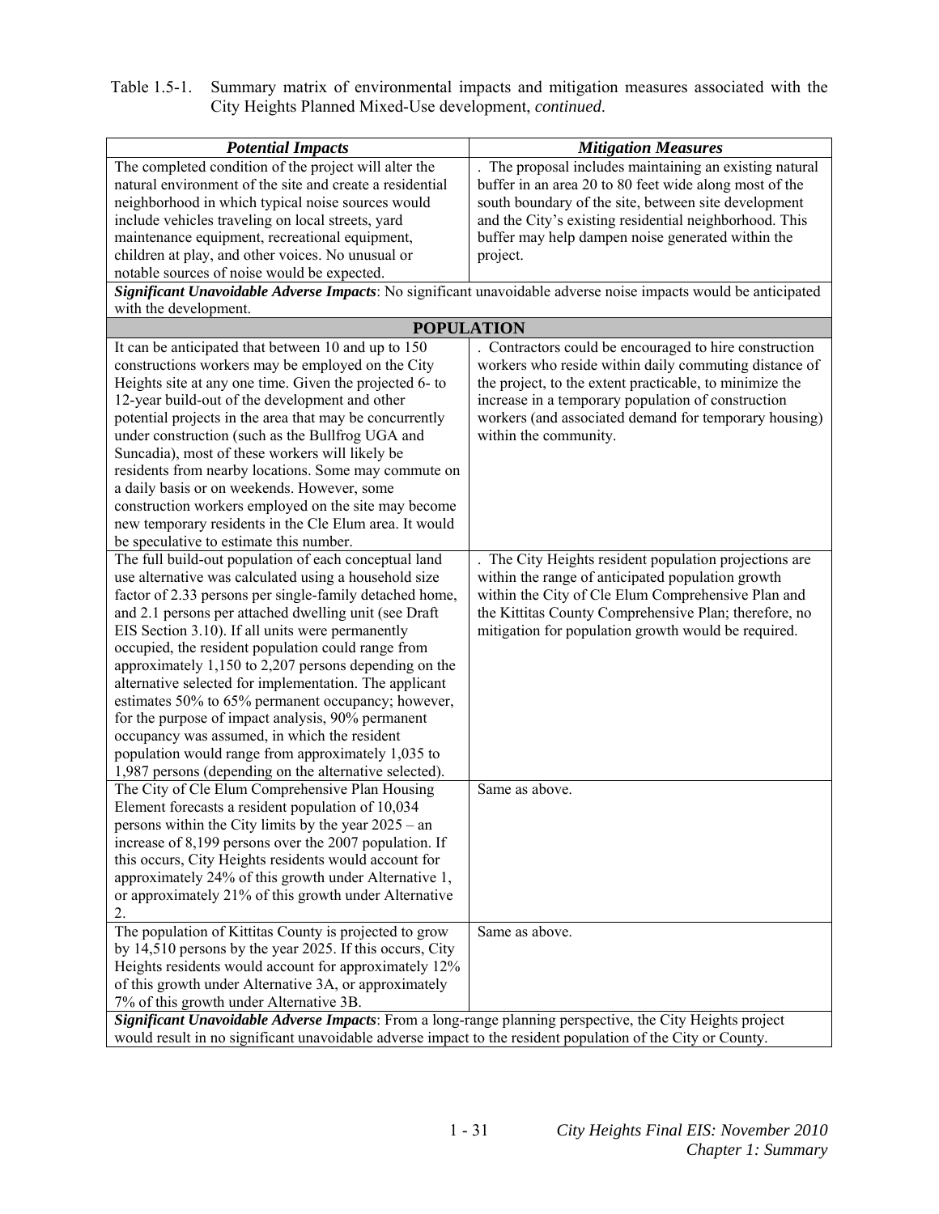Table 1.5-1. Summary matrix of environmental impacts and mitigation measures associated with the City Heights Planned Mixed-Use development, *continued*.

| ***Potential Impacts*** | ***Mitigation Measures*** |
|---|---|
| The completed condition of the project will alter the natural environment of the site and create a residential neighborhood in which typical noise sources would include vehicles traveling on local streets, yard maintenance equipment, recreational equipment, children at play, and other voices. No unusual or notable sources of noise would be expected. | . The proposal includes maintaining an existing natural buffer in an area 20 to 80 feet wide along most of the south boundary of the site, between site development and the City's existing residential neighborhood. This buffer may help dampen noise generated within the project. |
| ***Significant Unavoidable Adverse Impacts***: No significant unavoidable adverse noise impacts would be anticipated with the development. | |
| **POPULATION** | |
| It can be anticipated that between 10 and up to 150 constructions workers may be employed on the City Heights site at any one time. Given the projected 6- to 12-year build-out of the development and other potential projects in the area that may be concurrently under construction (such as the Bullfrog UGA and Suncadia), most of these workers will likely be residents from nearby locations. Some may commute on a daily basis or on weekends. However, some construction workers employed on the site may become new temporary residents in the Cle Elum area. It would be speculative to estimate this number. | . Contractors could be encouraged to hire construction workers who reside within daily commuting distance of the project, to the extent practicable, to minimize the increase in a temporary population of construction workers (and associated demand for temporary housing) within the community. |
| The full build-out population of each conceptual land use alternative was calculated using a household size factor of 2.33 persons per single-family detached home, and 2.1 persons per attached dwelling unit (see Draft EIS Section 3.10). If all units were permanently occupied, the resident population could range from approximately 1,150 to 2,207 persons depending on the alternative selected for implementation. The applicant estimates 50% to 65% permanent occupancy; however, for the purpose of impact analysis, 90% permanent occupancy was assumed, in which the resident population would range from approximately 1,035 to 1,987 persons (depending on the alternative selected). | . The City Heights resident population projections are within the range of anticipated population growth within the City of Cle Elum Comprehensive Plan and the Kittitas County Comprehensive Plan; therefore, no mitigation for population growth would be required. |
| The City of Cle Elum Comprehensive Plan Housing Element forecasts a resident population of 10,034 persons within the City limits by the year 2025 – an increase of 8,199 persons over the 2007 population. If this occurs, City Heights residents would account for approximately 24% of this growth under Alternative 1, or approximately 21% of this growth under Alternative 2. | Same as above. |
| The population of Kittitas County is projected to grow by 14,510 persons by the year 2025. If this occurs, City Heights residents would account for approximately 12% of this growth under Alternative 3A, or approximately 7% of this growth under Alternative 3B. | Same as above. |
| ***Significant Unavoidable Adverse Impacts***: From a long-range planning perspective, the City Heights project would result in no significant unavoidable adverse impact to the resident population of the City or County. | |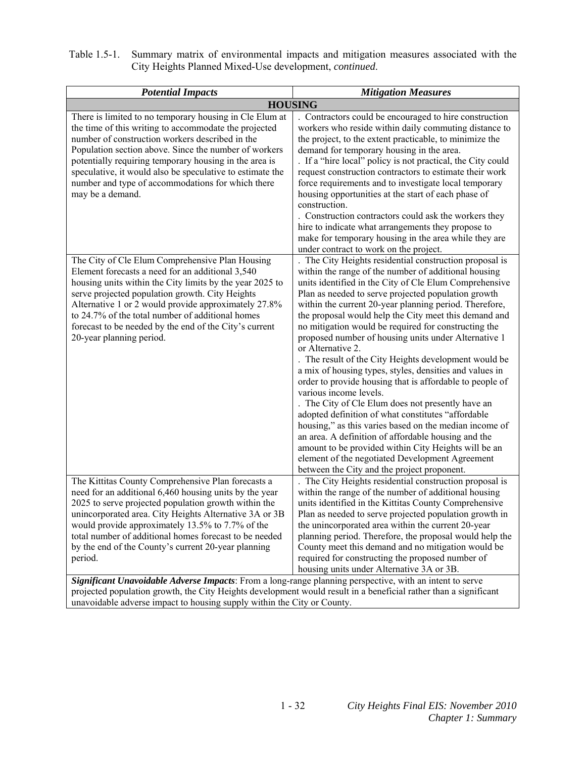Table 1.5-1. Summary matrix of environmental impacts and mitigation measures associated with the City Heights Planned Mixed-Use development, *continued*.

| ***Potential Impacts*** | ***Mitigation Measures*** |
|---|---|
| **HOUSING** | |
| There is limited to no temporary housing in Cle Elum at the time of this writing to accommodate the projected number of construction workers described in the Population section above. Since the number of workers potentially requiring temporary housing in the area is speculative, it would also be speculative to estimate the number and type of accommodations for which there may be a demand. | . Contractors could be encouraged to hire construction workers who reside within daily commuting distance to the project, to the extent practicable, to minimize the demand for temporary housing in the area.<br>. If a "hire local" policy is not practical, the City could request construction contractors to estimate their work force requirements and to investigate local temporary housing opportunities at the start of each phase of construction.<br>. Construction contractors could ask the workers they hire to indicate what arrangements they propose to make for temporary housing in the area while they are under contract to work on the project. |
| The City of Cle Elum Comprehensive Plan Housing Element forecasts a need for an additional 3,540 housing units within the City limits by the year 2025 to serve projected population growth. City Heights Alternative 1 or 2 would provide approximately 27.8% to 24.7% of the total number of additional homes forecast to be needed by the end of the City's current 20-year planning period. | . The City Heights residential construction proposal is within the range of the number of additional housing units identified in the City of Cle Elum Comprehensive Plan as needed to serve projected population growth within the current 20-year planning period. Therefore, the proposal would help the City meet this demand and no mitigation would be required for constructing the proposed number of housing units under Alternative 1 or Alternative 2.<br>. The result of the City Heights development would be a mix of housing types, styles, densities and values in order to provide housing that is affordable to people of various income levels.<br>. The City of Cle Elum does not presently have an adopted definition of what constitutes "affordable housing," as this varies based on the median income of an area. A definition of affordable housing and the amount to be provided within City Heights will be an element of the negotiated Development Agreement between the City and the project proponent. |
| The Kittitas County Comprehensive Plan forecasts a need for an additional 6,460 housing units by the year 2025 to serve projected population growth within the unincorporated area. City Heights Alternative 3A or 3B would provide approximately 13.5% to 7.7% of the total number of additional homes forecast to be needed by the end of the County's current 20-year planning period. | . The City Heights residential construction proposal is within the range of the number of additional housing units identified in the Kittitas County Comprehensive Plan as needed to serve projected population growth in the unincorporated area within the current 20-year planning period. Therefore, the proposal would help the County meet this demand and no mitigation would be required for constructing the proposed number of housing units under Alternative 3A or 3B. |
| ***Significant Unavoidable Adverse Impacts***: From a long-range planning perspective, with an intent to serve projected population growth, the City Heights development would result in a beneficial rather than a significant unavoidable adverse impact to housing supply within the City or County. | |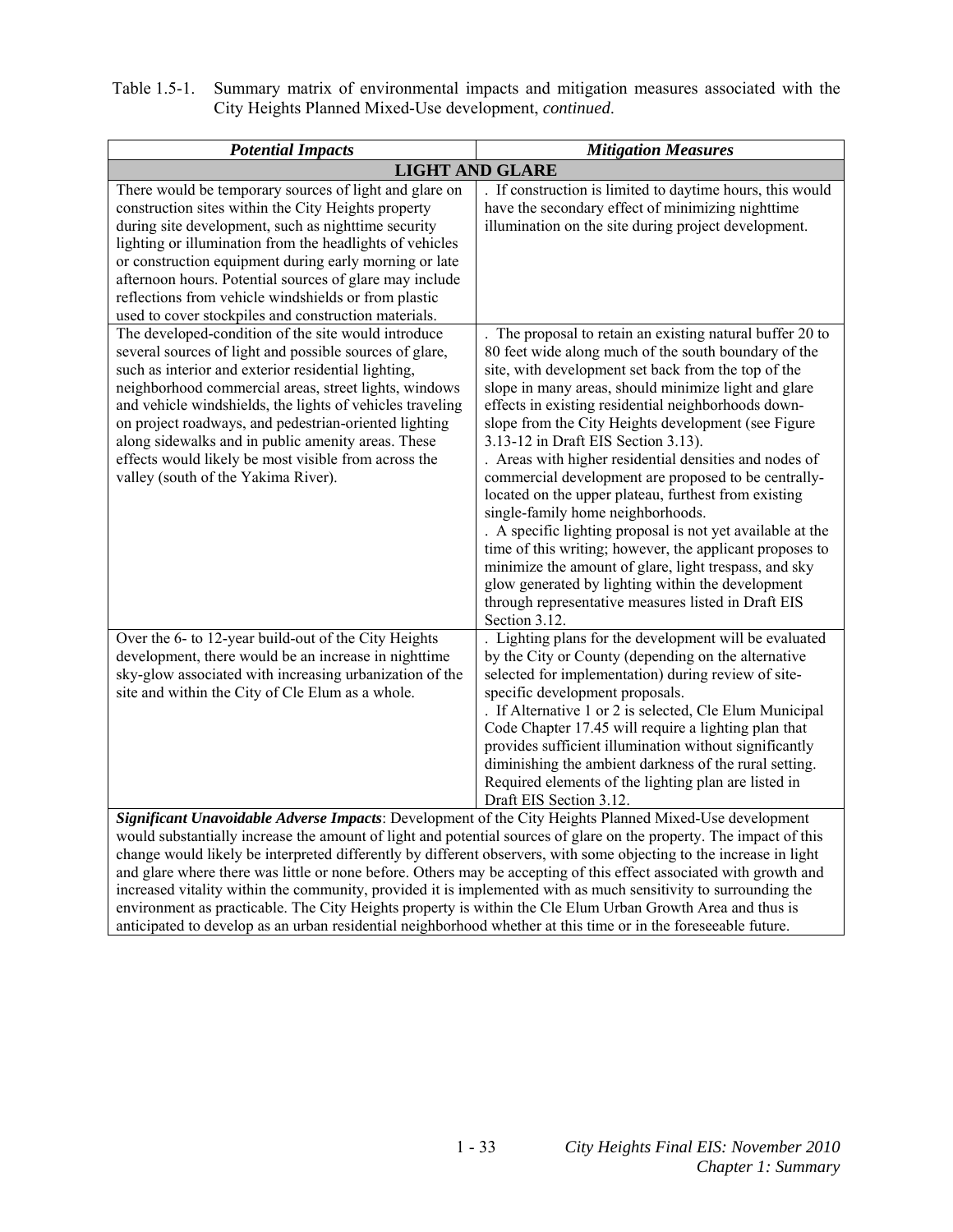Table 1.5-1. Summary matrix of environmental impacts and mitigation measures associated with the City Heights Planned Mixed-Use development, *continued*.

| *Potential Impacts* | *Mitigation Measures* |
| --- | --- |
| **LIGHT AND GLARE** | |
| There would be temporary sources of light and glare on construction sites within the City Heights property during site development, such as nighttime security lighting or illumination from the headlights of vehicles or construction equipment during early morning or late afternoon hours. Potential sources of glare may include reflections from vehicle windshields or from plastic used to cover stockpiles and construction materials. | . If construction is limited to daytime hours, this would have the secondary effect of minimizing nighttime illumination on the site during project development. |
| The developed-condition of the site would introduce several sources of light and possible sources of glare, such as interior and exterior residential lighting, neighborhood commercial areas, street lights, windows and vehicle windshields, the lights of vehicles traveling on project roadways, and pedestrian-oriented lighting along sidewalks and in public amenity areas. These effects would likely be most visible from across the valley (south of the Yakima River). | . The proposal to retain an existing natural buffer 20 to 80 feet wide along much of the south boundary of the site, with development set back from the top of the slope in many areas, should minimize light and glare effects in existing residential neighborhoods down-slope from the City Heights development (see Figure 3.13-12 in Draft EIS Section 3.13).<br>. Areas with higher residential densities and nodes of commercial development are proposed to be centrally-located on the upper plateau, furthest from existing single-family home neighborhoods.<br>. A specific lighting proposal is not yet available at the time of this writing; however, the applicant proposes to minimize the amount of glare, light trespass, and sky glow generated by lighting within the development through representative measures listed in Draft EIS Section 3.12. |
| Over the 6- to 12-year build-out of the City Heights development, there would be an increase in nighttime sky-glow associated with increasing urbanization of the site and within the City of Cle Elum as a whole. | . Lighting plans for the development will be evaluated by the City or County (depending on the alternative selected for implementation) during review of site-specific development proposals.<br>. If Alternative 1 or 2 is selected, Cle Elum Municipal Code Chapter 17.45 will require a lighting plan that provides sufficient illumination without significantly diminishing the ambient darkness of the rural setting. Required elements of the lighting plan are listed in Draft EIS Section 3.12. |
| ***Significant Unavoidable Adverse Impacts***: Development of the City Heights Planned Mixed-Use development would substantially increase the amount of light and potential sources of glare on the property. The impact of this change would likely be interpreted differently by different observers, with some objecting to the increase in light and glare where there was little or none before. Others may be accepting of this effect associated with growth and increased vitality within the community, provided it is implemented with as much sensitivity to surrounding the environment as practicable. The City Heights property is within the Cle Elum Urban Growth Area and thus is anticipated to develop as an urban residential neighborhood whether at this time or in the foreseeable future. | |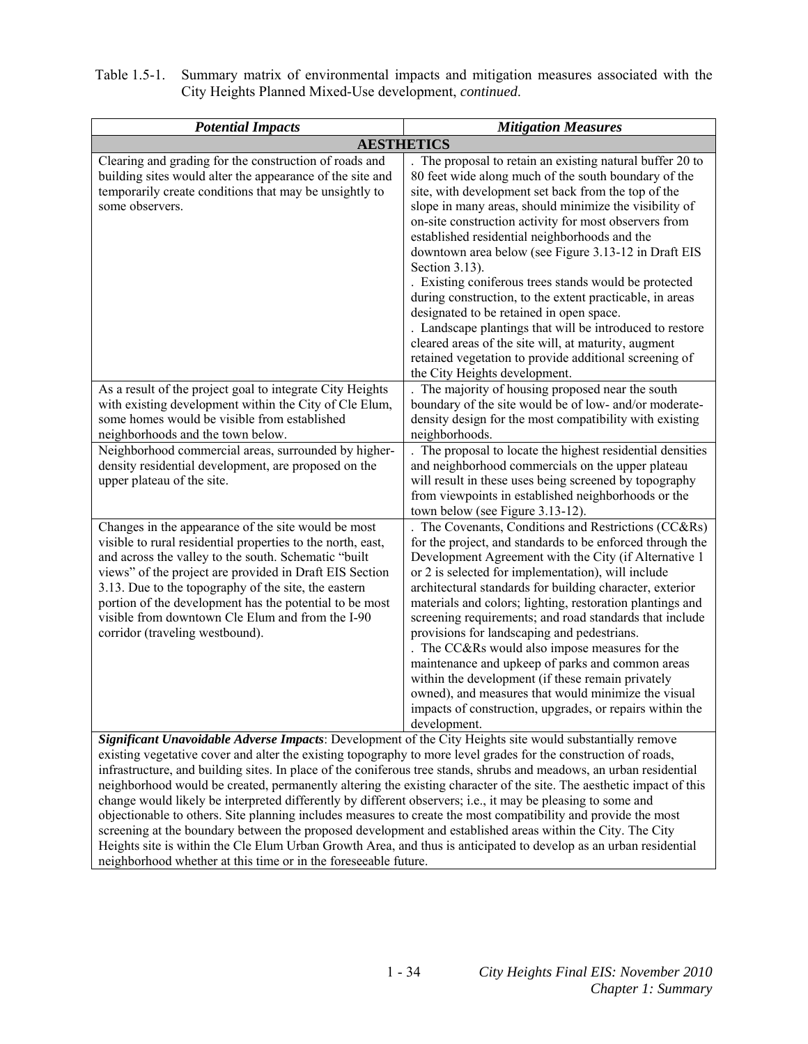Table 1.5-1. Summary matrix of environmental impacts and mitigation measures associated with the City Heights Planned Mixed-Use development, *continued*.

| ***Potential Impacts*** | ***Mitigation Measures*** |
|---|---|
| **AESTHETICS** | |
| Clearing and grading for the construction of roads and building sites would alter the appearance of the site and temporarily create conditions that may be unsightly to some observers. | . The proposal to retain an existing natural buffer 20 to 80 feet wide along much of the south boundary of the site, with development set back from the top of the slope in many areas, should minimize the visibility of on-site construction activity for most observers from established residential neighborhoods and the downtown area below (see Figure 3.13-12 in Draft EIS Section 3.13).<br>. Existing coniferous trees stands would be protected during construction, to the extent practicable, in areas designated to be retained in open space.<br>. Landscape plantings that will be introduced to restore cleared areas of the site will, at maturity, augment retained vegetation to provide additional screening of the City Heights development. |
| As a result of the project goal to integrate City Heights with existing development within the City of Cle Elum, some homes would be visible from established neighborhoods and the town below. | . The majority of housing proposed near the south boundary of the site would be of low- and/or moderate-density design for the most compatibility with existing neighborhoods. |
| Neighborhood commercial areas, surrounded by higher-density residential development, are proposed on the upper plateau of the site. | . The proposal to locate the highest residential densities and neighborhood commercials on the upper plateau will result in these uses being screened by topography from viewpoints in established neighborhoods or the town below (see Figure 3.13-12). |
| Changes in the appearance of the site would be most visible to rural residential properties to the north, east, and across the valley to the south. Schematic "built views" of the project are provided in Draft EIS Section 3.13. Due to the topography of the site, the eastern portion of the development has the potential to be most visible from downtown Cle Elum and from the I-90 corridor (traveling westbound). | . The Covenants, Conditions and Restrictions (CC&Rs) for the project, and standards to be enforced through the Development Agreement with the City (if Alternative 1 or 2 is selected for implementation), will include architectural standards for building character, exterior materials and colors; lighting, restoration plantings and screening requirements; and road standards that include provisions for landscaping and pedestrians.<br>. The CC&Rs would also impose measures for the maintenance and upkeep of parks and common areas within the development (if these remain privately owned), and measures that would minimize the visual impacts of construction, upgrades, or repairs within the development. |
| ***Significant Unavoidable Adverse Impacts***: Development of the City Heights site would substantially remove existing vegetative cover and alter the existing topography to more level grades for the construction of roads, infrastructure, and building sites. In place of the coniferous tree stands, shrubs and meadows, an urban residential neighborhood would be created, permanently altering the existing character of the site. The aesthetic impact of this change would likely be interpreted differently by different observers; i.e., it may be pleasing to some and objectionable to others. Site planning includes measures to create the most compatibility and provide the most screening at the boundary between the proposed development and established areas within the City. The City Heights site is within the Cle Elum Urban Growth Area, and thus is anticipated to develop as an urban residential neighborhood whether at this time or in the foreseeable future. | |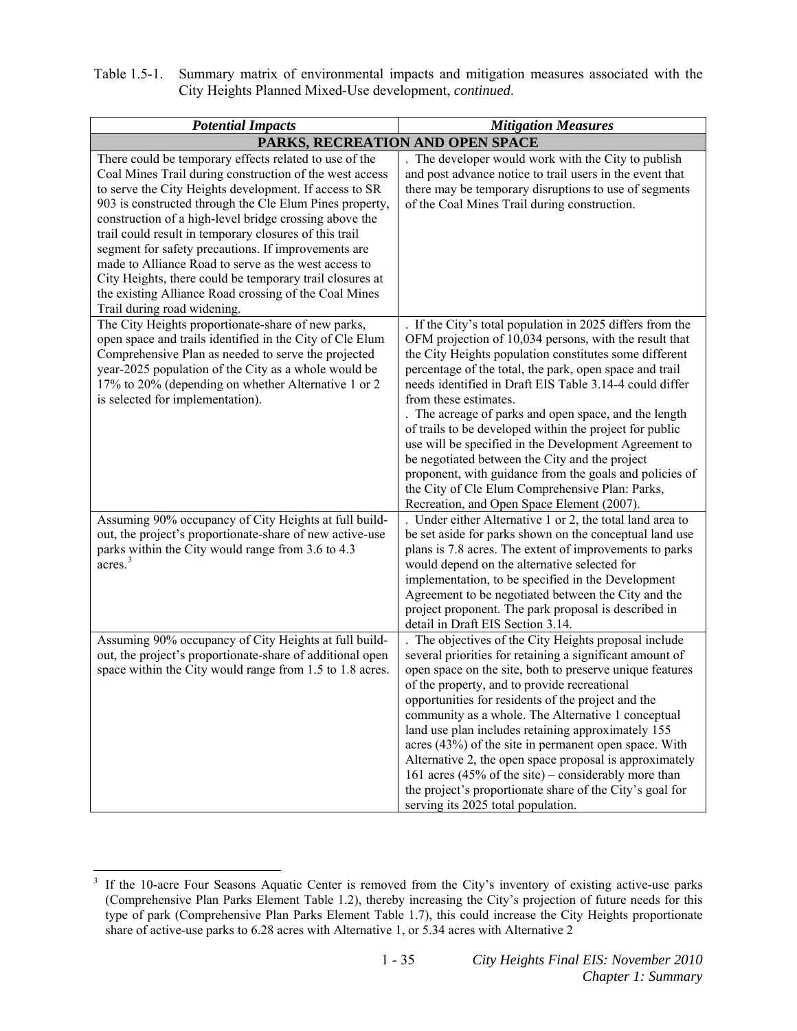Table 1.5-1. Summary matrix of environmental impacts and mitigation measures associated with the City Heights Planned Mixed-Use development, *continued*.

| ***Potential Impacts*** | ***Mitigation Measures*** |
|---|---|
| **PARKS, RECREATION AND OPEN SPACE** | |
| There could be temporary effects related to use of the Coal Mines Trail during construction of the west access to serve the City Heights development. If access to SR 903 is constructed through the Cle Elum Pines property, construction of a high-level bridge crossing above the trail could result in temporary closures of this trail segment for safety precautions. If improvements are made to Alliance Road to serve as the west access to City Heights, there could be temporary trail closures at the existing Alliance Road crossing of the Coal Mines Trail during road widening. | . The developer would work with the City to publish and post advance notice to trail users in the event that there may be temporary disruptions to use of segments of the Coal Mines Trail during construction. |
| The City Heights proportionate-share of new parks, open space and trails identified in the City of Cle Elum Comprehensive Plan as needed to serve the projected year-2025 population of the City as a whole would be 17% to 20% (depending on whether Alternative 1 or 2 is selected for implementation). | . If the City's total population in 2025 differs from the OFM projection of 10,034 persons, with the result that the City Heights population constitutes some different percentage of the total, the park, open space and trail needs identified in Draft EIS Table 3.14-4 could differ from these estimates.<br>. The acreage of parks and open space, and the length of trails to be developed within the project for public use will be specified in the Development Agreement to be negotiated between the City and the project proponent, with guidance from the goals and policies of the City of Cle Elum Comprehensive Plan: Parks, Recreation, and Open Space Element (2007). |
| Assuming 90% occupancy of City Heights at full build-out, the project's proportionate-share of new active-use parks within the City would range from 3.6 to 4.3 acres.[3] | . Under either Alternative 1 or 2, the total land area to be set aside for parks shown on the conceptual land use plans is 7.8 acres. The extent of improvements to parks would depend on the alternative selected for implementation, to be specified in the Development Agreement to be negotiated between the City and the project proponent. The park proposal is described in detail in Draft EIS Section 3.14. |
| Assuming 90% occupancy of City Heights at full build-out, the project's proportionate-share of additional open space within the City would range from 1.5 to 1.8 acres. | . The objectives of the City Heights proposal include several priorities for retaining a significant amount of open space on the site, both to preserve unique features of the property, and to provide recreational opportunities for residents of the project and the community as a whole. The Alternative 1 conceptual land use plan includes retaining approximately 155 acres (43%) of the site in permanent open space. With Alternative 2, the open space proposal is approximately 161 acres (45% of the site) – considerably more than the project's proportionate share of the City's goal for serving its 2025 total population. |

[3] If the 10-acre Four Seasons Aquatic Center is removed from the City's inventory of existing active-use parks (Comprehensive Plan Parks Element Table 1.2), thereby increasing the City's projection of future needs for this type of park (Comprehensive Plan Parks Element Table 1.7), this could increase the City Heights proportionate share of active-use parks to 6.28 acres with Alternative 1, or 5.34 acres with Alternative 2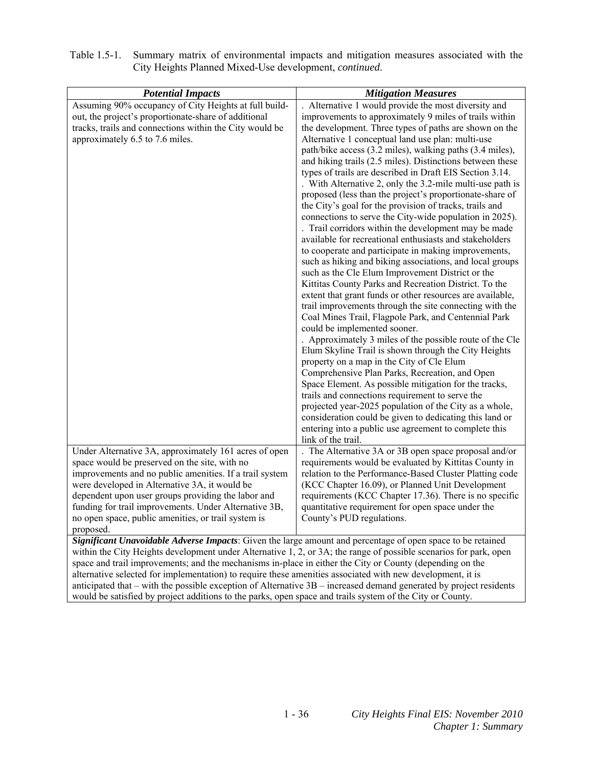Table 1.5-1. Summary matrix of environmental impacts and mitigation measures associated with the City Heights Planned Mixed-Use development, *continued*.

| ***Potential Impacts*** | ***Mitigation Measures*** |
|---|---|
| Assuming 90% occupancy of City Heights at full build-out, the project's proportionate-share of additional tracks, trails and connections within the City would be approximately 6.5 to 7.6 miles. | . Alternative 1 would provide the most diversity and improvements to approximately 9 miles of trails within the development. Three types of paths are shown on the Alternative 1 conceptual land use plan: multi-use path/bike access (3.2 miles), walking paths (3.4 miles), and hiking trails (2.5 miles). Distinctions between these types of trails are described in Draft EIS Section 3.14.<br>. With Alternative 2, only the 3.2-mile multi-use path is proposed (less than the project's proportionate-share of the City's goal for the provision of tracks, trails and connections to serve the City-wide population in 2025).<br>. Trail corridors within the development may be made available for recreational enthusiasts and stakeholders to cooperate and participate in making improvements, such as hiking and biking associations, and local groups such as the Cle Elum Improvement District or the Kittitas County Parks and Recreation District. To the extent that grant funds or other resources are available, trail improvements through the site connecting with the Coal Mines Trail, Flagpole Park, and Centennial Park could be implemented sooner.<br>. Approximately 3 miles of the possible route of the Cle Elum Skyline Trail is shown through the City Heights property on a map in the City of Cle Elum Comprehensive Plan Parks, Recreation, and Open Space Element. As possible mitigation for the tracks, trails and connections requirement to serve the projected year-2025 population of the City as a whole, consideration could be given to dedicating this land or entering into a public use agreement to complete this link of the trail. |
| Under Alternative 3A, approximately 161 acres of open space would be preserved on the site, with no improvements and no public amenities. If a trail system were developed in Alternative 3A, it would be dependent upon user groups providing the labor and funding for trail improvements. Under Alternative 3B, no open space, public amenities, or trail system is proposed. | . The Alternative 3A or 3B open space proposal and/or requirements would be evaluated by Kittitas County in relation to the Performance-Based Cluster Platting code (KCC Chapter 16.09), or Planned Unit Development requirements (KCC Chapter 17.36). There is no specific quantitative requirement for open space under the County's PUD regulations. |
| ***Significant Unavoidable Adverse Impacts***: Given the large amount and percentage of open space to be retained within the City Heights development under Alternative 1, 2, or 3A; the range of possible scenarios for park, open space and trail improvements; and the mechanisms in-place in either the City or County (depending on the alternative selected for implementation) to require these amenities associated with new development, it is anticipated that – with the possible exception of Alternative 3B – increased demand generated by project residents would be satisfied by project additions to the parks, open space and trails system of the City or County. | |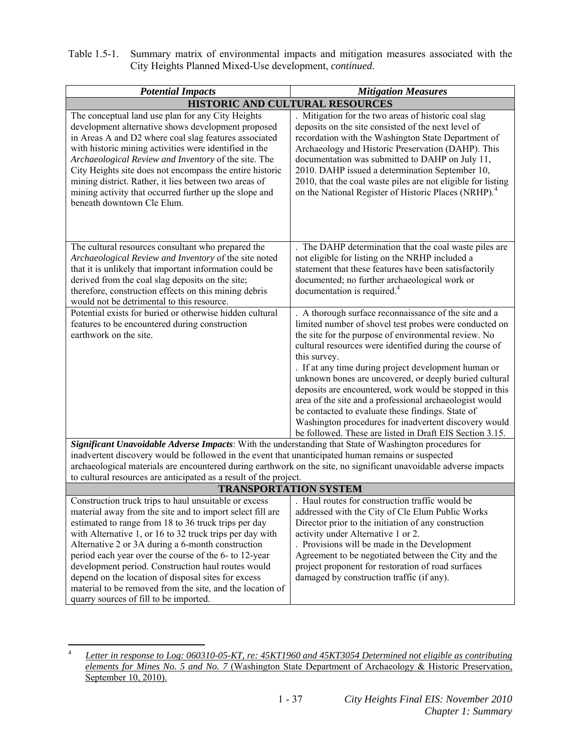Table 1.5-1. Summary matrix of environmental impacts and mitigation measures associated with the City Heights Planned Mixed-Use development, *continued*.

| *Potential Impacts* | *Mitigation Measures* |
|---|---|
| **HISTORIC AND CULTURAL RESOURCES** | |
| The conceptual land use plan for any City Heights development alternative shows development proposed in Areas A and D2 where coal slag features associated with historic mining activities were identified in the *Archaeological Review and Inventory* of the site. The City Heights site does not encompass the entire historic mining district. Rather, it lies between two areas of mining activity that occurred further up the slope and beneath downtown Cle Elum. | . Mitigation for the two areas of historic coal slag deposits on the site consisted of the next level of recordation with the Washington State Department of Archaeology and Historic Preservation (DAHP). This documentation was submitted to DAHP on July 11, 2010. DAHP issued a determination September 10, 2010, that the coal waste piles are not eligible for listing on the National Register of Historic Places (NRHP).[4] |
| The cultural resources consultant who prepared the *Archaeological Review and Inventory* of the site noted that it is unlikely that important information could be derived from the coal slag deposits on the site; therefore, construction effects on this mining debris would not be detrimental to this resource. | . The DAHP determination that the coal waste piles are not eligible for listing on the NRHP included a statement that these features have been satisfactorily documented; no further archaeological work or documentation is required.[4] |
| Potential exists for buried or otherwise hidden cultural features to be encountered during construction earthwork on the site. | . A thorough surface reconnaissance of the site and a limited number of shovel test probes were conducted on the site for the purpose of environmental review. No cultural resources were identified during the course of this survey.<br>. If at any time during project development human or unknown bones are uncovered, or deeply buried cultural deposits are encountered, work would be stopped in this area of the site and a professional archaeologist would be contacted to evaluate these findings. State of Washington procedures for inadvertent discovery would be followed. These are listed in Draft EIS Section 3.15. |
| ***Significant Unavoidable Adverse Impacts***: With the understanding that State of Washington procedures for inadvertent discovery would be followed in the event that unanticipated human remains or suspected archaeological materials are encountered during earthwork on the site, no significant unavoidable adverse impacts to cultural resources are anticipated as a result of the project. | |
| **TRANSPORTATION SYSTEM** | |
| Construction truck trips to haul unsuitable or excess material away from the site and to import select fill are estimated to range from 18 to 36 truck trips per day with Alternative 1, or 16 to 32 truck trips per day with Alternative 2 or 3A during a 6-month construction period each year over the course of the 6- to 12-year development period. Construction haul routes would depend on the location of disposal sites for excess material to be removed from the site, and the location of quarry sources of fill to be imported. | . Haul routes for construction traffic would be addressed with the City of Cle Elum Public Works Director prior to the initiation of any construction activity under Alternative 1 or 2.<br>. Provisions will be made in the Development Agreement to be negotiated between the City and the project proponent for restoration of road surfaces damaged by construction traffic (if any). |

[4] *Letter in response to Log: 060310-05-KT, re: 45KT1960 and 45KT3054 Determined not eligible as contributing elements for Mines No. 5 and No. 7* (Washington State Department of Archaeology & Historic Preservation, September 10, 2010).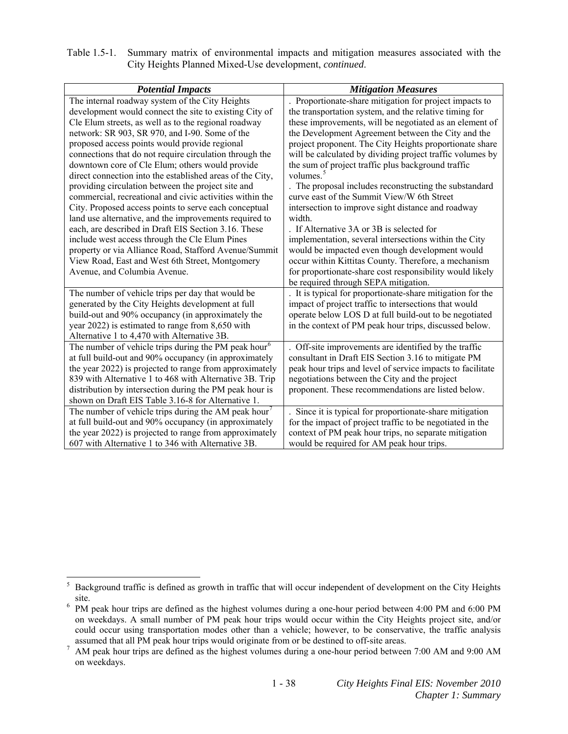Table 1.5-1. Summary matrix of environmental impacts and mitigation measures associated with the City Heights Planned Mixed-Use development, *continued*.

| *Potential Impacts* | *Mitigation Measures* |
|---|---|
| The internal roadway system of the City Heights development would connect the site to existing City of Cle Elum streets, as well as to the regional roadway network: SR 903, SR 970, and I-90. Some of the proposed access points would provide regional connections that do not require circulation through the downtown core of Cle Elum; others would provide direct connection into the established areas of the City, providing circulation between the project site and commercial, recreational and civic activities within the City. Proposed access points to serve each conceptual land use alternative, and the improvements required to each, are described in Draft EIS Section 3.16. These include west access through the Cle Elum Pines property or via Alliance Road, Stafford Avenue/Summit View Road, East and West 6th Street, Montgomery Avenue, and Columbia Avenue. | . Proportionate-share mitigation for project impacts to the transportation system, and the relative timing for these improvements, will be negotiated as an element of the Development Agreement between the City and the project proponent. The City Heights proportionate share will be calculated by dividing project traffic volumes by the sum of project traffic plus background traffic volumes.[5]<br>. The proposal includes reconstructing the substandard curve east of the Summit View/W 6th Street intersection to improve sight distance and roadway width.<br>. If Alternative 3A or 3B is selected for implementation, several intersections within the City would be impacted even though development would occur within Kittitas County. Therefore, a mechanism for proportionate-share cost responsibility would likely be required through SEPA mitigation. |
| The number of vehicle trips per day that would be generated by the City Heights development at full build-out and 90% occupancy (in approximately the year 2022) is estimated to range from 8,650 with Alternative 1 to 4,470 with Alternative 3B. | . It is typical for proportionate-share mitigation for the impact of project traffic to intersections that would operate below LOS D at full build-out to be negotiated in the context of PM peak hour trips, discussed below. |
| The number of vehicle trips during the PM peak hour[6] at full build-out and 90% occupancy (in approximately the year 2022) is projected to range from approximately 839 with Alternative 1 to 468 with Alternative 3B. Trip distribution by intersection during the PM peak hour is shown on Draft EIS Table 3.16-8 for Alternative 1. | . Off-site improvements are identified by the traffic consultant in Draft EIS Section 3.16 to mitigate PM peak hour trips and level of service impacts to facilitate negotiations between the City and the project proponent. These recommendations are listed below. |
| The number of vehicle trips during the AM peak hour[7] at full build-out and 90% occupancy (in approximately the year 2022) is projected to range from approximately 607 with Alternative 1 to 346 with Alternative 3B. | . Since it is typical for proportionate-share mitigation for the impact of project traffic to be negotiated in the context of PM peak hour trips, no separate mitigation would be required for AM peak hour trips. |

[5] Background traffic is defined as growth in traffic that will occur independent of development on the City Heights site.

[6] PM peak hour trips are defined as the highest volumes during a one-hour period between 4:00 PM and 6:00 PM on weekdays. A small number of PM peak hour trips would occur within the City Heights project site, and/or could occur using transportation modes other than a vehicle; however, to be conservative, the traffic analysis assumed that all PM peak hour trips would originate from or be destined to off-site areas.

[7] AM peak hour trips are defined as the highest volumes during a one-hour period between 7:00 AM and 9:00 AM on weekdays.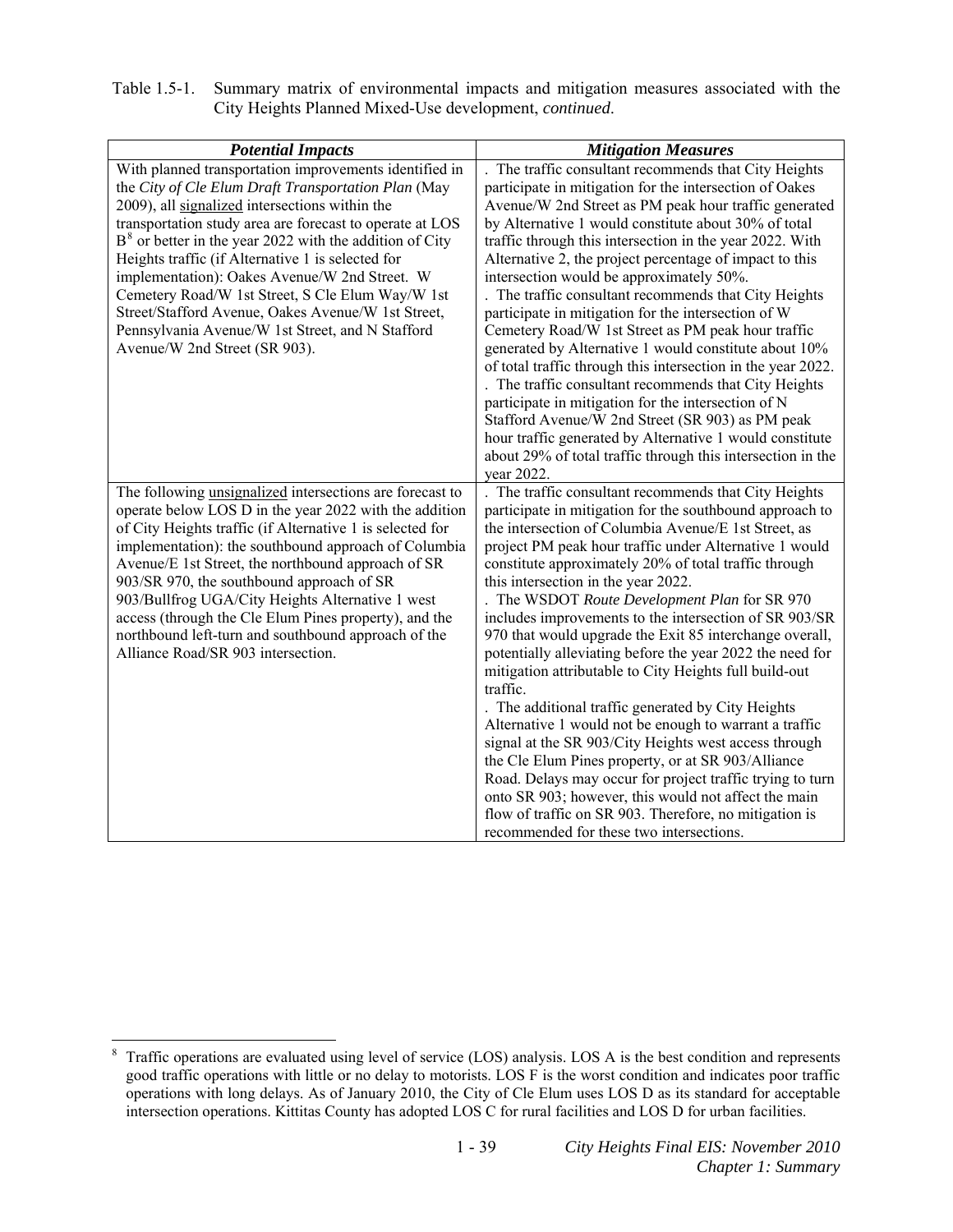Table 1.5-1. Summary matrix of environmental impacts and mitigation measures associated with the City Heights Planned Mixed-Use development, *continued*.

| ***Potential Impacts*** | ***Mitigation Measures*** |
|---|---|
| With planned transportation improvements identified in the *City of Cle Elum Draft Transportation Plan* (May 2009), all signalized intersections within the transportation study area are forecast to operate at LOS B[8] or better in the year 2022 with the addition of City Heights traffic (if Alternative 1 is selected for implementation): Oakes Avenue/W 2nd Street. W Cemetery Road/W 1st Street, S Cle Elum Way/W 1st Street/Stafford Avenue, Oakes Avenue/W 1st Street, Pennsylvania Avenue/W 1st Street, and N Stafford Avenue/W 2nd Street (SR 903). | . The traffic consultant recommends that City Heights participate in mitigation for the intersection of Oakes Avenue/W 2nd Street as PM peak hour traffic generated by Alternative 1 would constitute about 30% of total traffic through this intersection in the year 2022. With Alternative 2, the project percentage of impact to this intersection would be approximately 50%.<br>. The traffic consultant recommends that City Heights participate in mitigation for the intersection of W Cemetery Road/W 1st Street as PM peak hour traffic generated by Alternative 1 would constitute about 10% of total traffic through this intersection in the year 2022.<br>. The traffic consultant recommends that City Heights participate in mitigation for the intersection of N Stafford Avenue/W 2nd Street (SR 903) as PM peak hour traffic generated by Alternative 1 would constitute about 29% of total traffic through this intersection in the year 2022. |
| The following unsignalized intersections are forecast to operate below LOS D in the year 2022 with the addition of City Heights traffic (if Alternative 1 is selected for implementation): the southbound approach of Columbia Avenue/E 1st Street, the northbound approach of SR 903/SR 970, the southbound approach of SR 903/Bullfrog UGA/City Heights Alternative 1 west access (through the Cle Elum Pines property), and the northbound left-turn and southbound approach of the Alliance Road/SR 903 intersection. | . The traffic consultant recommends that City Heights participate in mitigation for the southbound approach to the intersection of Columbia Avenue/E 1st Street, as project PM peak hour traffic under Alternative 1 would constitute approximately 20% of total traffic through this intersection in the year 2022.<br>. The WSDOT *Route Development Plan* for SR 970 includes improvements to the intersection of SR 903/SR 970 that would upgrade the Exit 85 interchange overall, potentially alleviating before the year 2022 the need for mitigation attributable to City Heights full build-out traffic.<br>. The additional traffic generated by City Heights Alternative 1 would not be enough to warrant a traffic signal at the SR 903/City Heights west access through the Cle Elum Pines property, or at SR 903/Alliance Road. Delays may occur for project traffic trying to turn onto SR 903; however, this would not affect the main flow of traffic on SR 903. Therefore, no mitigation is recommended for these two intersections. |

[8] Traffic operations are evaluated using level of service (LOS) analysis. LOS A is the best condition and represents good traffic operations with little or no delay to motorists. LOS F is the worst condition and indicates poor traffic operations with long delays. As of January 2010, the City of Cle Elum uses LOS D as its standard for acceptable intersection operations. Kittitas County has adopted LOS C for rural facilities and LOS D for urban facilities.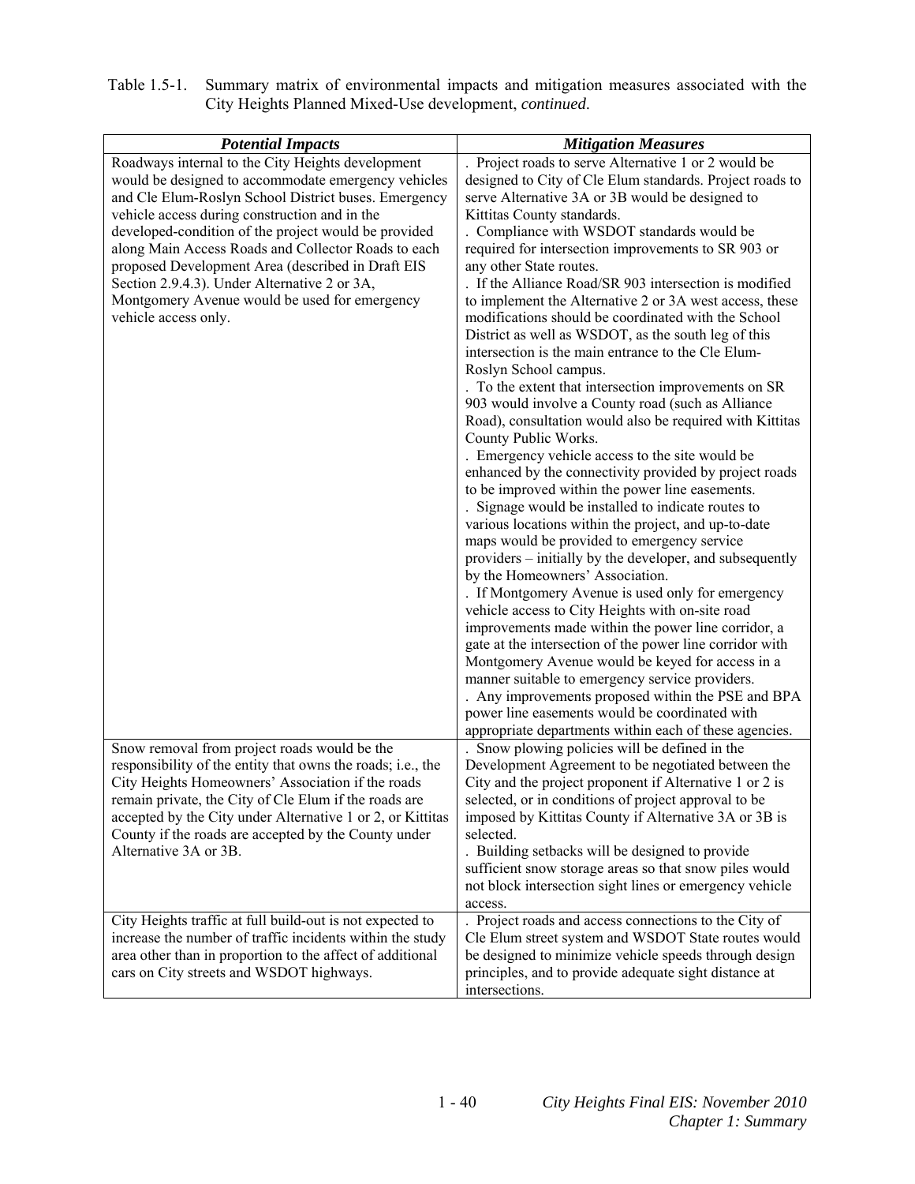Table 1.5-1. Summary matrix of environmental impacts and mitigation measures associated with the City Heights Planned Mixed-Use development, *continued*.

| ***Potential Impacts*** | ***Mitigation Measures*** |
|---|---|
| Roadways internal to the City Heights development would be designed to accommodate emergency vehicles and Cle Elum-Roslyn School District buses. Emergency vehicle access during construction and in the developed-condition of the project would be provided along Main Access Roads and Collector Roads to each proposed Development Area (described in Draft EIS Section 2.9.4.3). Under Alternative 2 or 3A, Montgomery Avenue would be used for emergency vehicle access only. | . Project roads to serve Alternative 1 or 2 would be designed to City of Cle Elum standards. Project roads to serve Alternative 3A or 3B would be designed to Kittitas County standards.<br>. Compliance with WSDOT standards would be required for intersection improvements to SR 903 or any other State routes.<br>. If the Alliance Road/SR 903 intersection is modified to implement the Alternative 2 or 3A west access, these modifications should be coordinated with the School District as well as WSDOT, as the south leg of this intersection is the main entrance to the Cle Elum-Roslyn School campus.<br>. To the extent that intersection improvements on SR 903 would involve a County road (such as Alliance Road), consultation would also be required with Kittitas County Public Works.<br>. Emergency vehicle access to the site would be enhanced by the connectivity provided by project roads to be improved within the power line easements.<br>. Signage would be installed to indicate routes to various locations within the project, and up-to-date maps would be provided to emergency service providers – initially by the developer, and subsequently by the Homeowners' Association.<br>. If Montgomery Avenue is used only for emergency vehicle access to City Heights with on-site road improvements made within the power line corridor, a gate at the intersection of the power line corridor with Montgomery Avenue would be keyed for access in a manner suitable to emergency service providers.<br>. Any improvements proposed within the PSE and BPA power line easements would be coordinated with appropriate departments within each of these agencies. |
| Snow removal from project roads would be the responsibility of the entity that owns the roads; i.e., the City Heights Homeowners' Association if the roads remain private, the City of Cle Elum if the roads are accepted by the City under Alternative 1 or 2, or Kittitas County if the roads are accepted by the County under Alternative 3A or 3B. | . Snow plowing policies will be defined in the Development Agreement to be negotiated between the City and the project proponent if Alternative 1 or 2 is selected, or in conditions of project approval to be imposed by Kittitas County if Alternative 3A or 3B is selected.<br>. Building setbacks will be designed to provide sufficient snow storage areas so that snow piles would not block intersection sight lines or emergency vehicle access. |
| City Heights traffic at full build-out is not expected to increase the number of traffic incidents within the study area other than in proportion to the affect of additional cars on City streets and WSDOT highways. | . Project roads and access connections to the City of Cle Elum street system and WSDOT State routes would be designed to minimize vehicle speeds through design principles, and to provide adequate sight distance at intersections. |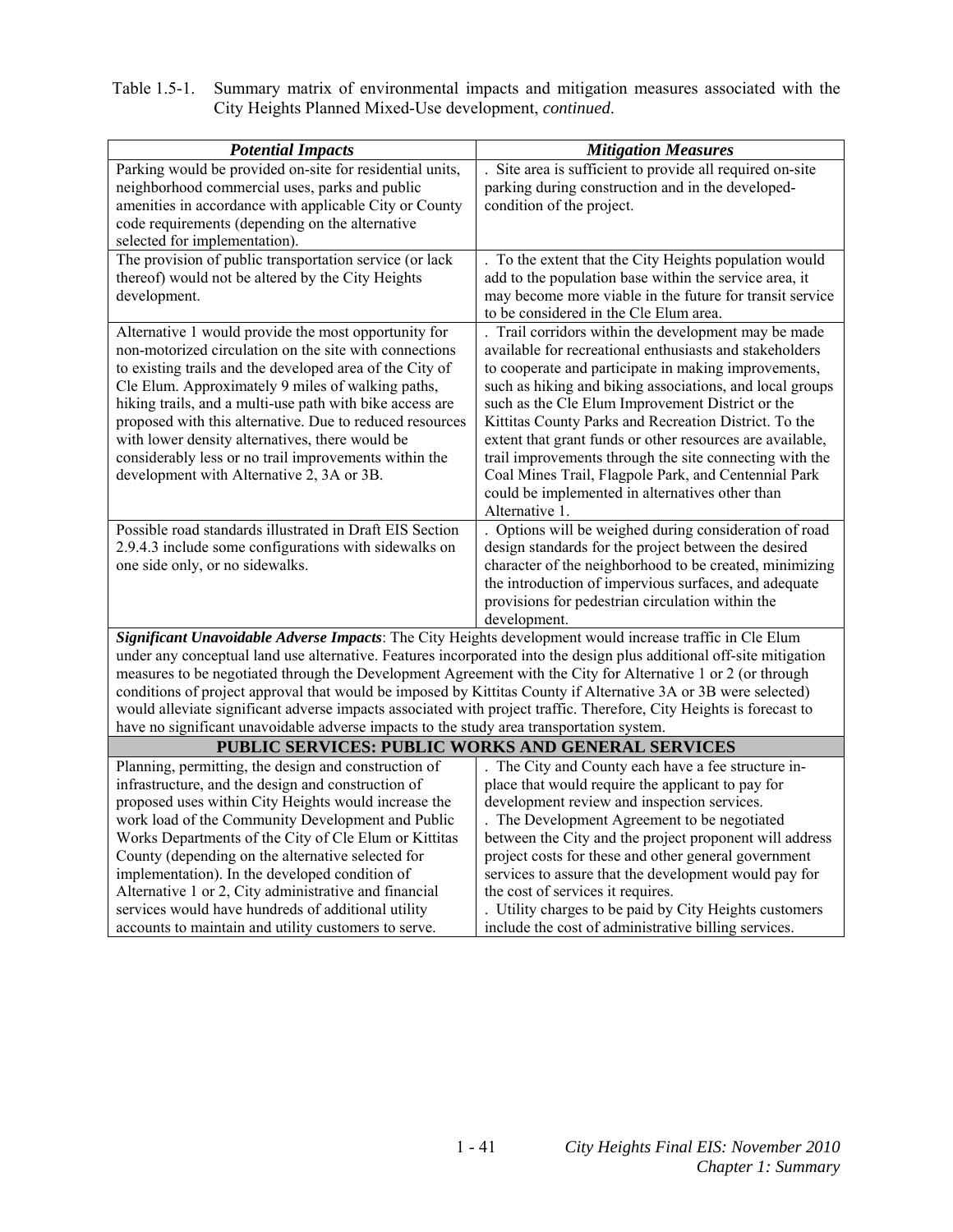Table 1.5-1. Summary matrix of environmental impacts and mitigation measures associated with the City Heights Planned Mixed-Use development, *continued*.

| ***Potential Impacts*** | ***Mitigation Measures*** |
|---|---|
| Parking would be provided on-site for residential units, neighborhood commercial uses, parks and public amenities in accordance with applicable City or County code requirements (depending on the alternative selected for implementation). | . Site area is sufficient to provide all required on-site parking during construction and in the developed-condition of the project. |
| The provision of public transportation service (or lack thereof) would not be altered by the City Heights development. | . To the extent that the City Heights population would add to the population base within the service area, it may become more viable in the future for transit service to be considered in the Cle Elum area. |
| Alternative 1 would provide the most opportunity for non-motorized circulation on the site with connections to existing trails and the developed area of the City of Cle Elum. Approximately 9 miles of walking paths, hiking trails, and a multi-use path with bike access are proposed with this alternative. Due to reduced resources with lower density alternatives, there would be considerably less or no trail improvements within the development with Alternative 2, 3A or 3B. | . Trail corridors within the development may be made available for recreational enthusiasts and stakeholders to cooperate and participate in making improvements, such as hiking and biking associations, and local groups such as the Cle Elum Improvement District or the Kittitas County Parks and Recreation District. To the extent that grant funds or other resources are available, trail improvements through the site connecting with the Coal Mines Trail, Flagpole Park, and Centennial Park could be implemented in alternatives other than Alternative 1. |
| Possible road standards illustrated in Draft EIS Section 2.9.4.3 include some configurations with sidewalks on one side only, or no sidewalks. | . Options will be weighed during consideration of road design standards for the project between the desired character of the neighborhood to be created, minimizing the introduction of impervious surfaces, and adequate provisions for pedestrian circulation within the development. |
| ***Significant Unavoidable Adverse Impacts***: The City Heights development would increase traffic in Cle Elum under any conceptual land use alternative. Features incorporated into the design plus additional off-site mitigation measures to be negotiated through the Development Agreement with the City for Alternative 1 or 2 (or through conditions of project approval that would be imposed by Kittitas County if Alternative 3A or 3B were selected) would alleviate significant adverse impacts associated with project traffic. Therefore, City Heights is forecast to have no significant unavoidable adverse impacts to the study area transportation system. | |
| **PUBLIC SERVICES: PUBLIC WORKS AND GENERAL SERVICES** | |
| Planning, permitting, the design and construction of infrastructure, and the design and construction of proposed uses within City Heights would increase the work load of the Community Development and Public Works Departments of the City of Cle Elum or Kittitas County (depending on the alternative selected for implementation). In the developed condition of Alternative 1 or 2, City administrative and financial services would have hundreds of additional utility accounts to maintain and utility customers to serve. | . The City and County each have a fee structure in-place that would require the applicant to pay for development review and inspection services.<br>. The Development Agreement to be negotiated between the City and the project proponent will address project costs for these and other general government services to assure that the development would pay for the cost of services it requires.<br>. Utility charges to be paid by City Heights customers include the cost of administrative billing services. |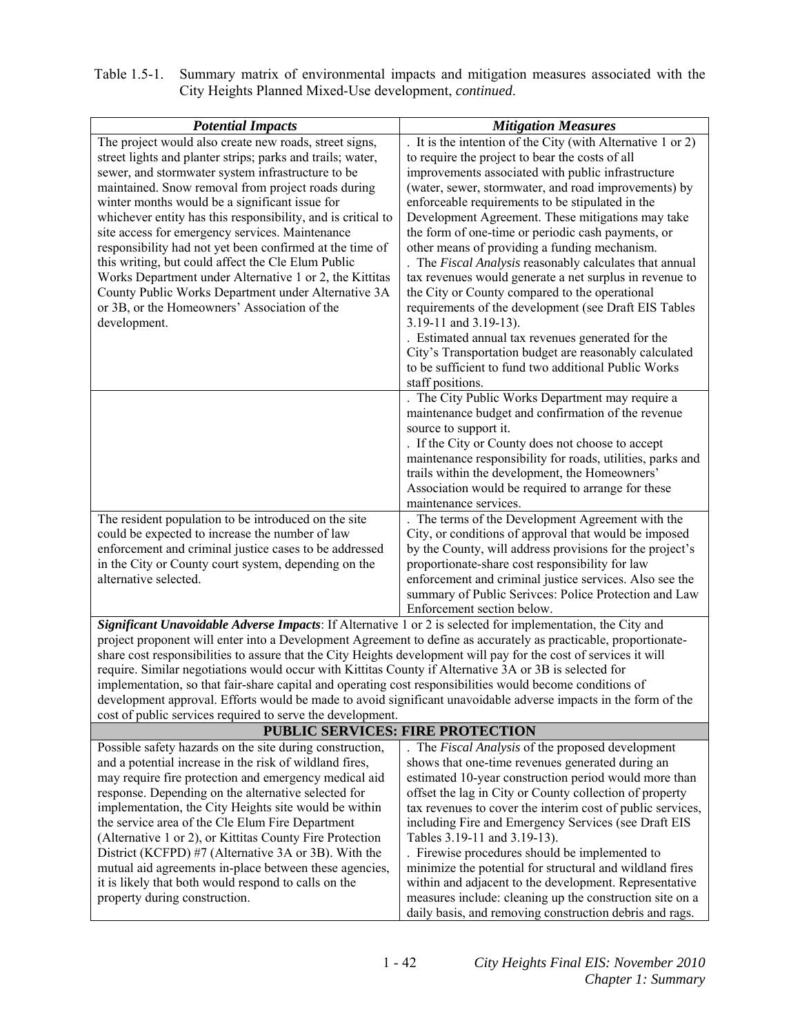Table 1.5-1. Summary matrix of environmental impacts and mitigation measures associated with the City Heights Planned Mixed-Use development, *continued*.

| ***Potential Impacts*** | ***Mitigation Measures*** |
|---|---|
| The project would also create new roads, street signs, street lights and planter strips; parks and trails; water, sewer, and stormwater system infrastructure to be maintained. Snow removal from project roads during winter months would be a significant issue for whichever entity has this responsibility, and is critical to site access for emergency services. Maintenance responsibility had not yet been confirmed at the time of this writing, but could affect the Cle Elum Public Works Department under Alternative 1 or 2, the Kittitas County Public Works Department under Alternative 3A or 3B, or the Homeowners' Association of the development. | . It is the intention of the City (with Alternative 1 or 2) to require the project to bear the costs of all improvements associated with public infrastructure (water, sewer, stormwater, and road improvements) by enforceable requirements to be stipulated in the Development Agreement. These mitigations may take the form of one-time or periodic cash payments, or other means of providing a funding mechanism.<br>. The *Fiscal Analysis* reasonably calculates that annual tax revenues would generate a net surplus in revenue to the City or County compared to the operational requirements of the development (see Draft EIS Tables 3.19-11 and 3.19-13).<br>. Estimated annual tax revenues generated for the City's Transportation budget are reasonably calculated to be sufficient to fund two additional Public Works staff positions. |
| | . The City Public Works Department may require a maintenance budget and confirmation of the revenue source to support it.<br>. If the City or County does not choose to accept maintenance responsibility for roads, utilities, parks and trails within the development, the Homeowners' Association would be required to arrange for these maintenance services. |
| The resident population to be introduced on the site could be expected to increase the number of law enforcement and criminal justice cases to be addressed in the City or County court system, depending on the alternative selected. | . The terms of the Development Agreement with the City, or conditions of approval that would be imposed by the County, will address provisions for the project's proportionate-share cost responsibility for law enforcement and criminal justice services. Also see the summary of Public Serivces: Police Protection and Law Enforcement section below. |
| ***Significant Unavoidable Adverse Impacts***: If Alternative 1 or 2 is selected for implementation, the City and project proponent will enter into a Development Agreement to define as accurately as practicable, proportionate-share cost responsibilities to assure that the City Heights development will pay for the cost of services it will require. Similar negotiations would occur with Kittitas County if Alternative 3A or 3B is selected for implementation, so that fair-share capital and operating cost responsibilities would become conditions of development approval. Efforts would be made to avoid significant unavoidable adverse impacts in the form of the cost of public services required to serve the development. | |
| **PUBLIC SERVICES: FIRE PROTECTION** | |
| Possible safety hazards on the site during construction, and a potential increase in the risk of wildland fires, may require fire protection and emergency medical aid response. Depending on the alternative selected for implementation, the City Heights site would be within the service area of the Cle Elum Fire Department (Alternative 1 or 2), or Kittitas County Fire Protection District (KCFPD) #7 (Alternative 3A or 3B). With the mutual aid agreements in-place between these agencies, it is likely that both would respond to calls on the property during construction. | . The *Fiscal Analysis* of the proposed development shows that one-time revenues generated during an estimated 10-year construction period would more than offset the lag in City or County collection of property tax revenues to cover the interim cost of public services, including Fire and Emergency Services (see Draft EIS Tables 3.19-11 and 3.19-13).<br>. Firewise procedures should be implemented to minimize the potential for structural and wildland fires within and adjacent to the development. Representative measures include: cleaning up the construction site on a daily basis, and removing construction debris and rags. |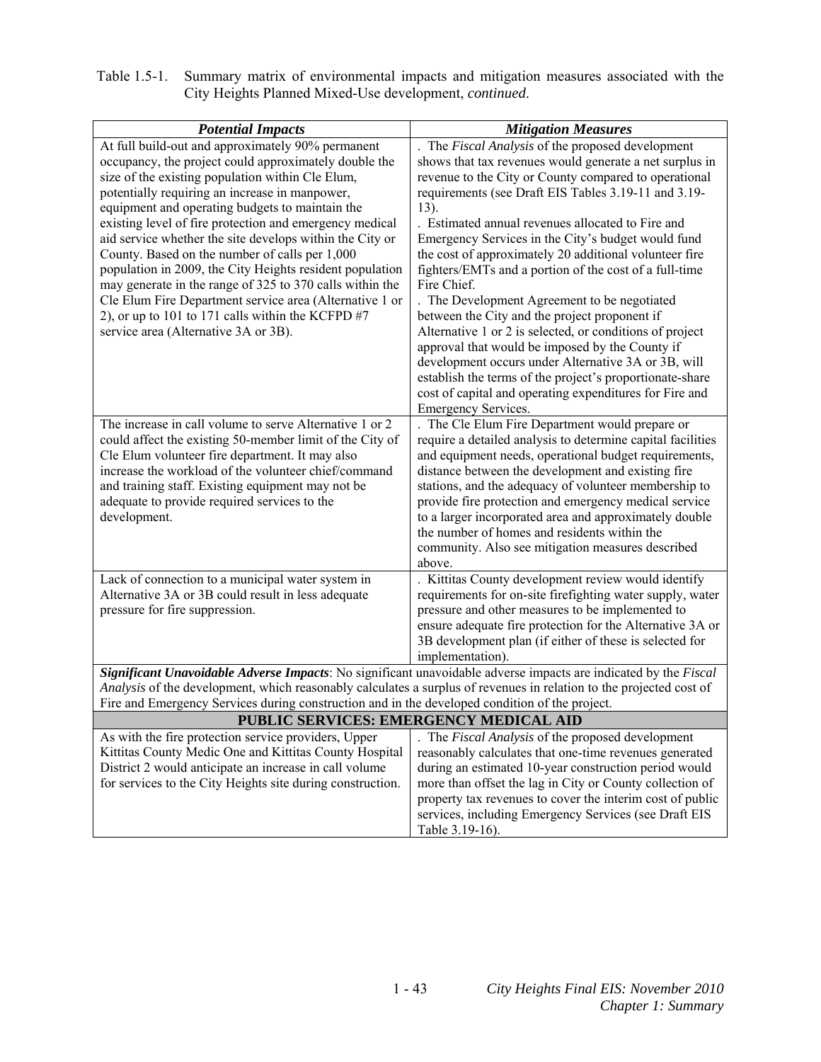Table 1.5-1. Summary matrix of environmental impacts and mitigation measures associated with the City Heights Planned Mixed-Use development, *continued*.

| ***Potential Impacts*** | ***Mitigation Measures*** |
|---|---|
| At full build-out and approximately 90% permanent occupancy, the project could approximately double the size of the existing population within Cle Elum, potentially requiring an increase in manpower, equipment and operating budgets to maintain the existing level of fire protection and emergency medical aid service whether the site develops within the City or County. Based on the number of calls per 1,000 population in 2009, the City Heights resident population may generate in the range of 325 to 370 calls within the Cle Elum Fire Department service area (Alternative 1 or 2), or up to 101 to 171 calls within the KCFPD #7 service area (Alternative 3A or 3B). | . The *Fiscal Analysis* of the proposed development shows that tax revenues would generate a net surplus in revenue to the City or County compared to operational requirements (see Draft EIS Tables 3.19-11 and 3.19-13).<br>. Estimated annual revenues allocated to Fire and Emergency Services in the City's budget would fund the cost of approximately 20 additional volunteer fire fighters/EMTs and a portion of the cost of a full-time Fire Chief.<br>. The Development Agreement to be negotiated between the City and the project proponent if Alternative 1 or 2 is selected, or conditions of project approval that would be imposed by the County if development occurs under Alternative 3A or 3B, will establish the terms of the project's proportionate-share cost of capital and operating expenditures for Fire and Emergency Services. |
| The increase in call volume to serve Alternative 1 or 2 could affect the existing 50-member limit of the City of Cle Elum volunteer fire department. It may also increase the workload of the volunteer chief/command and training staff. Existing equipment may not be adequate to provide required services to the development. | . The Cle Elum Fire Department would prepare or require a detailed analysis to determine capital facilities and equipment needs, operational budget requirements, distance between the development and existing fire stations, and the adequacy of volunteer membership to provide fire protection and emergency medical service to a larger incorporated area and approximately double the number of homes and residents within the community. Also see mitigation measures described above. |
| Lack of connection to a municipal water system in Alternative 3A or 3B could result in less adequate pressure for fire suppression. | . Kittitas County development review would identify requirements for on-site firefighting water supply, water pressure and other measures to be implemented to ensure adequate fire protection for the Alternative 3A or 3B development plan (if either of these is selected for implementation). |
| ***Significant Unavoidable Adverse Impacts***: No significant unavoidable adverse impacts are indicated by the *Fiscal Analysis* of the development, which reasonably calculates a surplus of revenues in relation to the projected cost of Fire and Emergency Services during construction and in the developed condition of the project. | |
| **PUBLIC SERVICES: EMERGENCY MEDICAL AID** | |
| As with the fire protection service providers, Upper Kittitas County Medic One and Kittitas County Hospital District 2 would anticipate an increase in call volume for services to the City Heights site during construction. | . The *Fiscal Analysis* of the proposed development reasonably calculates that one-time revenues generated during an estimated 10-year construction period would more than offset the lag in City or County collection of property tax revenues to cover the interim cost of public services, including Emergency Services (see Draft EIS Table 3.19-16). |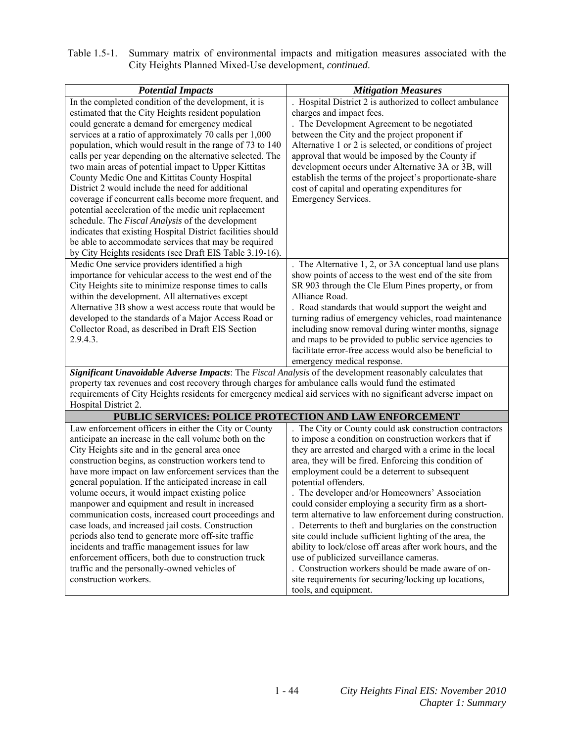Table 1.5-1. Summary matrix of environmental impacts and mitigation measures associated with the City Heights Planned Mixed-Use development, *continued*.

| *Potential Impacts* | *Mitigation Measures* |
|---|---|
| In the completed condition of the development, it is estimated that the City Heights resident population could generate a demand for emergency medical services at a ratio of approximately 70 calls per 1,000 population, which would result in the range of 73 to 140 calls per year depending on the alternative selected. The two main areas of potential impact to Upper Kittitas County Medic One and Kittitas County Hospital District 2 would include the need for additional coverage if concurrent calls become more frequent, and potential acceleration of the medic unit replacement schedule. The *Fiscal Analysis* of the development indicates that existing Hospital District facilities should be able to accommodate services that may be required by City Heights residents (see Draft EIS Table 3.19-16). | . Hospital District 2 is authorized to collect ambulance charges and impact fees.<br>. The Development Agreement to be negotiated between the City and the project proponent if Alternative 1 or 2 is selected, or conditions of project approval that would be imposed by the County if development occurs under Alternative 3A or 3B, will establish the terms of the project's proportionate-share cost of capital and operating expenditures for Emergency Services. |
| Medic One service providers identified a high importance for vehicular access to the west end of the City Heights site to minimize response times to calls within the development. All alternatives except Alternative 3B show a west access route that would be developed to the standards of a Major Access Road or Collector Road, as described in Draft EIS Section 2.9.4.3. | . The Alternative 1, 2, or 3A conceptual land use plans show points of access to the west end of the site from SR 903 through the Cle Elum Pines property, or from Alliance Road.<br>. Road standards that would support the weight and turning radius of emergency vehicles, road maintenance including snow removal during winter months, signage and maps to be provided to public service agencies to facilitate error-free access would also be beneficial to emergency medical response. |
| ***Significant Unavoidable Adverse Impacts***: The *Fiscal Analysis* of the development reasonably calculates that property tax revenues and cost recovery through charges for ambulance calls would fund the estimated requirements of City Heights residents for emergency medical aid services with no significant adverse impact on Hospital District 2. | |
| **PUBLIC SERVICES: POLICE PROTECTION AND LAW ENFORCEMENT** | |
| Law enforcement officers in either the City or County anticipate an increase in the call volume both on the City Heights site and in the general area once construction begins, as construction workers tend to have more impact on law enforcement services than the general population. If the anticipated increase in call volume occurs, it would impact existing police manpower and equipment and result in increased communication costs, increased court proceedings and case loads, and increased jail costs. Construction periods also tend to generate more off-site traffic incidents and traffic management issues for law enforcement officers, both due to construction truck traffic and the personally-owned vehicles of construction workers. | . The City or County could ask construction contractors to impose a condition on construction workers that if they are arrested and charged with a crime in the local area, they will be fired. Enforcing this condition of employment could be a deterrent to subsequent potential offenders.<br>. The developer and/or Homeowners' Association could consider employing a security firm as a short-term alternative to law enforcement during construction.<br>. Deterrents to theft and burglaries on the construction site could include sufficient lighting of the area, the ability to lock/close off areas after work hours, and the use of publicized surveillance cameras.<br>. Construction workers should be made aware of on-site requirements for securing/locking up locations, tools, and equipment. |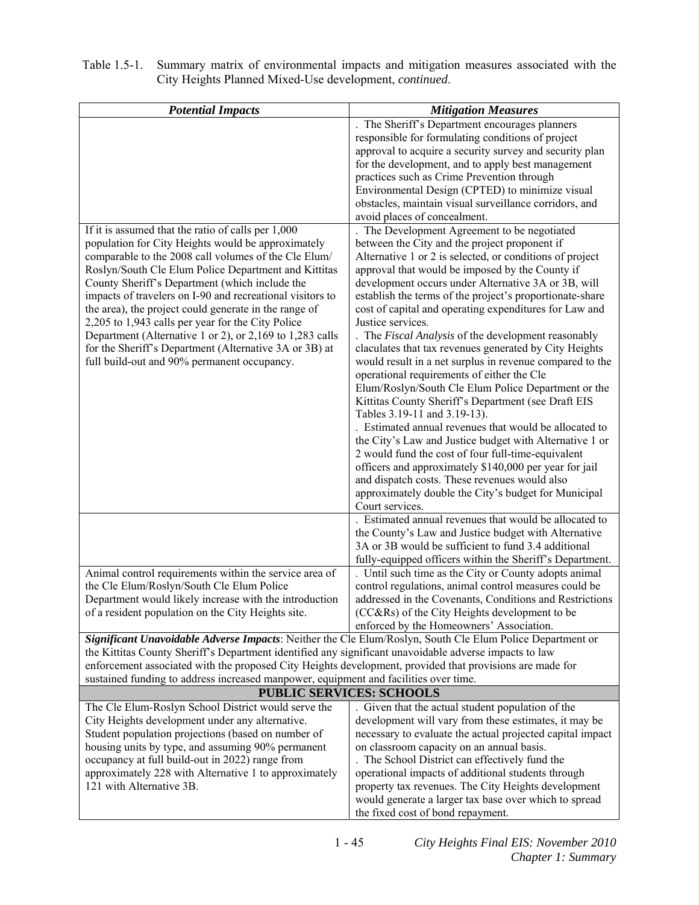Table 1.5-1. Summary matrix of environmental impacts and mitigation measures associated with the City Heights Planned Mixed-Use development, *continued*.

| ***Potential Impacts*** | ***Mitigation Measures*** |
|---|---|
| | . The Sheriff's Department encourages planners responsible for formulating conditions of project approval to acquire a security survey and security plan for the development, and to apply best management practices such as Crime Prevention through Environmental Design (CPTED) to minimize visual obstacles, maintain visual surveillance corridors, and avoid places of concealment. |
| If it is assumed that the ratio of calls per 1,000 population for City Heights would be approximately comparable to the 2008 call volumes of the Cle Elum/ Roslyn/South Cle Elum Police Department and Kittitas County Sheriff's Department (which include the impacts of travelers on I-90 and recreational visitors to the area), the project could generate in the range of 2,205 to 1,943 calls per year for the City Police Department (Alternative 1 or 2), or 2,169 to 1,283 calls for the Sheriff's Department (Alternative 3A or 3B) at full build-out and 90% permanent occupancy. | . The Development Agreement to be negotiated between the City and the project proponent if Alternative 1 or 2 is selected, or conditions of project approval that would be imposed by the County if development occurs under Alternative 3A or 3B, will establish the terms of the project's proportionate-share cost of capital and operating expenditures for Law and Justice services.<br>. The *Fiscal Analysis* of the development reasonably claculates that tax revenues generated by City Heights would result in a net surplus in revenue compared to the operational requirements of either the Cle Elum/Roslyn/South Cle Elum Police Department or the Kittitas County Sheriff's Department (see Draft EIS Tables 3.19-11 and 3.19-13).<br>. Estimated annual revenues that would be allocated to the City's Law and Justice budget with Alternative 1 or 2 would fund the cost of four full-time-equivalent officers and approximately \$140,000 per year for jail and dispatch costs. These revenues would also approximately double the City's budget for Municipal Court services. |
| | . Estimated annual revenues that would be allocated to the County's Law and Justice budget with Alternative 3A or 3B would be sufficient to fund 3.4 additional fully-equipped officers within the Sheriff's Department. |
| Animal control requirements within the service area of the Cle Elum/Roslyn/South Cle Elum Police Department would likely increase with the introduction of a resident population on the City Heights site. | . Until such time as the City or County adopts animal control regulations, animal control measures could be addressed in the Covenants, Conditions and Restrictions (CC&Rs) of the City Heights development to be enforced by the Homeowners' Association. |
| ***Significant Unavoidable Adverse Impacts***: Neither the Cle Elum/Roslyn, South Cle Elum Police Department or the Kittitas County Sheriff's Department identified any significant unavoidable adverse impacts to law enforcement associated with the proposed City Heights development, provided that provisions are made for sustained funding to address increased manpower, equipment and facilities over time. | |
| **PUBLIC SERVICES: SCHOOLS** | |
| The Cle Elum-Roslyn School District would serve the City Heights development under any alternative. Student population projections (based on number of housing units by type, and assuming 90% permanent occupancy at full build-out in 2022) range from approximately 228 with Alternative 1 to approximately 121 with Alternative 3B. | . Given that the actual student population of the development will vary from these estimates, it may be necessary to evaluate the actual projected capital impact on classroom capacity on an annual basis.<br>. The School District can effectively fund the operational impacts of additional students through property tax revenues. The City Heights development would generate a larger tax base over which to spread the fixed cost of bond repayment. |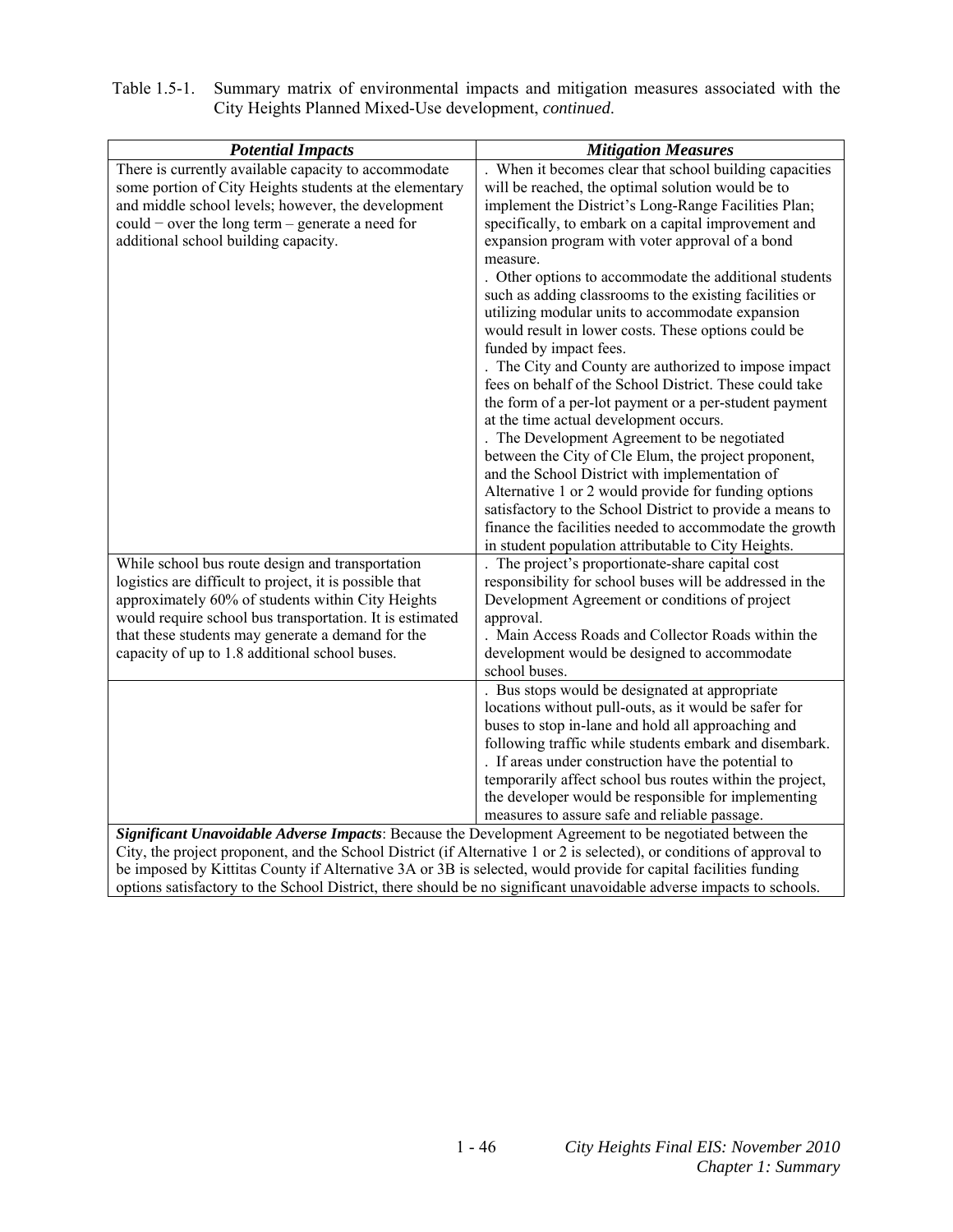Table 1.5-1. Summary matrix of environmental impacts and mitigation measures associated with the City Heights Planned Mixed-Use development, *continued*.

| ***Potential Impacts*** | ***Mitigation Measures*** |
|---|---|
| There is currently available capacity to accommodate some portion of City Heights students at the elementary and middle school levels; however, the development could − over the long term – generate a need for additional school building capacity. | . When it becomes clear that school building capacities will be reached, the optimal solution would be to implement the District's Long-Range Facilities Plan; specifically, to embark on a capital improvement and expansion program with voter approval of a bond measure.<br>. Other options to accommodate the additional students such as adding classrooms to the existing facilities or utilizing modular units to accommodate expansion would result in lower costs. These options could be funded by impact fees.<br>. The City and County are authorized to impose impact fees on behalf of the School District. These could take the form of a per-lot payment or a per-student payment at the time actual development occurs.<br>. The Development Agreement to be negotiated between the City of Cle Elum, the project proponent, and the School District with implementation of Alternative 1 or 2 would provide for funding options satisfactory to the School District to provide a means to finance the facilities needed to accommodate the growth in student population attributable to City Heights. |
| While school bus route design and transportation logistics are difficult to project, it is possible that approximately 60% of students within City Heights would require school bus transportation. It is estimated that these students may generate a demand for the capacity of up to 1.8 additional school buses. | . The project's proportionate-share capital cost responsibility for school buses will be addressed in the Development Agreement or conditions of project approval.<br>. Main Access Roads and Collector Roads within the development would be designed to accommodate school buses. |
| | . Bus stops would be designated at appropriate locations without pull-outs, as it would be safer for buses to stop in-lane and hold all approaching and following traffic while students embark and disembark.<br>. If areas under construction have the potential to temporarily affect school bus routes within the project, the developer would be responsible for implementing measures to assure safe and reliable passage. |
| ***Significant Unavoidable Adverse Impacts***: Because the Development Agreement to be negotiated between the City, the project proponent, and the School District (if Alternative 1 or 2 is selected), or conditions of approval to be imposed by Kittitas County if Alternative 3A or 3B is selected, would provide for capital facilities funding options satisfactory to the School District, there should be no significant unavoidable adverse impacts to schools. | |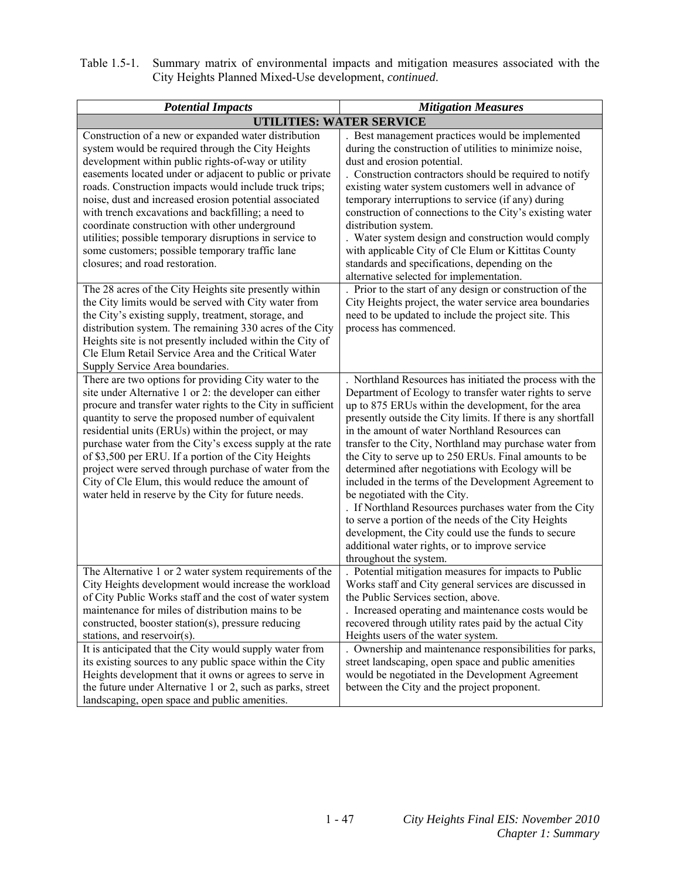Table 1.5-1. Summary matrix of environmental impacts and mitigation measures associated with the City Heights Planned Mixed-Use development, *continued*.

| ***Potential Impacts*** | ***Mitigation Measures*** |
|---|---|
| **UTILITIES: WATER SERVICE** | |
| Construction of a new or expanded water distribution system would be required through the City Heights development within public rights-of-way or utility easements located under or adjacent to public or private roads. Construction impacts would include truck trips; noise, dust and increased erosion potential associated with trench excavations and backfilling; a need to coordinate construction with other underground utilities; possible temporary disruptions in service to some customers; possible temporary traffic lane closures; and road restoration. | . Best management practices would be implemented during the construction of utilities to minimize noise, dust and erosion potential.<br>. Construction contractors should be required to notify existing water system customers well in advance of temporary interruptions to service (if any) during construction of connections to the City's existing water distribution system.<br>. Water system design and construction would comply with applicable City of Cle Elum or Kittitas County standards and specifications, depending on the alternative selected for implementation. |
| The 28 acres of the City Heights site presently within the City limits would be served with City water from the City's existing supply, treatment, storage, and distribution system. The remaining 330 acres of the City Heights site is not presently included within the City of Cle Elum Retail Service Area and the Critical Water Supply Service Area boundaries. | . Prior to the start of any design or construction of the City Heights project, the water service area boundaries need to be updated to include the project site. This process has commenced. |
| There are two options for providing City water to the site under Alternative 1 or 2: the developer can either procure and transfer water rights to the City in sufficient quantity to serve the proposed number of equivalent residential units (ERUs) within the project, or may purchase water from the City's excess supply at the rate of $3,500 per ERU. If a portion of the City Heights project were served through purchase of water from the City of Cle Elum, this would reduce the amount of water held in reserve by the City for future needs. | . Northland Resources has initiated the process with the Department of Ecology to transfer water rights to serve up to 875 ERUs within the development, for the area presently outside the City limits. If there is any shortfall in the amount of water Northland Resources can transfer to the City, Northland may purchase water from the City to serve up to 250 ERUs. Final amounts to be determined after negotiations with Ecology will be included in the terms of the Development Agreement to be negotiated with the City.<br>. If Northland Resources purchases water from the City to serve a portion of the needs of the City Heights development, the City could use the funds to secure additional water rights, or to improve service throughout the system. |
| The Alternative 1 or 2 water system requirements of the City Heights development would increase the workload of City Public Works staff and the cost of water system maintenance for miles of distribution mains to be constructed, booster station(s), pressure reducing stations, and reservoir(s). | . Potential mitigation measures for impacts to Public Works staff and City general services are discussed in the Public Services section, above.<br>. Increased operating and maintenance costs would be recovered through utility rates paid by the actual City Heights users of the water system. |
| It is anticipated that the City would supply water from its existing sources to any public space within the City Heights development that it owns or agrees to serve in the future under Alternative 1 or 2, such as parks, street landscaping, open space and public amenities. | . Ownership and maintenance responsibilities for parks, street landscaping, open space and public amenities would be negotiated in the Development Agreement between the City and the project proponent. |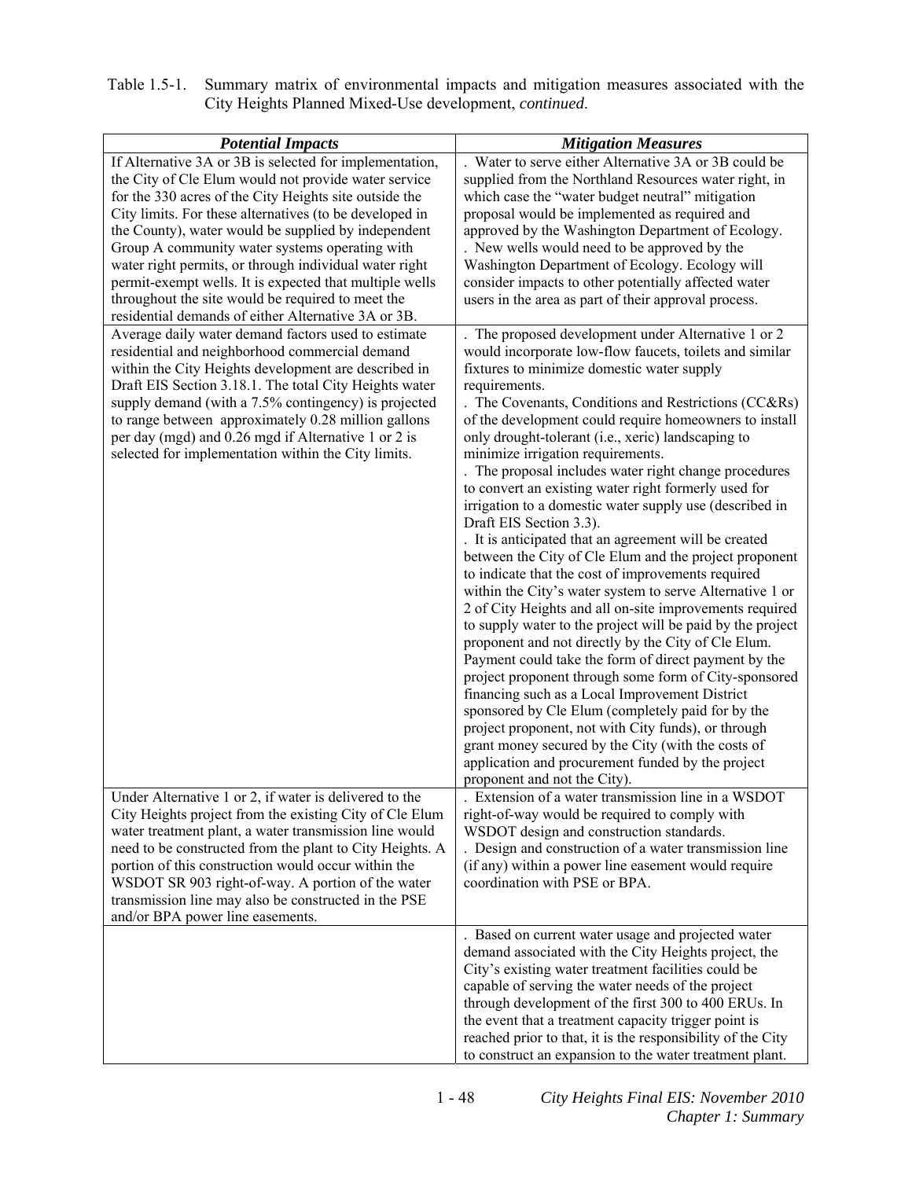Table 1.5-1. Summary matrix of environmental impacts and mitigation measures associated with the City Heights Planned Mixed-Use development, *continued*.

| ***Potential Impacts*** | ***Mitigation Measures*** |
|---|---|
| If Alternative 3A or 3B is selected for implementation, the City of Cle Elum would not provide water service for the 330 acres of the City Heights site outside the City limits. For these alternatives (to be developed in the County), water would be supplied by independent Group A community water systems operating with water right permits, or through individual water right permit-exempt wells. It is expected that multiple wells throughout the site would be required to meet the residential demands of either Alternative 3A or 3B. | . Water to serve either Alternative 3A or 3B could be supplied from the Northland Resources water right, in which case the "water budget neutral" mitigation proposal would be implemented as required and approved by the Washington Department of Ecology.<br>. New wells would need to be approved by the Washington Department of Ecology. Ecology will consider impacts to other potentially affected water users in the area as part of their approval process. |
| Average daily water demand factors used to estimate residential and neighborhood commercial demand within the City Heights development are described in Draft EIS Section 3.18.1. The total City Heights water supply demand (with a 7.5% contingency) is projected to range between approximately 0.28 million gallons per day (mgd) and 0.26 mgd if Alternative 1 or 2 is selected for implementation within the City limits. | . The proposed development under Alternative 1 or 2 would incorporate low-flow faucets, toilets and similar fixtures to minimize domestic water supply requirements.<br>. The Covenants, Conditions and Restrictions (CC&Rs) of the development could require homeowners to install only drought-tolerant (i.e., xeric) landscaping to minimize irrigation requirements.<br>. The proposal includes water right change procedures to convert an existing water right formerly used for irrigation to a domestic water supply use (described in Draft EIS Section 3.3).<br>. It is anticipated that an agreement will be created between the City of Cle Elum and the project proponent to indicate that the cost of improvements required within the City's water system to serve Alternative 1 or 2 of City Heights and all on-site improvements required to supply water to the project will be paid by the project proponent and not directly by the City of Cle Elum. Payment could take the form of direct payment by the project proponent through some form of City-sponsored financing such as a Local Improvement District sponsored by Cle Elum (completely paid for by the project proponent, not with City funds), or through grant money secured by the City (with the costs of application and procurement funded by the project proponent and not the City). |
| Under Alternative 1 or 2, if water is delivered to the City Heights project from the existing City of Cle Elum water treatment plant, a water transmission line would need to be constructed from the plant to City Heights. A portion of this construction would occur within the WSDOT SR 903 right-of-way. A portion of the water transmission line may also be constructed in the PSE and/or BPA power line easements. | . Extension of a water transmission line in a WSDOT right-of-way would be required to comply with WSDOT design and construction standards.<br>. Design and construction of a water transmission line (if any) within a power line easement would require coordination with PSE or BPA. |
| | . Based on current water usage and projected water demand associated with the City Heights project, the City's existing water treatment facilities could be capable of serving the water needs of the project through development of the first 300 to 400 ERUs. In the event that a treatment capacity trigger point is reached prior to that, it is the responsibility of the City to construct an expansion to the water treatment plant. |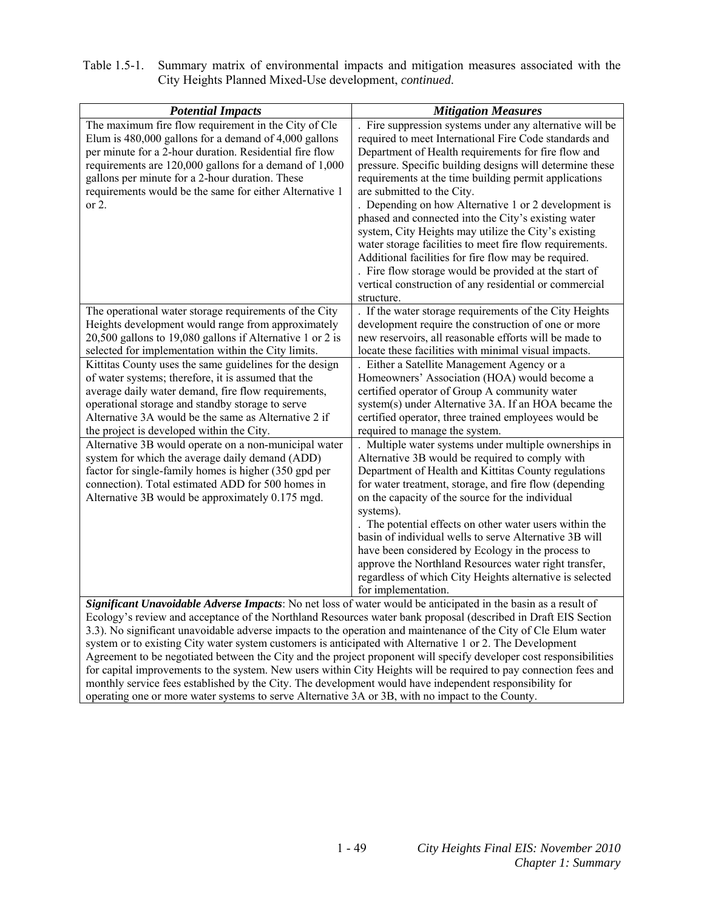Table 1.5-1. Summary matrix of environmental impacts and mitigation measures associated with the City Heights Planned Mixed-Use development, *continued*.

| ***Potential Impacts*** | ***Mitigation Measures*** |
|---|---|
| The maximum fire flow requirement in the City of Cle Elum is 480,000 gallons for a demand of 4,000 gallons per minute for a 2-hour duration. Residential fire flow requirements are 120,000 gallons for a demand of 1,000 gallons per minute for a 2-hour duration. These requirements would be the same for either Alternative 1 or 2. | . Fire suppression systems under any alternative will be required to meet International Fire Code standards and Department of Health requirements for fire flow and pressure. Specific building designs will determine these requirements at the time building permit applications are submitted to the City.<br>. Depending on how Alternative 1 or 2 development is phased and connected into the City's existing water system, City Heights may utilize the City's existing water storage facilities to meet fire flow requirements. Additional facilities for fire flow may be required.<br>. Fire flow storage would be provided at the start of vertical construction of any residential or commercial structure. |
| The operational water storage requirements of the City Heights development would range from approximately 20,500 gallons to 19,080 gallons if Alternative 1 or 2 is selected for implementation within the City limits. | . If the water storage requirements of the City Heights development require the construction of one or more new reservoirs, all reasonable efforts will be made to locate these facilities with minimal visual impacts. |
| Kittitas County uses the same guidelines for the design of water systems; therefore, it is assumed that the average daily water demand, fire flow requirements, operational storage and standby storage to serve Alternative 3A would be the same as Alternative 2 if the project is developed within the City. | . Either a Satellite Management Agency or a Homeowners' Association (HOA) would become a certified operator of Group A community water system(s) under Alternative 3A. If an HOA became the certified operator, three trained employees would be required to manage the system. |
| Alternative 3B would operate on a non-municipal water system for which the average daily demand (ADD) factor for single-family homes is higher (350 gpd per connection). Total estimated ADD for 500 homes in Alternative 3B would be approximately 0.175 mgd. | . Multiple water systems under multiple ownerships in Alternative 3B would be required to comply with Department of Health and Kittitas County regulations for water treatment, storage, and fire flow (depending on the capacity of the source for the individual systems).<br>. The potential effects on other water users within the basin of individual wells to serve Alternative 3B will have been considered by Ecology in the process to approve the Northland Resources water right transfer, regardless of which City Heights alternative is selected for implementation. |
| ***Significant Unavoidable Adverse Impacts***: No net loss of water would be anticipated in the basin as a result of Ecology's review and acceptance of the Northland Resources water bank proposal (described in Draft EIS Section 3.3). No significant unavoidable adverse impacts to the operation and maintenance of the City of Cle Elum water system or to existing City water system customers is anticipated with Alternative 1 or 2. The Development Agreement to be negotiated between the City and the project proponent will specify developer cost responsibilities for capital improvements to the system. New users within City Heights will be required to pay connection fees and monthly service fees established by the City. The development would have independent responsibility for operating one or more water systems to serve Alternative 3A or 3B, with no impact to the County. | |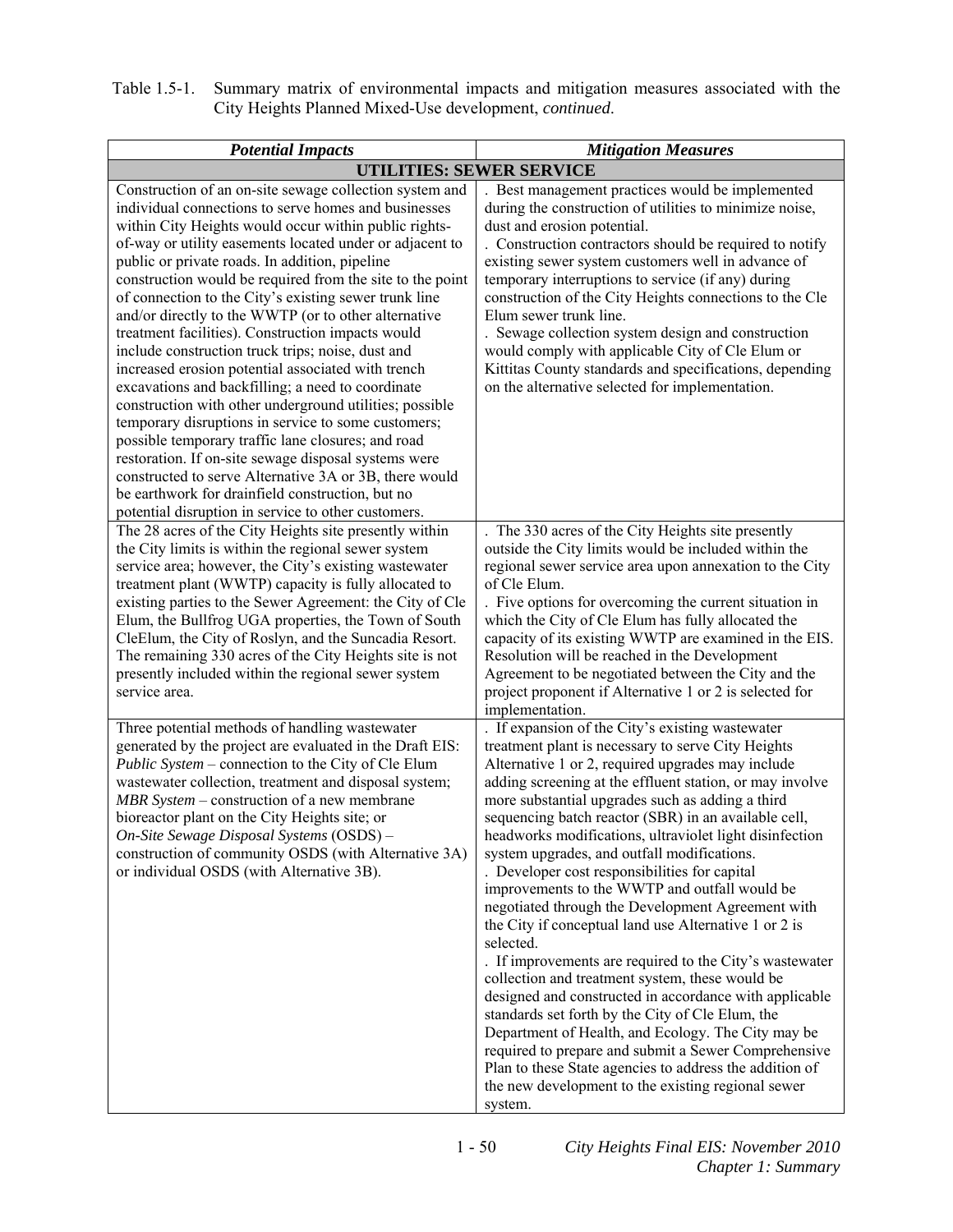Table 1.5-1. Summary matrix of environmental impacts and mitigation measures associated with the City Heights Planned Mixed-Use development, *continued*.

| *Potential Impacts* | *Mitigation Measures* |
|---|---|
| **UTILITIES: SEWER SERVICE** | |
| Construction of an on-site sewage collection system and individual connections to serve homes and businesses within City Heights would occur within public rights-of-way or utility easements located under or adjacent to public or private roads. In addition, pipeline construction would be required from the site to the point of connection to the City's existing sewer trunk line and/or directly to the WWTP (or to other alternative treatment facilities). Construction impacts would include construction truck trips; noise, dust and increased erosion potential associated with trench excavations and backfilling; a need to coordinate construction with other underground utilities; possible temporary disruptions in service to some customers; possible temporary traffic lane closures; and road restoration. If on-site sewage disposal systems were constructed to serve Alternative 3A or 3B, there would be earthwork for drainfield construction, but no potential disruption in service to other customers. | . Best management practices would be implemented during the construction of utilities to minimize noise, dust and erosion potential.<br>. Construction contractors should be required to notify existing sewer system customers well in advance of temporary interruptions to service (if any) during construction of the City Heights connections to the Cle Elum sewer trunk line.<br>. Sewage collection system design and construction would comply with applicable City of Cle Elum or Kittitas County standards and specifications, depending on the alternative selected for implementation. |
| The 28 acres of the City Heights site presently within the City limits is within the regional sewer system service area; however, the City's existing wastewater treatment plant (WWTP) capacity is fully allocated to existing parties to the Sewer Agreement: the City of Cle Elum, the Bullfrog UGA properties, the Town of South CleElum, the City of Roslyn, and the Suncadia Resort. The remaining 330 acres of the City Heights site is not presently included within the regional sewer system service area. | . The 330 acres of the City Heights site presently outside the City limits would be included within the regional sewer service area upon annexation to the City of Cle Elum.<br>. Five options for overcoming the current situation in which the City of Cle Elum has fully allocated the capacity of its existing WWTP are examined in the EIS. Resolution will be reached in the Development Agreement to be negotiated between the City and the project proponent if Alternative 1 or 2 is selected for implementation. |
| Three potential methods of handling wastewater generated by the project are evaluated in the Draft EIS: *Public System* – connection to the City of Cle Elum wastewater collection, treatment and disposal system; *MBR System* – construction of a new membrane bioreactor plant on the City Heights site; or *On-Site Sewage Disposal Systems* (OSDS) – construction of community OSDS (with Alternative 3A) or individual OSDS (with Alternative 3B). | . If expansion of the City's existing wastewater treatment plant is necessary to serve City Heights Alternative 1 or 2, required upgrades may include adding screening at the effluent station, or may involve more substantial upgrades such as adding a third sequencing batch reactor (SBR) in an available cell, headworks modifications, ultraviolet light disinfection system upgrades, and outfall modifications.<br>. Developer cost responsibilities for capital improvements to the WWTP and outfall would be negotiated through the Development Agreement with the City if conceptual land use Alternative 1 or 2 is selected.<br>. If improvements are required to the City's wastewater collection and treatment system, these would be designed and constructed in accordance with applicable standards set forth by the City of Cle Elum, the Department of Health, and Ecology. The City may be required to prepare and submit a Sewer Comprehensive Plan to these State agencies to address the addition of the new development to the existing regional sewer system. |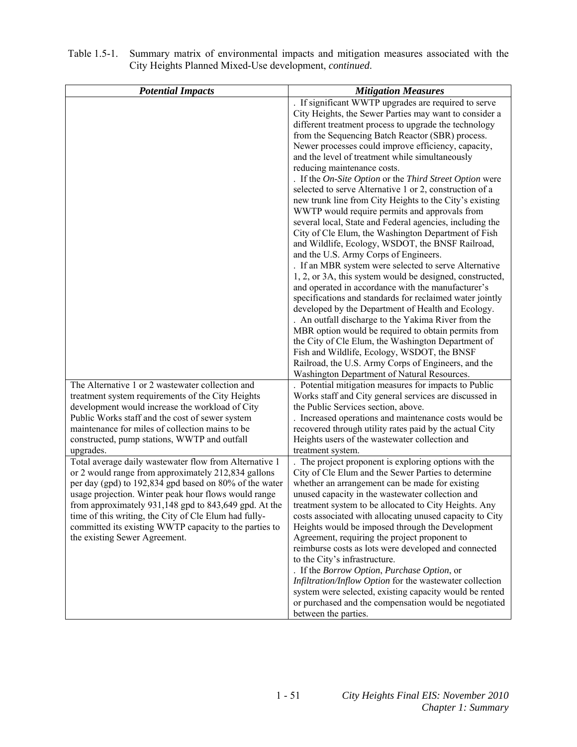Table 1.5-1. Summary matrix of environmental impacts and mitigation measures associated with the City Heights Planned Mixed-Use development, *continued*.

| ***Potential Impacts*** | ***Mitigation Measures*** |
|---|---|
| | . If significant WWTP upgrades are required to serve City Heights, the Sewer Parties may want to consider a different treatment process to upgrade the technology from the Sequencing Batch Reactor (SBR) process. Newer processes could improve efficiency, capacity, and the level of treatment while simultaneously reducing maintenance costs.<br>. If the *On-Site Option* or the *Third Street Option* were selected to serve Alternative 1 or 2, construction of a new trunk line from City Heights to the City's existing WWTP would require permits and approvals from several local, State and Federal agencies, including the City of Cle Elum, the Washington Department of Fish and Wildlife, Ecology, WSDOT, the BNSF Railroad, and the U.S. Army Corps of Engineers.<br>. If an MBR system were selected to serve Alternative 1, 2, or 3A, this system would be designed, constructed, and operated in accordance with the manufacturer's specifications and standards for reclaimed water jointly developed by the Department of Health and Ecology.<br>. An outfall discharge to the Yakima River from the MBR option would be required to obtain permits from the City of Cle Elum, the Washington Department of Fish and Wildlife, Ecology, WSDOT, the BNSF Railroad, the U.S. Army Corps of Engineers, and the Washington Department of Natural Resources. |
| The Alternative 1 or 2 wastewater collection and treatment system requirements of the City Heights development would increase the workload of City Public Works staff and the cost of sewer system maintenance for miles of collection mains to be constructed, pump stations, WWTP and outfall upgrades. | . Potential mitigation measures for impacts to Public Works staff and City general services are discussed in the Public Services section, above.<br>. Increased operations and maintenance costs would be recovered through utility rates paid by the actual City Heights users of the wastewater collection and treatment system. |
| Total average daily wastewater flow from Alternative 1 or 2 would range from approximately 212,834 gallons per day (gpd) to 192,834 gpd based on 80% of the water usage projection. Winter peak hour flows would range from approximately 931,148 gpd to 843,649 gpd. At the time of this writing, the City of Cle Elum had fully-committed its existing WWTP capacity to the parties to the existing Sewer Agreement. | . The project proponent is exploring options with the City of Cle Elum and the Sewer Parties to determine whether an arrangement can be made for existing unused capacity in the wastewater collection and treatment system to be allocated to City Heights. Any costs associated with allocating unused capacity to City Heights would be imposed through the Development Agreement, requiring the project proponent to reimburse costs as lots were developed and connected to the City's infrastructure.<br>. If the *Borrow Option*, *Purchase Option*, or *Infiltration/Inflow Option* for the wastewater collection system were selected, existing capacity would be rented or purchased and the compensation would be negotiated between the parties. |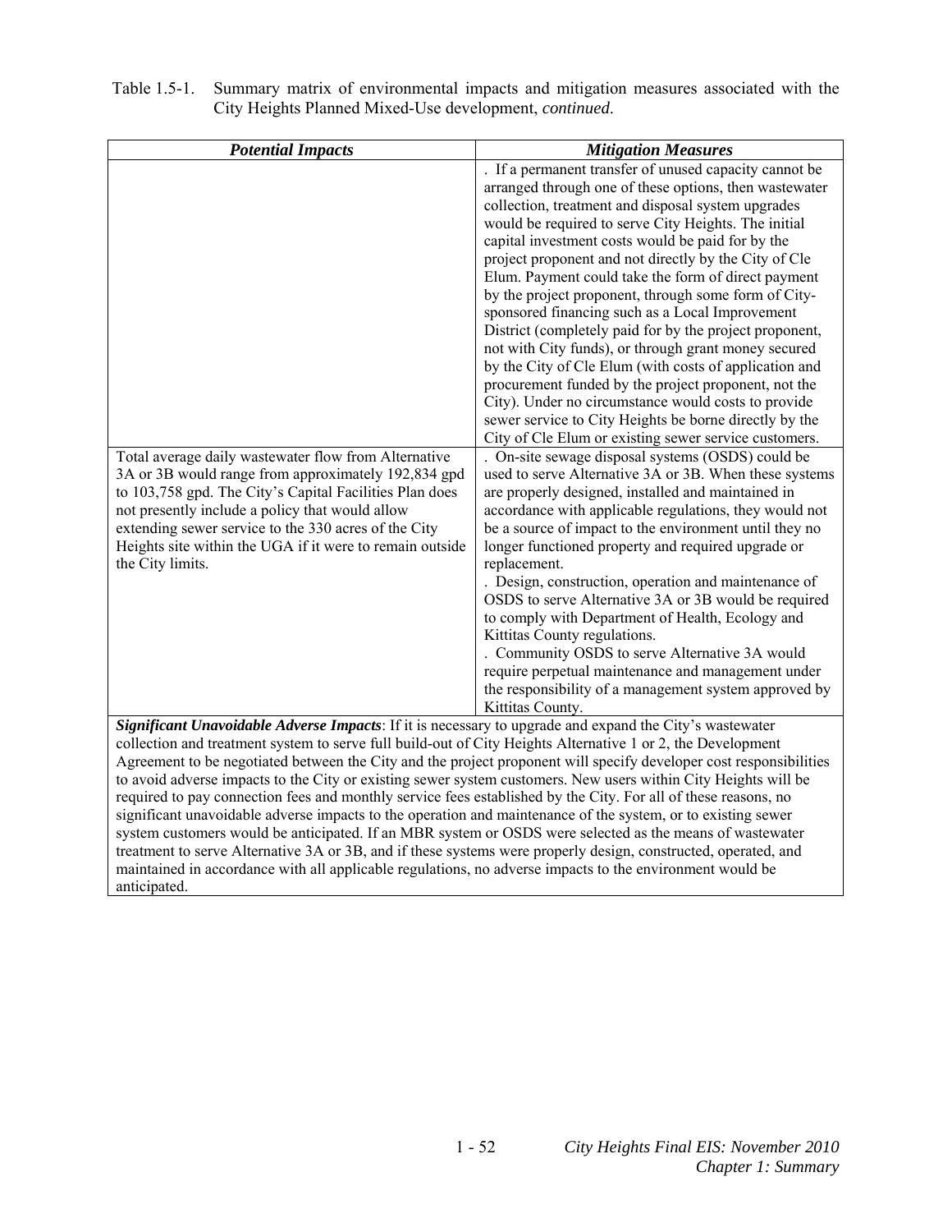Table 1.5-1. Summary matrix of environmental impacts and mitigation measures associated with the City Heights Planned Mixed-Use development, *continued*.

| ***Potential Impacts*** | ***Mitigation Measures*** |
|---|---|
| | . If a permanent transfer of unused capacity cannot be arranged through one of these options, then wastewater collection, treatment and disposal system upgrades would be required to serve City Heights. The initial capital investment costs would be paid for by the project proponent and not directly by the City of Cle Elum. Payment could take the form of direct payment by the project proponent, through some form of City-sponsored financing such as a Local Improvement District (completely paid for by the project proponent, not with City funds), or through grant money secured by the City of Cle Elum (with costs of application and procurement funded by the project proponent, not the City). Under no circumstance would costs to provide sewer service to City Heights be borne directly by the City of Cle Elum or existing sewer service customers. |
| Total average daily wastewater flow from Alternative 3A or 3B would range from approximately 192,834 gpd to 103,758 gpd. The City's Capital Facilities Plan does not presently include a policy that would allow extending sewer service to the 330 acres of the City Heights site within the UGA if it were to remain outside the City limits. | . On-site sewage disposal systems (OSDS) could be used to serve Alternative 3A or 3B. When these systems are properly designed, installed and maintained in accordance with applicable regulations, they would not be a source of impact to the environment until they no longer functioned property and required upgrade or replacement.<br>. Design, construction, operation and maintenance of OSDS to serve Alternative 3A or 3B would be required to comply with Department of Health, Ecology and Kittitas County regulations.<br>. Community OSDS to serve Alternative 3A would require perpetual maintenance and management under the responsibility of a management system approved by Kittitas County. |
| ***Significant Unavoidable Adverse Impacts***: If it is necessary to upgrade and expand the City's wastewater collection and treatment system to serve full build-out of City Heights Alternative 1 or 2, the Development Agreement to be negotiated between the City and the project proponent will specify developer cost responsibilities to avoid adverse impacts to the City or existing sewer system customers. New users within City Heights will be required to pay connection fees and monthly service fees established by the City. For all of these reasons, no significant unavoidable adverse impacts to the operation and maintenance of the system, or to existing sewer system customers would be anticipated. If an MBR system or OSDS were selected as the means of wastewater treatment to serve Alternative 3A or 3B, and if these systems were properly design, constructed, operated, and maintained in accordance with all applicable regulations, no adverse impacts to the environment would be anticipated. | |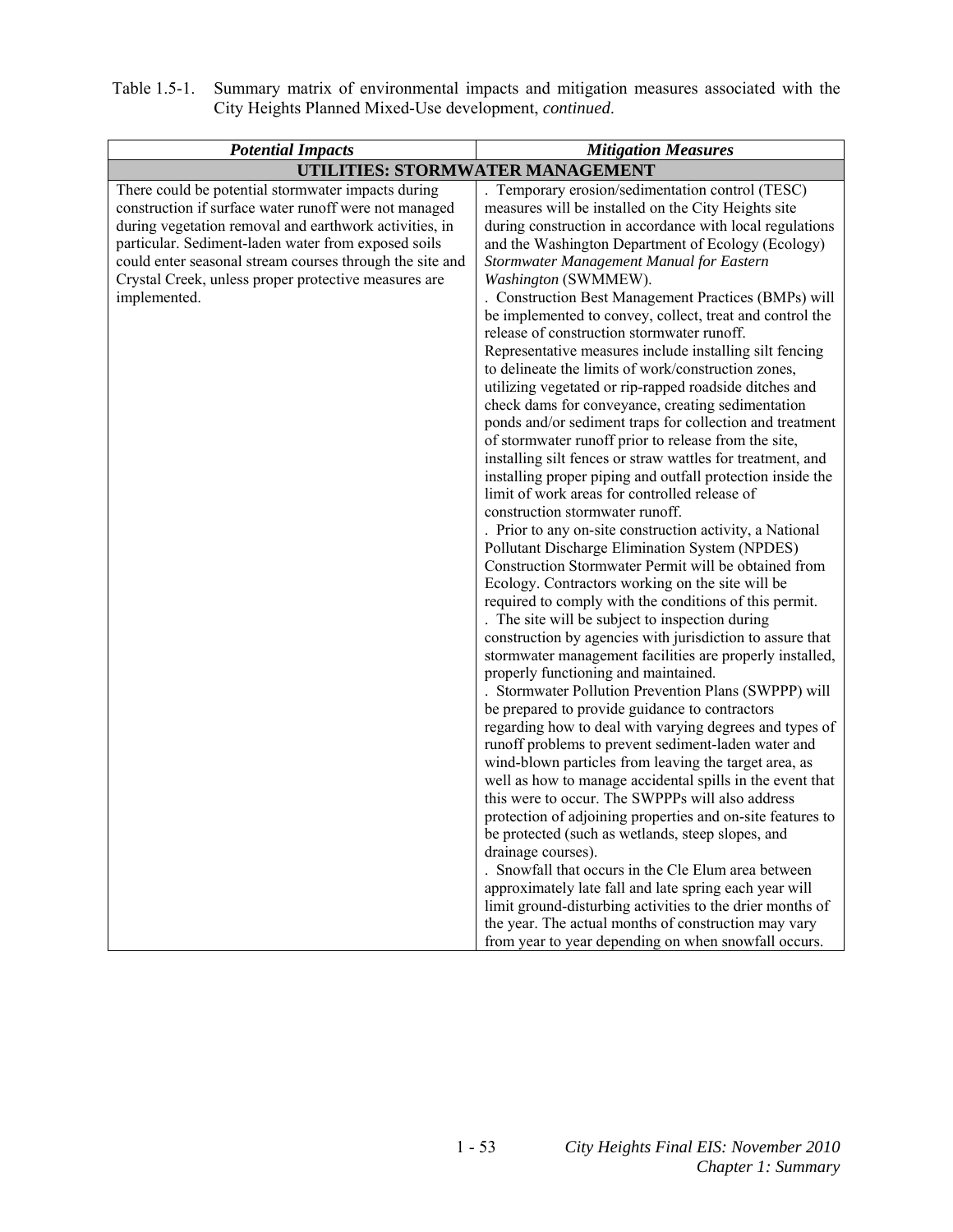Table 1.5-1. Summary matrix of environmental impacts and mitigation measures associated with the City Heights Planned Mixed-Use development, *continued*.

| ***Potential Impacts*** | ***Mitigation Measures*** |
|---|---|
| **UTILITIES: STORMWATER MANAGEMENT** | |
| There could be potential stormwater impacts during construction if surface water runoff were not managed during vegetation removal and earthwork activities, in particular. Sediment-laden water from exposed soils could enter seasonal stream courses through the site and Crystal Creek, unless proper protective measures are implemented. | . Temporary erosion/sedimentation control (TESC) measures will be installed on the City Heights site during construction in accordance with local regulations and the Washington Department of Ecology (Ecology) *Stormwater Management Manual for Eastern Washington* (SWMMEW).<br>. Construction Best Management Practices (BMPs) will be implemented to convey, collect, treat and control the release of construction stormwater runoff. Representative measures include installing silt fencing to delineate the limits of work/construction zones, utilizing vegetated or rip-rapped roadside ditches and check dams for conveyance, creating sedimentation ponds and/or sediment traps for collection and treatment of stormwater runoff prior to release from the site, installing silt fences or straw wattles for treatment, and installing proper piping and outfall protection inside the limit of work areas for controlled release of construction stormwater runoff.<br>. Prior to any on-site construction activity, a National Pollutant Discharge Elimination System (NPDES) Construction Stormwater Permit will be obtained from Ecology. Contractors working on the site will be required to comply with the conditions of this permit.<br>. The site will be subject to inspection during construction by agencies with jurisdiction to assure that stormwater management facilities are properly installed, properly functioning and maintained.<br>. Stormwater Pollution Prevention Plans (SWPPP) will be prepared to provide guidance to contractors regarding how to deal with varying degrees and types of runoff problems to prevent sediment-laden water and wind-blown particles from leaving the target area, as well as how to manage accidental spills in the event that this were to occur. The SWPPPs will also address protection of adjoining properties and on-site features to be protected (such as wetlands, steep slopes, and drainage courses).<br>. Snowfall that occurs in the Cle Elum area between approximately late fall and late spring each year will limit ground-disturbing activities to the drier months of the year. The actual months of construction may vary from year to year depending on when snowfall occurs. |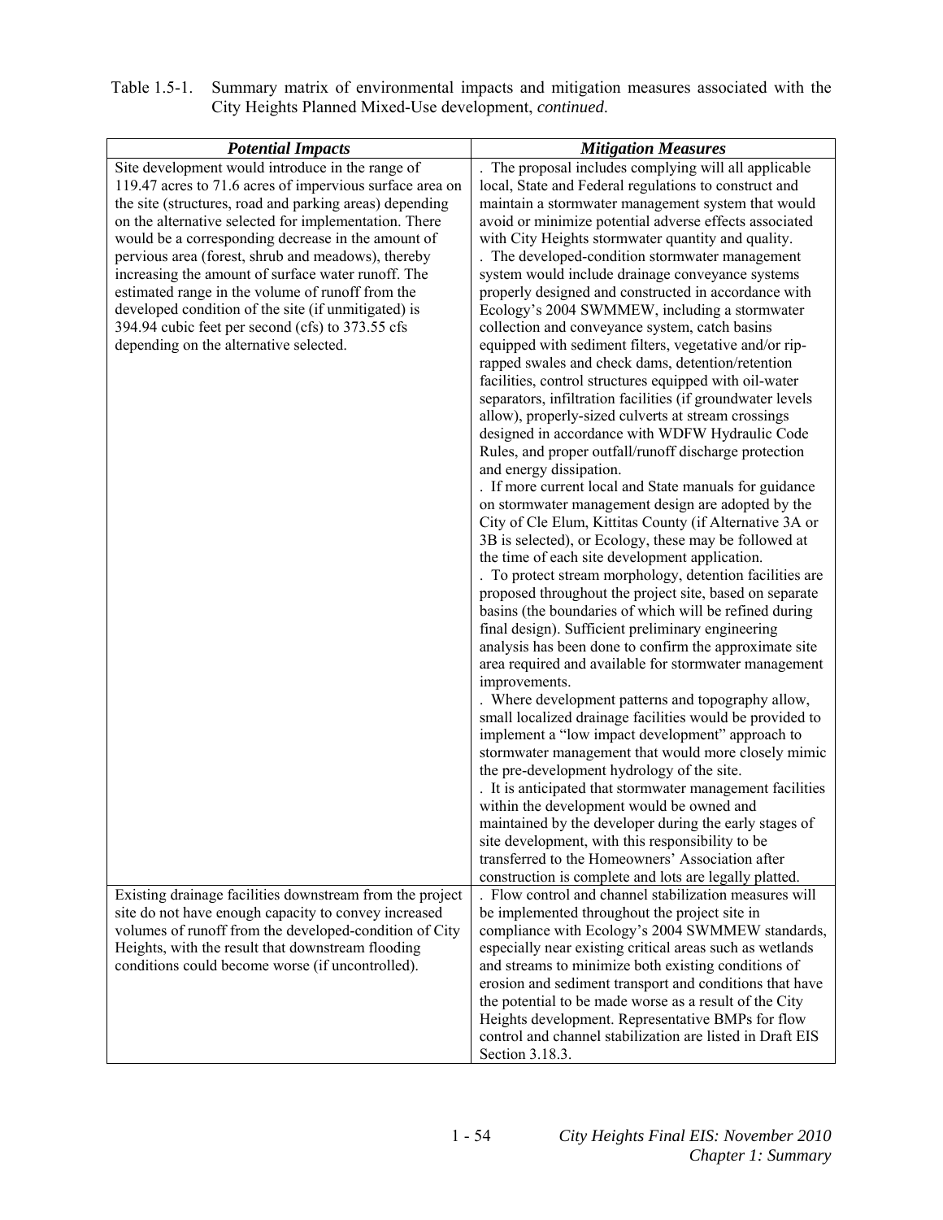Table 1.5-1. Summary matrix of environmental impacts and mitigation measures associated with the City Heights Planned Mixed-Use development, *continued*.

| ***Potential Impacts*** | ***Mitigation Measures*** |
|---|---|
| Site development would introduce in the range of 119.47 acres to 71.6 acres of impervious surface area on the site (structures, road and parking areas) depending on the alternative selected for implementation. There would be a corresponding decrease in the amount of pervious area (forest, shrub and meadows), thereby increasing the amount of surface water runoff. The estimated range in the volume of runoff from the developed condition of the site (if unmitigated) is 394.94 cubic feet per second (cfs) to 373.55 cfs depending on the alternative selected. | . The proposal includes complying will all applicable local, State and Federal regulations to construct and maintain a stormwater management system that would avoid or minimize potential adverse effects associated with City Heights stormwater quantity and quality.<br>. The developed-condition stormwater management system would include drainage conveyance systems properly designed and constructed in accordance with Ecology's 2004 SWMMEW, including a stormwater collection and conveyance system, catch basins equipped with sediment filters, vegetative and/or rip-rapped swales and check dams, detention/retention facilities, control structures equipped with oil-water separators, infiltration facilities (if groundwater levels allow), properly-sized culverts at stream crossings designed in accordance with WDFW Hydraulic Code Rules, and proper outfall/runoff discharge protection and energy dissipation.<br>. If more current local and State manuals for guidance on stormwater management design are adopted by the City of Cle Elum, Kittitas County (if Alternative 3A or 3B is selected), or Ecology, these may be followed at the time of each site development application.<br>. To protect stream morphology, detention facilities are proposed throughout the project site, based on separate basins (the boundaries of which will be refined during final design). Sufficient preliminary engineering analysis has been done to confirm the approximate site area required and available for stormwater management improvements.<br>. Where development patterns and topography allow, small localized drainage facilities would be provided to implement a "low impact development" approach to stormwater management that would more closely mimic the pre-development hydrology of the site.<br>. It is anticipated that stormwater management facilities within the development would be owned and maintained by the developer during the early stages of site development, with this responsibility to be transferred to the Homeowners' Association after construction is complete and lots are legally platted. |
| Existing drainage facilities downstream from the project site do not have enough capacity to convey increased volumes of runoff from the developed-condition of City Heights, with the result that downstream flooding conditions could become worse (if uncontrolled). | . Flow control and channel stabilization measures will be implemented throughout the project site in compliance with Ecology's 2004 SWMMEW standards, especially near existing critical areas such as wetlands and streams to minimize both existing conditions of erosion and sediment transport and conditions that have the potential to be made worse as a result of the City Heights development. Representative BMPs for flow control and channel stabilization are listed in Draft EIS Section 3.18.3. |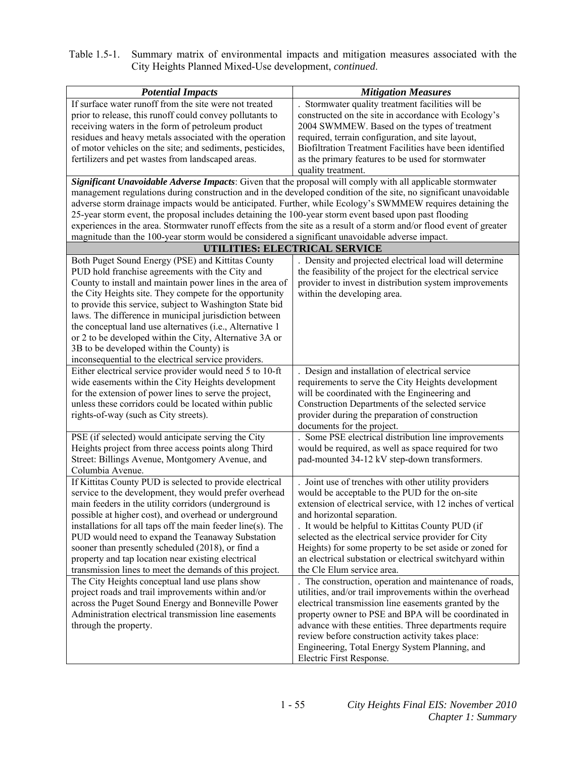Table 1.5-1. Summary matrix of environmental impacts and mitigation measures associated with the City Heights Planned Mixed-Use development, *continued*.

| ***Potential Impacts*** | ***Mitigation Measures*** |
|---|---|
| If surface water runoff from the site were not treated prior to release, this runoff could convey pollutants to receiving waters in the form of petroleum product residues and heavy metals associated with the operation of motor vehicles on the site; and sediments, pesticides, fertilizers and pet wastes from landscaped areas. | . Stormwater quality treatment facilities will be constructed on the site in accordance with Ecology's 2004 SWMMEW. Based on the types of treatment required, terrain configuration, and site layout, Biofiltration Treatment Facilities have been identified as the primary features to be used for stormwater quality treatment. |
| ***Significant Unavoidable Adverse Impacts***: Given that the proposal will comply with all applicable stormwater management regulations during construction and in the developed condition of the site, no significant unavoidable adverse storm drainage impacts would be anticipated. Further, while Ecology's SWMMEW requires detaining the 25-year storm event, the proposal includes detaining the 100-year storm event based upon past flooding experiences in the area. Stormwater runoff effects from the site as a result of a storm and/or flood event of greater magnitude than the 100-year storm would be considered a significant unavoidable adverse impact. | |
| **UTILITIES: ELECTRICAL SERVICE** | |
| Both Puget Sound Energy (PSE) and Kittitas County PUD hold franchise agreements with the City and County to install and maintain power lines in the area of the City Heights site. They compete for the opportunity to provide this service, subject to Washington State bid laws. The difference in municipal jurisdiction between the conceptual land use alternatives (i.e., Alternative 1 or 2 to be developed within the City, Alternative 3A or 3B to be developed within the County) is inconsequential to the electrical service providers. | . Density and projected electrical load will determine the feasibility of the project for the electrical service provider to invest in distribution system improvements within the developing area. |
| Either electrical service provider would need 5 to 10-ft wide easements within the City Heights development for the extension of power lines to serve the project, unless these corridors could be located within public rights-of-way (such as City streets). | . Design and installation of electrical service requirements to serve the City Heights development will be coordinated with the Engineering and Construction Departments of the selected service provider during the preparation of construction documents for the project. |
| PSE (if selected) would anticipate serving the City Heights project from three access points along Third Street: Billings Avenue, Montgomery Avenue, and Columbia Avenue. | . Some PSE electrical distribution line improvements would be required, as well as space required for two pad-mounted 34-12 kV step-down transformers. |
| If Kittitas County PUD is selected to provide electrical service to the development, they would prefer overhead main feeders in the utility corridors (underground is possible at higher cost), and overhead or underground installations for all taps off the main feeder line(s). The PUD would need to expand the Teanaway Substation sooner than presently scheduled (2018), or find a property and tap location near existing electrical transmission lines to meet the demands of this project. | . Joint use of trenches with other utility providers would be acceptable to the PUD for the on-site extension of electrical service, with 12 inches of vertical and horizontal separation.<br>. It would be helpful to Kittitas County PUD (if selected as the electrical service provider for City Heights) for some property to be set aside or zoned for an electrical substation or electrical switchyard within the Cle Elum service area. |
| The City Heights conceptual land use plans show project roads and trail improvements within and/or across the Puget Sound Energy and Bonneville Power Administration electrical transmission line easements through the property. | . The construction, operation and maintenance of roads, utilities, and/or trail improvements within the overhead electrical transmission line easements granted by the property owner to PSE and BPA will be coordinated in advance with these entities. Three departments require review before construction activity takes place: Engineering, Total Energy System Planning, and Electric First Response. |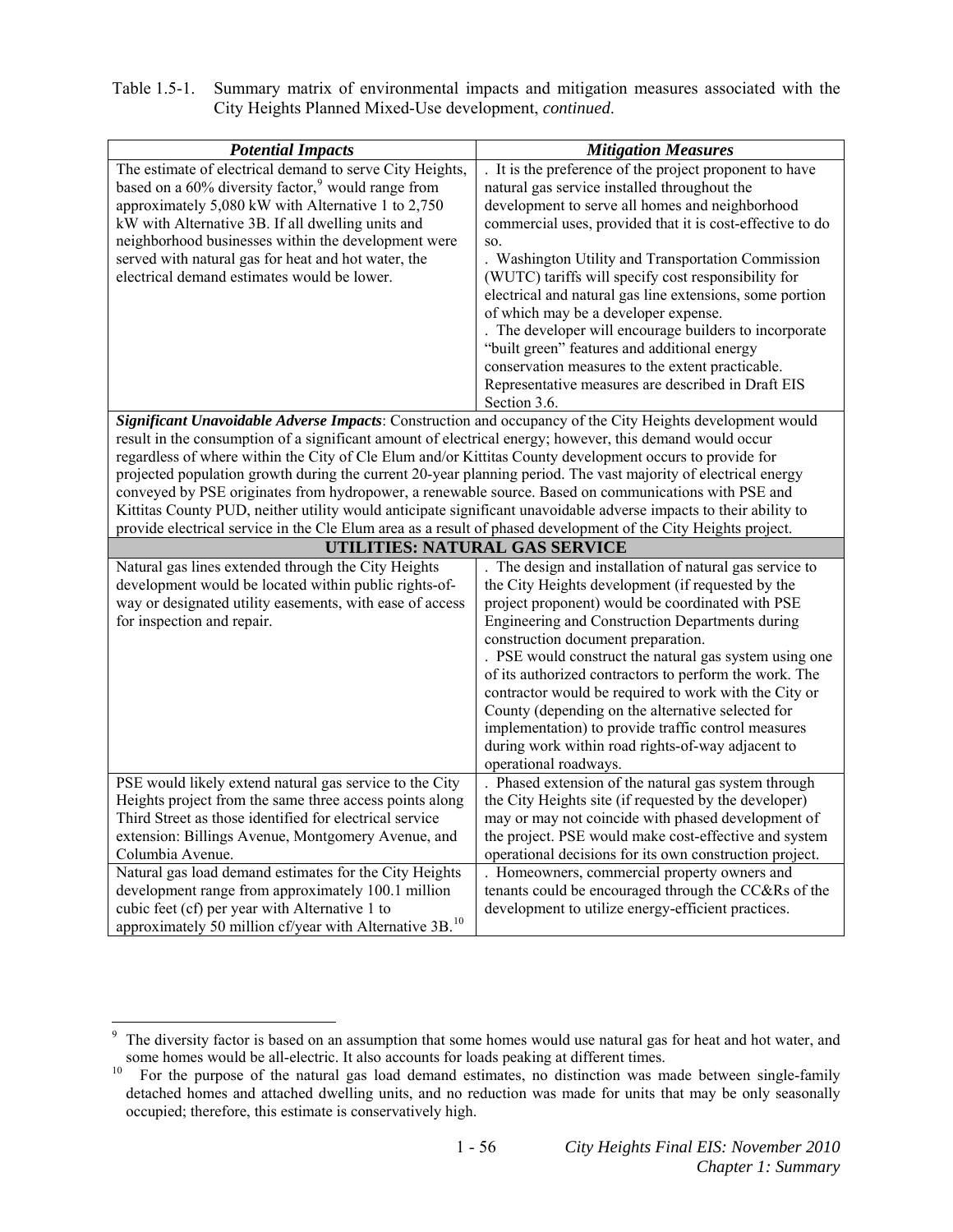Table 1.5-1. Summary matrix of environmental impacts and mitigation measures associated with the City Heights Planned Mixed-Use development, *continued*.

| ***Potential Impacts*** | ***Mitigation Measures*** |
|---|---|
| The estimate of electrical demand to serve City Heights, based on a 60% diversity factor,[9] would range from approximately 5,080 kW with Alternative 1 to 2,750 kW with Alternative 3B. If all dwelling units and neighborhood businesses within the development were served with natural gas for heat and hot water, the electrical demand estimates would be lower. | . It is the preference of the project proponent to have natural gas service installed throughout the development to serve all homes and neighborhood commercial uses, provided that it is cost-effective to do so.<br>. Washington Utility and Transportation Commission (WUTC) tariffs will specify cost responsibility for electrical and natural gas line extensions, some portion of which may be a developer expense.<br>. The developer will encourage builders to incorporate "built green" features and additional energy conservation measures to the extent practicable. Representative measures are described in Draft EIS Section 3.6. |
| ***Significant Unavoidable Adverse Impacts***: Construction and occupancy of the City Heights development would result in the consumption of a significant amount of electrical energy; however, this demand would occur regardless of where within the City of Cle Elum and/or Kittitas County development occurs to provide for projected population growth during the current 20-year planning period. The vast majority of electrical energy conveyed by PSE originates from hydropower, a renewable source. Based on communications with PSE and Kittitas County PUD, neither utility would anticipate significant unavoidable adverse impacts to their ability to provide electrical service in the Cle Elum area as a result of phased development of the City Heights project. | |
| **UTILITIES: NATURAL GAS SERVICE** | |
| Natural gas lines extended through the City Heights development would be located within public rights-of-way or designated utility easements, with ease of access for inspection and repair. | . The design and installation of natural gas service to the City Heights development (if requested by the project proponent) would be coordinated with PSE Engineering and Construction Departments during construction document preparation.<br>. PSE would construct the natural gas system using one of its authorized contractors to perform the work. The contractor would be required to work with the City or County (depending on the alternative selected for implementation) to provide traffic control measures during work within road rights-of-way adjacent to operational roadways. |
| PSE would likely extend natural gas service to the City Heights project from the same three access points along Third Street as those identified for electrical service extension: Billings Avenue, Montgomery Avenue, and Columbia Avenue. | . Phased extension of the natural gas system through the City Heights site (if requested by the developer) may or may not coincide with phased development of the project. PSE would make cost-effective and system operational decisions for its own construction project. |
| Natural gas load demand estimates for the City Heights development range from approximately 100.1 million cubic feet (cf) per year with Alternative 1 to approximately 50 million cf/year with Alternative 3B.[10] | . Homeowners, commercial property owners and tenants could be encouraged through the CC&Rs of the development to utilize energy-efficient practices. |

[9] The diversity factor is based on an assumption that some homes would use natural gas for heat and hot water, and some homes would be all-electric. It also accounts for loads peaking at different times.

[10] For the purpose of the natural gas load demand estimates, no distinction was made between single-family detached homes and attached dwelling units, and no reduction was made for units that may be only seasonally occupied; therefore, this estimate is conservatively high.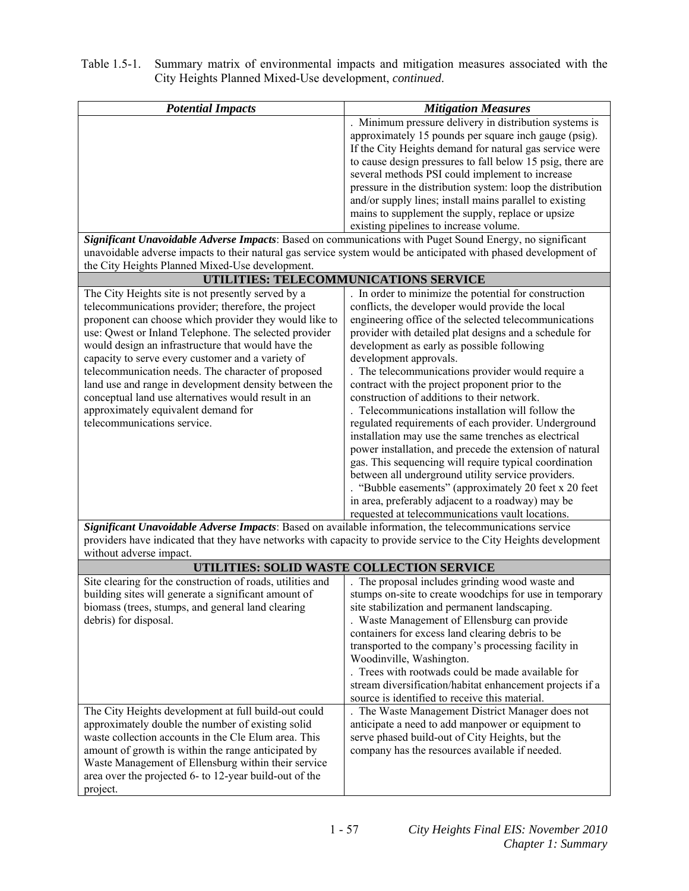Table 1.5-1. Summary matrix of environmental impacts and mitigation measures associated with the City Heights Planned Mixed-Use development, *continued*.

| *Potential Impacts* | *Mitigation Measures* |
|---|---|
| | . Minimum pressure delivery in distribution systems is approximately 15 pounds per square inch gauge (psig). If the City Heights demand for natural gas service were to cause design pressures to fall below 15 psig, there are several methods PSI could implement to increase pressure in the distribution system: loop the distribution and/or supply lines; install mains parallel to existing mains to supplement the supply, replace or upsize existing pipelines to increase volume. |
| ***Significant Unavoidable Adverse Impacts***: Based on communications with Puget Sound Energy, no significant unavoidable adverse impacts to their natural gas service system would be anticipated with phased development of the City Heights Planned Mixed-Use development. | |
| **UTILITIES: TELECOMMUNICATIONS SERVICE** | |
| The City Heights site is not presently served by a telecommunications provider; therefore, the project proponent can choose which provider they would like to use: Qwest or Inland Telephone. The selected provider would design an infrastructure that would have the capacity to serve every customer and a variety of telecommunication needs. The character of proposed land use and range in development density between the conceptual land use alternatives would result in an approximately equivalent demand for telecommunications service. | . In order to minimize the potential for construction conflicts, the developer would provide the local engineering office of the selected telecommunications provider with detailed plat designs and a schedule for development as early as possible following development approvals.<br>. The telecommunications provider would require a contract with the project proponent prior to the construction of additions to their network.<br>. Telecommunications installation will follow the regulated requirements of each provider. Underground installation may use the same trenches as electrical power installation, and precede the extension of natural gas. This sequencing will require typical coordination between all underground utility service providers.<br>. "Bubble easements" (approximately 20 feet x 20 feet in area, preferably adjacent to a roadway) may be requested at telecommunications vault locations. |
| ***Significant Unavoidable Adverse Impacts***: Based on available information, the telecommunications service providers have indicated that they have networks with capacity to provide service to the City Heights development without adverse impact. | |
| **UTILITIES: SOLID WASTE COLLECTION SERVICE** | |
| Site clearing for the construction of roads, utilities and building sites will generate a significant amount of biomass (trees, stumps, and general land clearing debris) for disposal. | . The proposal includes grinding wood waste and stumps on-site to create woodchips for use in temporary site stabilization and permanent landscaping.<br>. Waste Management of Ellensburg can provide containers for excess land clearing debris to be transported to the company's processing facility in Woodinville, Washington.<br>. Trees with rootwads could be made available for stream diversification/habitat enhancement projects if a source is identified to receive this material. |
| The City Heights development at full build-out could approximately double the number of existing solid waste collection accounts in the Cle Elum area. This amount of growth is within the range anticipated by Waste Management of Ellensburg within their service area over the projected 6- to 12-year build-out of the project. | . The Waste Management District Manager does not anticipate a need to add manpower or equipment to serve phased build-out of City Heights, but the company has the resources available if needed. |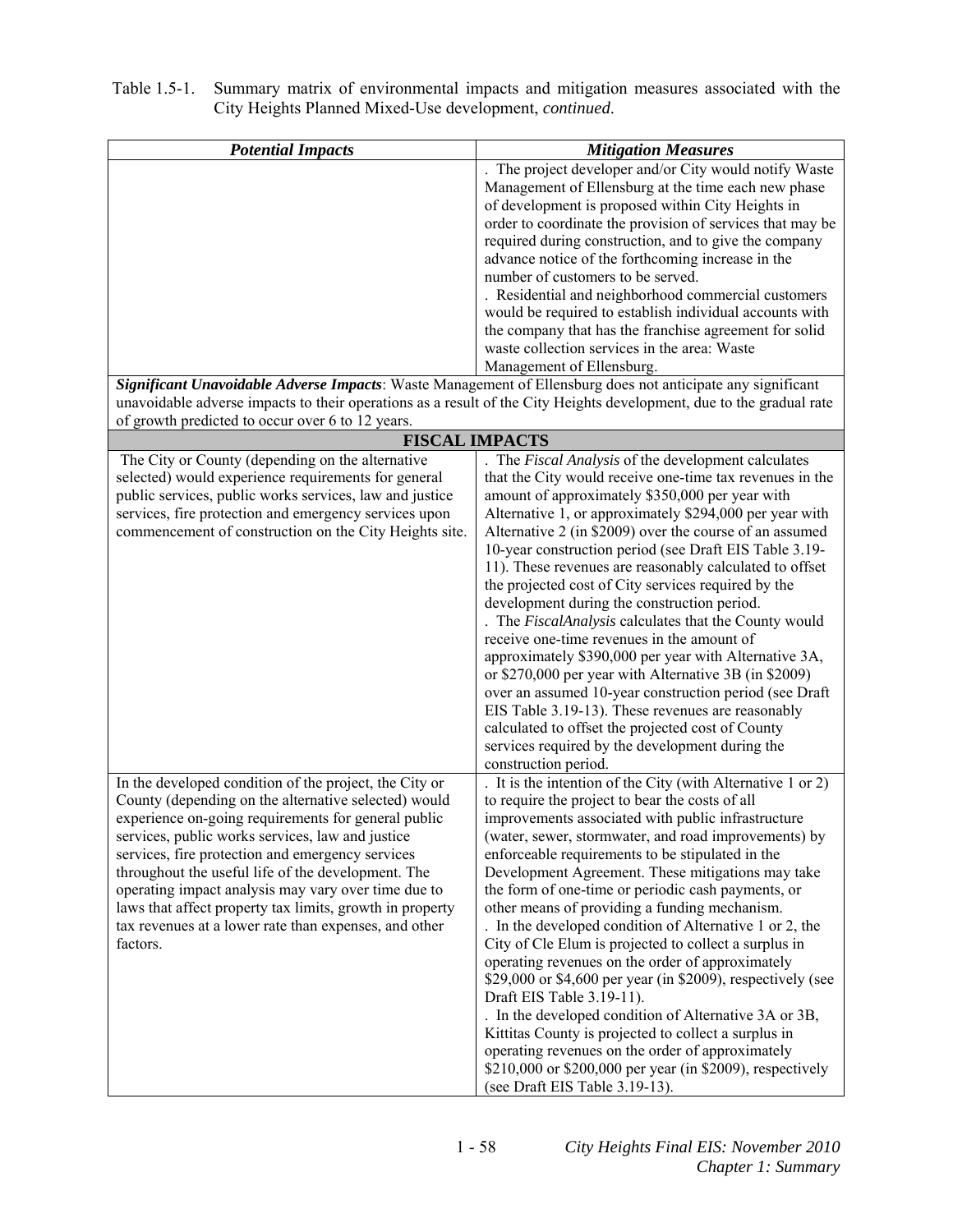Table 1.5-1. Summary matrix of environmental impacts and mitigation measures associated with the City Heights Planned Mixed-Use development, *continued*.

| *Potential Impacts* | *Mitigation Measures* |
|---|---|
| | . The project developer and/or City would notify Waste Management of Ellensburg at the time each new phase of development is proposed within City Heights in order to coordinate the provision of services that may be required during construction, and to give the company advance notice of the forthcoming increase in the number of customers to be served.<br>. Residential and neighborhood commercial customers would be required to establish individual accounts with the company that has the franchise agreement for solid waste collection services in the area: Waste Management of Ellensburg. |
| ***Significant Unavoidable Adverse Impacts***: Waste Management of Ellensburg does not anticipate any significant unavoidable adverse impacts to their operations as a result of the City Heights development, due to the gradual rate of growth predicted to occur over 6 to 12 years. | |
| **FISCAL IMPACTS** | |
| The City or County (depending on the alternative selected) would experience requirements for general public services, public works services, law and justice services, fire protection and emergency services upon commencement of construction on the City Heights site. | . The *Fiscal Analysis* of the development calculates that the City would receive one-time tax revenues in the amount of approximately $350,000 per year with Alternative 1, or approximately $294,000 per year with Alternative 2 (in $2009) over the course of an assumed 10-year construction period (see Draft EIS Table 3.19-11). These revenues are reasonably calculated to offset the projected cost of City services required by the development during the construction period.<br>. The *FiscalAnalysis* calculates that the County would receive one-time revenues in the amount of approximately $390,000 per year with Alternative 3A, or $270,000 per year with Alternative 3B (in $2009) over an assumed 10-year construction period (see Draft EIS Table 3.19-13). These revenues are reasonably calculated to offset the projected cost of County services required by the development during the construction period. |
| In the developed condition of the project, the City or County (depending on the alternative selected) would experience on-going requirements for general public services, public works services, law and justice services, fire protection and emergency services throughout the useful life of the development. The operating impact analysis may vary over time due to laws that affect property tax limits, growth in property tax revenues at a lower rate than expenses, and other factors. | . It is the intention of the City (with Alternative 1 or 2) to require the project to bear the costs of all improvements associated with public infrastructure (water, sewer, stormwater, and road improvements) by enforceable requirements to be stipulated in the Development Agreement. These mitigations may take the form of one-time or periodic cash payments, or other means of providing a funding mechanism.<br>. In the developed condition of Alternative 1 or 2, the City of Cle Elum is projected to collect a surplus in operating revenues on the order of approximately $29,000 or $4,600 per year (in $2009), respectively (see Draft EIS Table 3.19-11).<br>. In the developed condition of Alternative 3A or 3B, Kittitas County is projected to collect a surplus in operating revenues on the order of approximately $210,000 or $200,000 per year (in $2009), respectively (see Draft EIS Table 3.19-13). |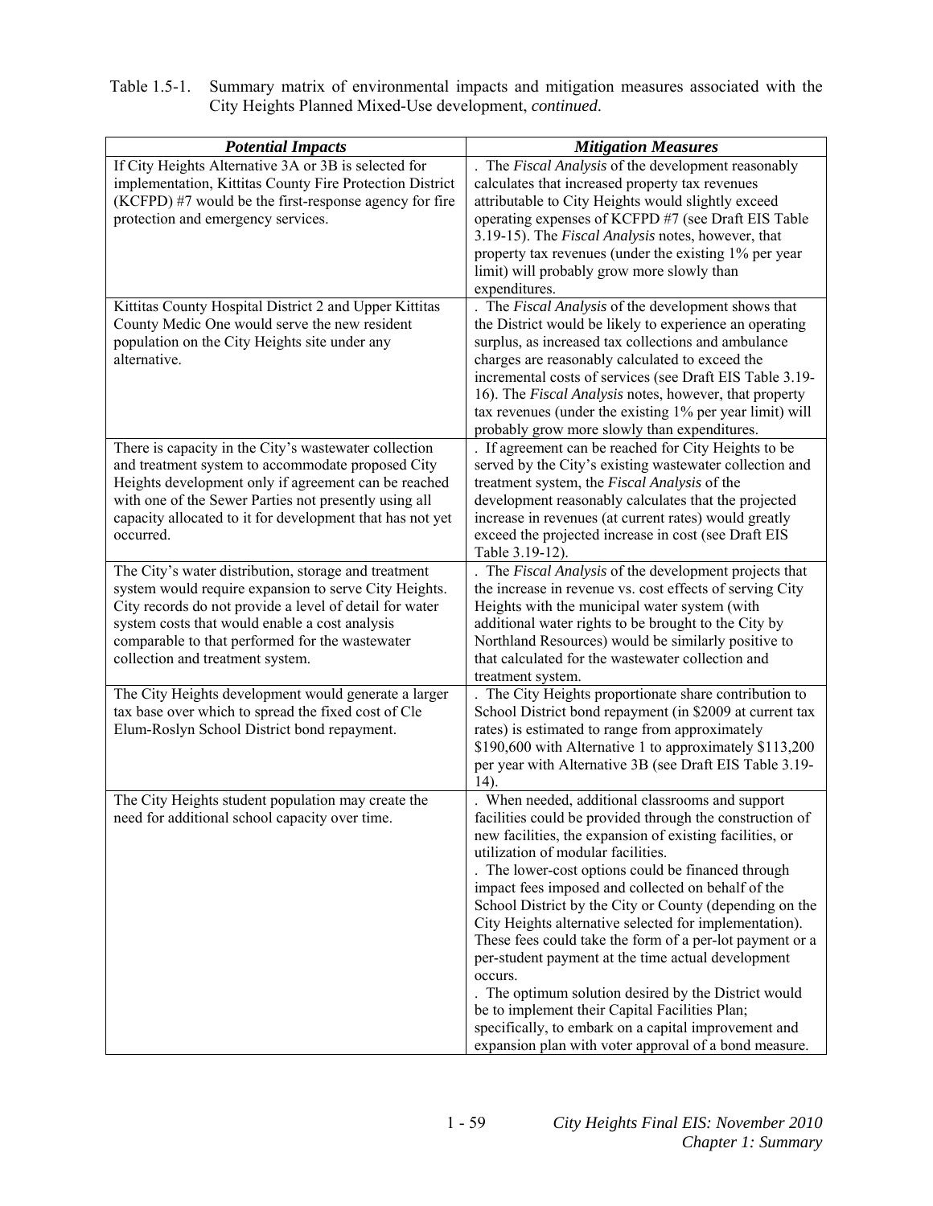Table 1.5-1. Summary matrix of environmental impacts and mitigation measures associated with the City Heights Planned Mixed-Use development, *continued*.

| *Potential Impacts* | *Mitigation Measures* |
|---|---|
| If City Heights Alternative 3A or 3B is selected for implementation, Kittitas County Fire Protection District (KCFPD) #7 would be the first-response agency for fire protection and emergency services. | . The *Fiscal Analysis* of the development reasonably calculates that increased property tax revenues attributable to City Heights would slightly exceed operating expenses of KCFPD #7 (see Draft EIS Table 3.19-15). The *Fiscal Analysis* notes, however, that property tax revenues (under the existing 1% per year limit) will probably grow more slowly than expenditures. |
| Kittitas County Hospital District 2 and Upper Kittitas County Medic One would serve the new resident population on the City Heights site under any alternative. | . The *Fiscal Analysis* of the development shows that the District would be likely to experience an operating surplus, as increased tax collections and ambulance charges are reasonably calculated to exceed the incremental costs of services (see Draft EIS Table 3.19-16). The *Fiscal Analysis* notes, however, that property tax revenues (under the existing 1% per year limit) will probably grow more slowly than expenditures. |
| There is capacity in the City's wastewater collection and treatment system to accommodate proposed City Heights development only if agreement can be reached with one of the Sewer Parties not presently using all capacity allocated to it for development that has not yet occurred. | . If agreement can be reached for City Heights to be served by the City's existing wastewater collection and treatment system, the *Fiscal Analysis* of the development reasonably calculates that the projected increase in revenues (at current rates) would greatly exceed the projected increase in cost (see Draft EIS Table 3.19-12). |
| The City's water distribution, storage and treatment system would require expansion to serve City Heights. City records do not provide a level of detail for water system costs that would enable a cost analysis comparable to that performed for the wastewater collection and treatment system. | . The *Fiscal Analysis* of the development projects that the increase in revenue vs. cost effects of serving City Heights with the municipal water system (with additional water rights to be brought to the City by Northland Resources) would be similarly positive to that calculated for the wastewater collection and treatment system. |
| The City Heights development would generate a larger tax base over which to spread the fixed cost of Cle Elum-Roslyn School District bond repayment. | . The City Heights proportionate share contribution to School District bond repayment (in $2009 at current tax rates) is estimated to range from approximately $190,600 with Alternative 1 to approximately $113,200 per year with Alternative 3B (see Draft EIS Table 3.19-14). |
| The City Heights student population may create the need for additional school capacity over time. | . When needed, additional classrooms and support facilities could be provided through the construction of new facilities, the expansion of existing facilities, or utilization of modular facilities.<br>. The lower-cost options could be financed through impact fees imposed and collected on behalf of the School District by the City or County (depending on the City Heights alternative selected for implementation). These fees could take the form of a per-lot payment or a per-student payment at the time actual development occurs.<br>. The optimum solution desired by the District would be to implement their Capital Facilities Plan; specifically, to embark on a capital improvement and expansion plan with voter approval of a bond measure. |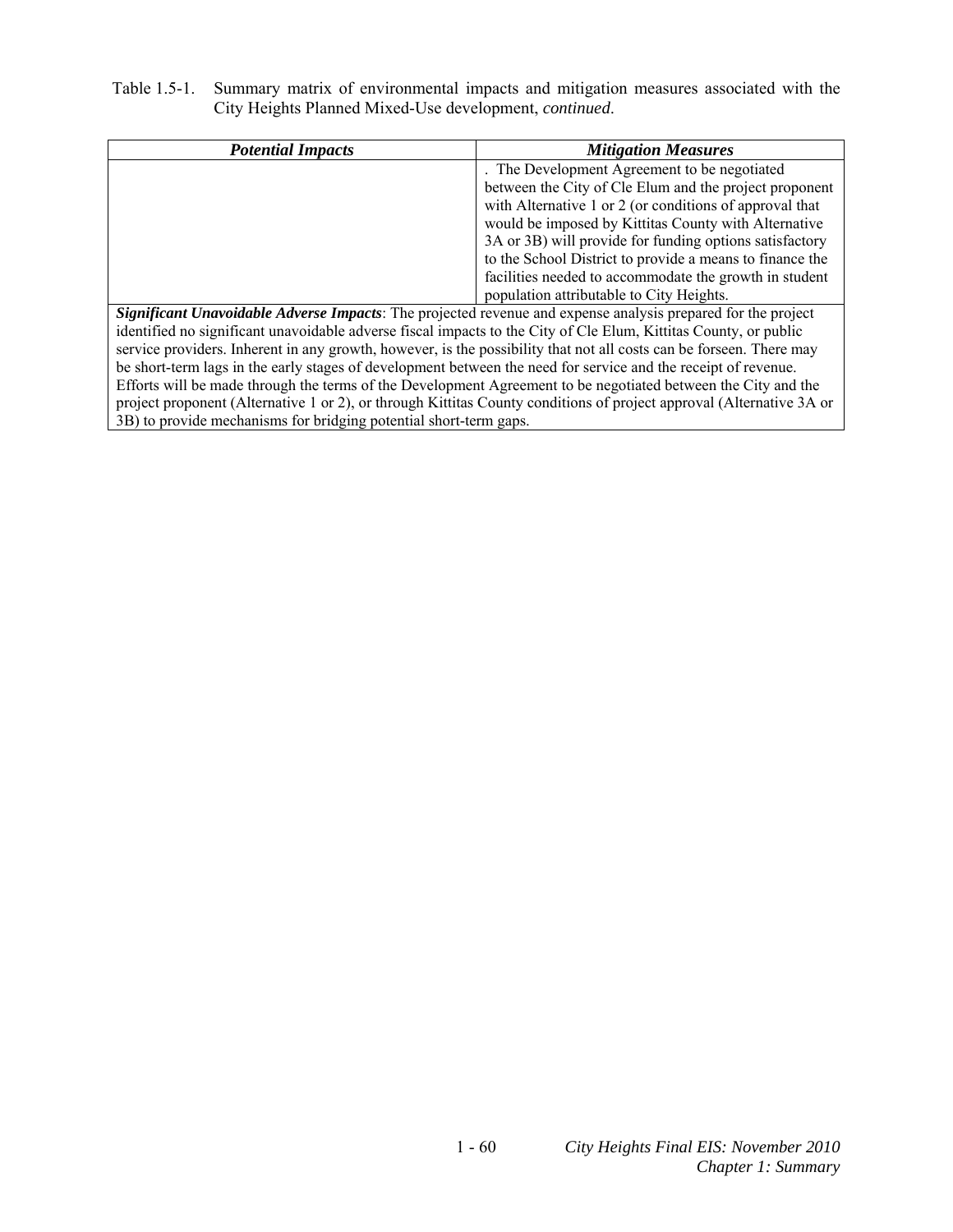Table 1.5-1. Summary matrix of environmental impacts and mitigation measures associated with the City Heights Planned Mixed-Use development, *continued*.

| ***Potential Impacts*** | ***Mitigation Measures*** |
|---|---|
| | . The Development Agreement to be negotiated between the City of Cle Elum and the project proponent with Alternative 1 or 2 (or conditions of approval that would be imposed by Kittitas County with Alternative 3A or 3B) will provide for funding options satisfactory to the School District to provide a means to finance the facilities needed to accommodate the growth in student population attributable to City Heights. |
| ***Significant Unavoidable Adverse Impacts***: The projected revenue and expense analysis prepared for the project identified no significant unavoidable adverse fiscal impacts to the City of Cle Elum, Kittitas County, or public service providers. Inherent in any growth, however, is the possibility that not all costs can be forseen. There may be short-term lags in the early stages of development between the need for service and the receipt of revenue. Efforts will be made through the terms of the Development Agreement to be negotiated between the City and the project proponent (Alternative 1 or 2), or through Kittitas County conditions of project approval (Alternative 3A or 3B) to provide mechanisms for bridging potential short-term gaps. | |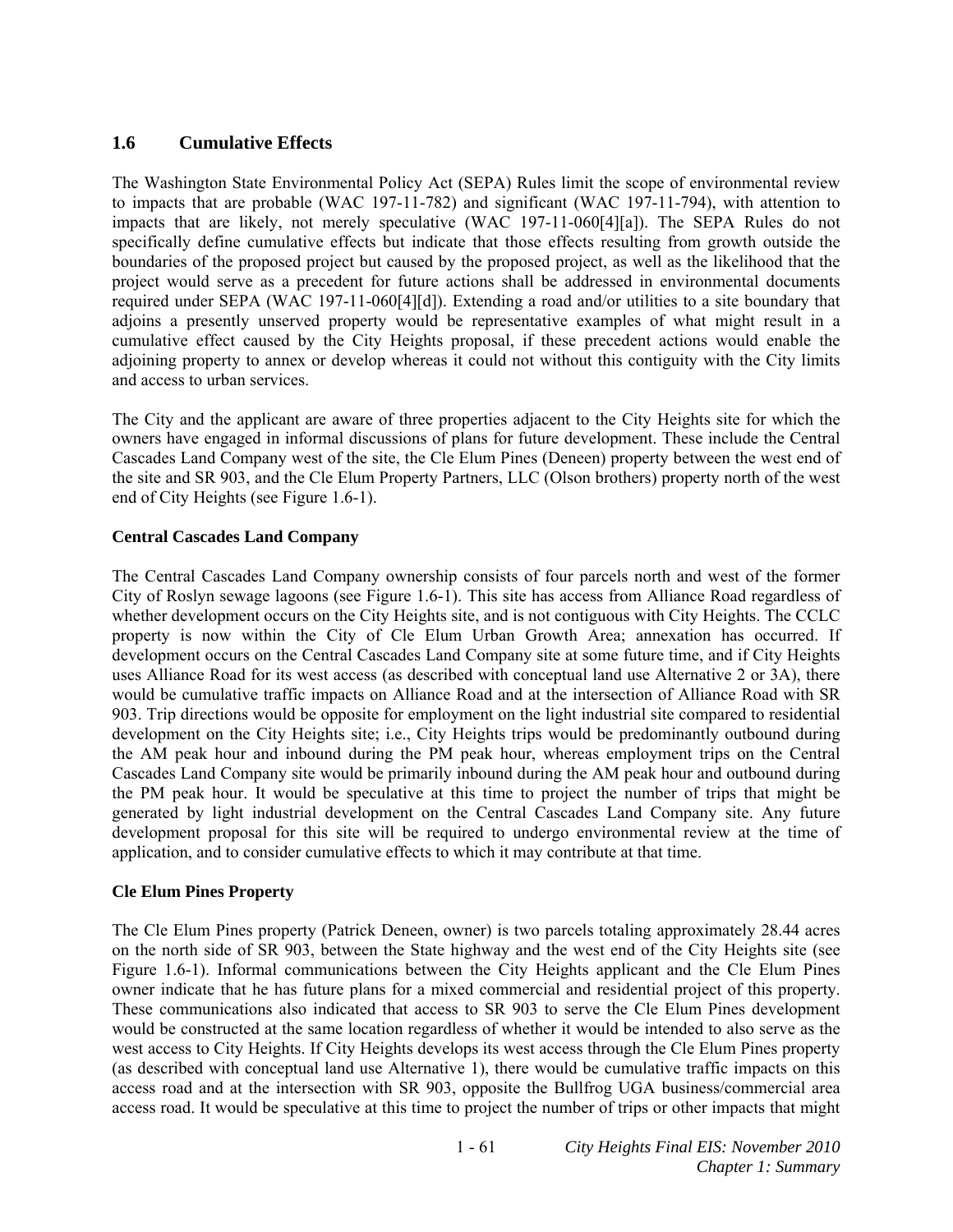## 1.6 Cumulative Effects

The Washington State Environmental Policy Act (SEPA) Rules limit the scope of environmental review to impacts that are probable (WAC 197-11-782) and significant (WAC 197-11-794), with attention to impacts that are likely, not merely speculative (WAC 197-11-060[4][a]). The SEPA Rules do not specifically define cumulative effects but indicate that those effects resulting from growth outside the boundaries of the proposed project but caused by the proposed project, as well as the likelihood that the project would serve as a precedent for future actions shall be addressed in environmental documents required under SEPA (WAC 197-11-060[4][d]). Extending a road and/or utilities to a site boundary that adjoins a presently unserved property would be representative examples of what might result in a cumulative effect caused by the City Heights proposal, if these precedent actions would enable the adjoining property to annex or develop whereas it could not without this contiguity with the City limits and access to urban services.

The City and the applicant are aware of three properties adjacent to the City Heights site for which the owners have engaged in informal discussions of plans for future development. These include the Central Cascades Land Company west of the site, the Cle Elum Pines (Deneen) property between the west end of the site and SR 903, and the Cle Elum Property Partners, LLC (Olson brothers) property north of the west end of City Heights (see Figure 1.6-1).

**Central Cascades Land Company**

The Central Cascades Land Company ownership consists of four parcels north and west of the former City of Roslyn sewage lagoons (see Figure 1.6-1). This site has access from Alliance Road regardless of whether development occurs on the City Heights site, and is not contiguous with City Heights. The CCLC property is now within the City of Cle Elum Urban Growth Area; annexation has occurred. If development occurs on the Central Cascades Land Company site at some future time, and if City Heights uses Alliance Road for its west access (as described with conceptual land use Alternative 2 or 3A), there would be cumulative traffic impacts on Alliance Road and at the intersection of Alliance Road with SR 903. Trip directions would be opposite for employment on the light industrial site compared to residential development on the City Heights site; i.e., City Heights trips would be predominantly outbound during the AM peak hour and inbound during the PM peak hour, whereas employment trips on the Central Cascades Land Company site would be primarily inbound during the AM peak hour and outbound during the PM peak hour. It would be speculative at this time to project the number of trips that might be generated by light industrial development on the Central Cascades Land Company site. Any future development proposal for this site will be required to undergo environmental review at the time of application, and to consider cumulative effects to which it may contribute at that time.

**Cle Elum Pines Property**

The Cle Elum Pines property (Patrick Deneen, owner) is two parcels totaling approximately 28.44 acres on the north side of SR 903, between the State highway and the west end of the City Heights site (see Figure 1.6-1). Informal communications between the City Heights applicant and the Cle Elum Pines owner indicate that he has future plans for a mixed commercial and residential project of this property. These communications also indicated that access to SR 903 to serve the Cle Elum Pines development would be constructed at the same location regardless of whether it would be intended to also serve as the west access to City Heights. If City Heights develops its west access through the Cle Elum Pines property (as described with conceptual land use Alternative 1), there would be cumulative traffic impacts on this access road and at the intersection with SR 903, opposite the Bullfrog UGA business/commercial area access road. It would be speculative at this time to project the number of trips or other impacts that might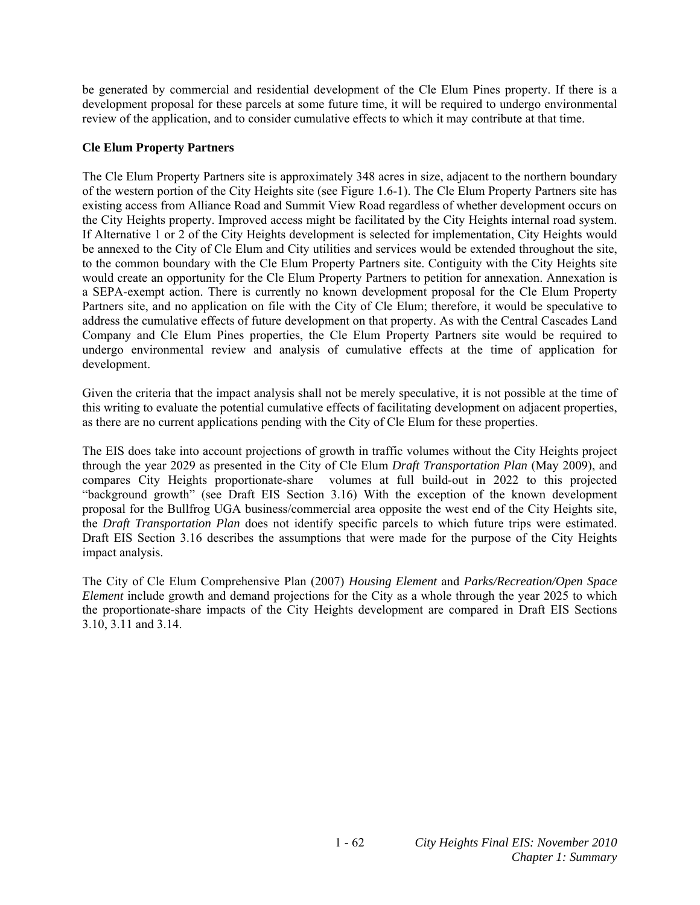be generated by commercial and residential development of the Cle Elum Pines property. If there is a development proposal for these parcels at some future time, it will be required to undergo environmental review of the application, and to consider cumulative effects to which it may contribute at that time.

**Cle Elum Property Partners**

The Cle Elum Property Partners site is approximately 348 acres in size, adjacent to the northern boundary of the western portion of the City Heights site (see Figure 1.6-1). The Cle Elum Property Partners site has existing access from Alliance Road and Summit View Road regardless of whether development occurs on the City Heights property. Improved access might be facilitated by the City Heights internal road system. If Alternative 1 or 2 of the City Heights development is selected for implementation, City Heights would be annexed to the City of Cle Elum and City utilities and services would be extended throughout the site, to the common boundary with the Cle Elum Property Partners site. Contiguity with the City Heights site would create an opportunity for the Cle Elum Property Partners to petition for annexation. Annexation is a SEPA-exempt action. There is currently no known development proposal for the Cle Elum Property Partners site, and no application on file with the City of Cle Elum; therefore, it would be speculative to address the cumulative effects of future development on that property. As with the Central Cascades Land Company and Cle Elum Pines properties, the Cle Elum Property Partners site would be required to undergo environmental review and analysis of cumulative effects at the time of application for development.

Given the criteria that the impact analysis shall not be merely speculative, it is not possible at the time of this writing to evaluate the potential cumulative effects of facilitating development on adjacent properties, as there are no current applications pending with the City of Cle Elum for these properties.

The EIS does take into account projections of growth in traffic volumes without the City Heights project through the year 2029 as presented in the City of Cle Elum *Draft Transportation Plan* (May 2009), and compares City Heights proportionate-share volumes at full build-out in 2022 to this projected "background growth" (see Draft EIS Section 3.16) With the exception of the known development proposal for the Bullfrog UGA business/commercial area opposite the west end of the City Heights site, the *Draft Transportation Plan* does not identify specific parcels to which future trips were estimated. Draft EIS Section 3.16 describes the assumptions that were made for the purpose of the City Heights impact analysis.

The City of Cle Elum Comprehensive Plan (2007) *Housing Element* and *Parks/Recreation/Open Space Element* include growth and demand projections for the City as a whole through the year 2025 to which the proportionate-share impacts of the City Heights development are compared in Draft EIS Sections 3.10, 3.11 and 3.14.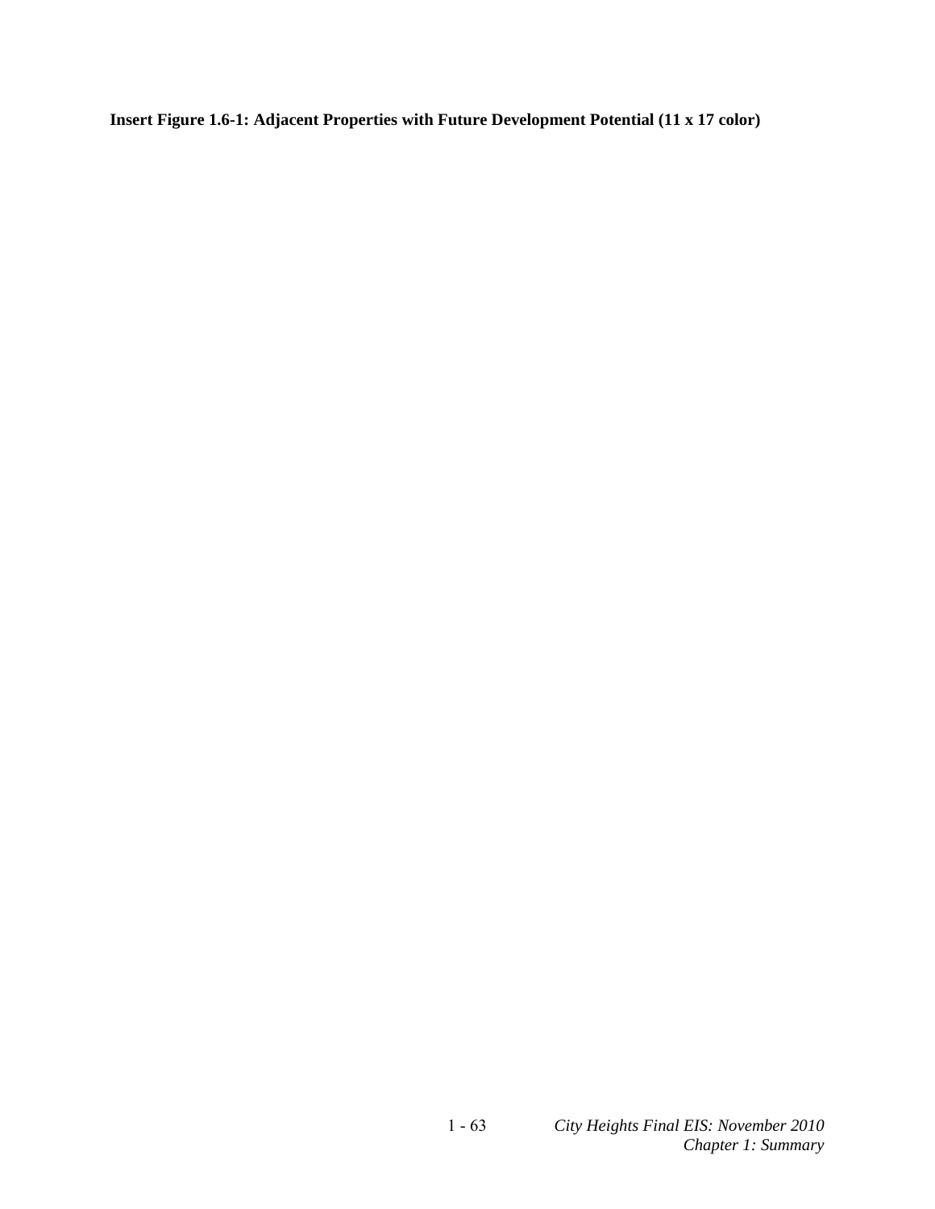**Insert Figure 1.6-1: Adjacent Properties with Future Development Potential (11 x 17 color)**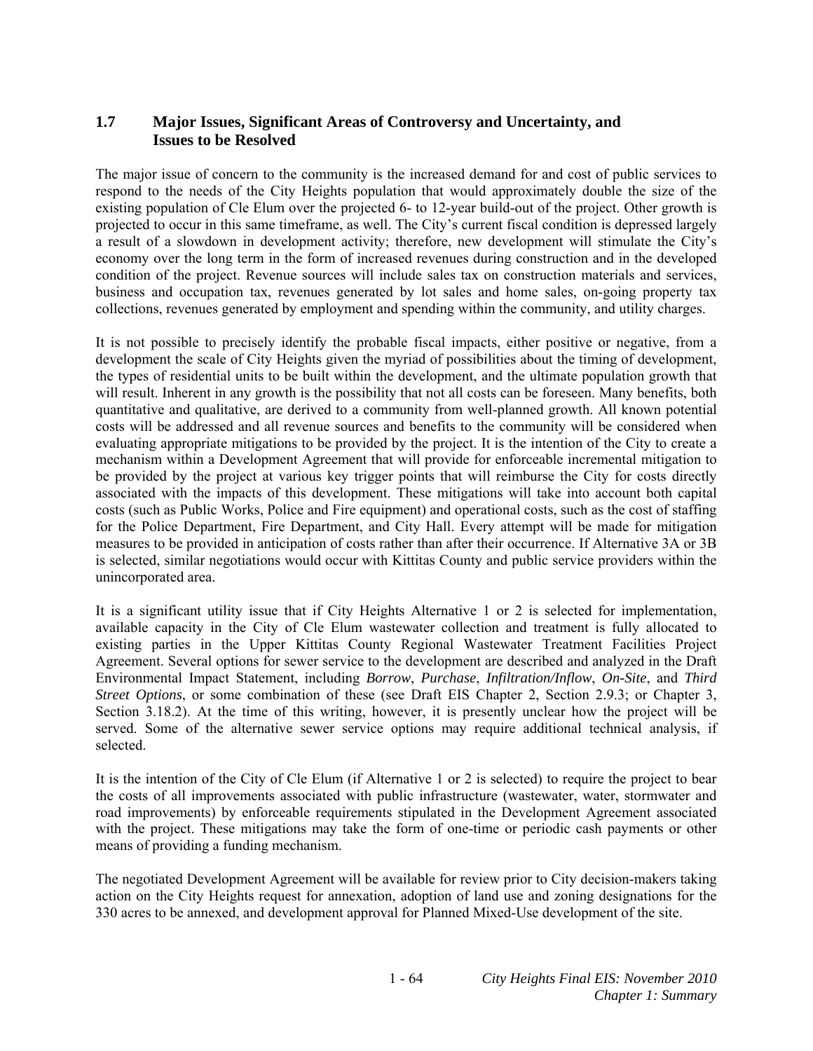## 1.7 Major Issues, Significant Areas of Controversy and Uncertainty, and Issues to be Resolved

The major issue of concern to the community is the increased demand for and cost of public services to respond to the needs of the City Heights population that would approximately double the size of the existing population of Cle Elum over the projected 6- to 12-year build-out of the project. Other growth is projected to occur in this same timeframe, as well. The City's current fiscal condition is depressed largely a result of a slowdown in development activity; therefore, new development will stimulate the City's economy over the long term in the form of increased revenues during construction and in the developed condition of the project. Revenue sources will include sales tax on construction materials and services, business and occupation tax, revenues generated by lot sales and home sales, on-going property tax collections, revenues generated by employment and spending within the community, and utility charges.

It is not possible to precisely identify the probable fiscal impacts, either positive or negative, from a development the scale of City Heights given the myriad of possibilities about the timing of development, the types of residential units to be built within the development, and the ultimate population growth that will result. Inherent in any growth is the possibility that not all costs can be foreseen. Many benefits, both quantitative and qualitative, are derived to a community from well-planned growth. All known potential costs will be addressed and all revenue sources and benefits to the community will be considered when evaluating appropriate mitigations to be provided by the project. It is the intention of the City to create a mechanism within a Development Agreement that will provide for enforceable incremental mitigation to be provided by the project at various key trigger points that will reimburse the City for costs directly associated with the impacts of this development. These mitigations will take into account both capital costs (such as Public Works, Police and Fire equipment) and operational costs, such as the cost of staffing for the Police Department, Fire Department, and City Hall. Every attempt will be made for mitigation measures to be provided in anticipation of costs rather than after their occurrence. If Alternative 3A or 3B is selected, similar negotiations would occur with Kittitas County and public service providers within the unincorporated area.

It is a significant utility issue that if City Heights Alternative 1 or 2 is selected for implementation, available capacity in the City of Cle Elum wastewater collection and treatment is fully allocated to existing parties in the Upper Kittitas County Regional Wastewater Treatment Facilities Project Agreement. Several options for sewer service to the development are described and analyzed in the Draft Environmental Impact Statement, including *Borrow*, *Purchase*, *Infiltration/Inflow*, *On-Site*, and *Third Street Options*, or some combination of these (see Draft EIS Chapter 2, Section 2.9.3; or Chapter 3, Section 3.18.2). At the time of this writing, however, it is presently unclear how the project will be served. Some of the alternative sewer service options may require additional technical analysis, if selected.

It is the intention of the City of Cle Elum (if Alternative 1 or 2 is selected) to require the project to bear the costs of all improvements associated with public infrastructure (wastewater, water, stormwater and road improvements) by enforceable requirements stipulated in the Development Agreement associated with the project. These mitigations may take the form of one-time or periodic cash payments or other means of providing a funding mechanism.

The negotiated Development Agreement will be available for review prior to City decision-makers taking action on the City Heights request for annexation, adoption of land use and zoning designations for the 330 acres to be annexed, and development approval for Planned Mixed-Use development of the site.